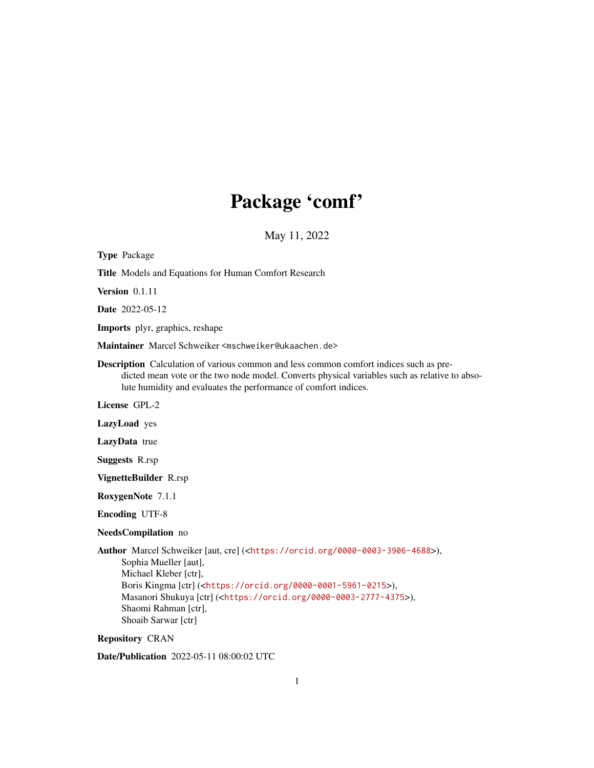# Package 'comf'

May 11, 2022

**Type** Package

**Title** Models and Equations for Human Comfort Research

**Version** 0.1.11

**Date** 2022-05-12

**Imports** plyr, graphics, reshape

**Maintainer** Marcel Schweiker <mschweiker@ukaachen.de>

**Description** Calculation of various common and less common comfort indices such as predicted mean vote or the two node model. Converts physical variables such as relative to absolute humidity and evaluates the performance of comfort indices.

**License** GPL-2

**LazyLoad** yes

**LazyData** true

**Suggests** R.rsp

**VignetteBuilder** R.rsp

**RoxygenNote** 7.1.1

**Encoding** UTF-8

**NeedsCompilation** no

**Author** Marcel Schweiker [aut, cre] (<https://orcid.org/0000-0003-3906-4688>),
Sophia Mueller [aut],
Michael Kleber [ctr],
Boris Kingma [ctr] (<https://orcid.org/0000-0001-5961-0215>),
Masanori Shukuya [ctr] (<https://orcid.org/0000-0003-2777-4375>),
Shaomi Rahman [ctr],
Shoaib Sarwar [ctr]

**Repository** CRAN

**Date/Publication** 2022-05-11 08:00:02 UTC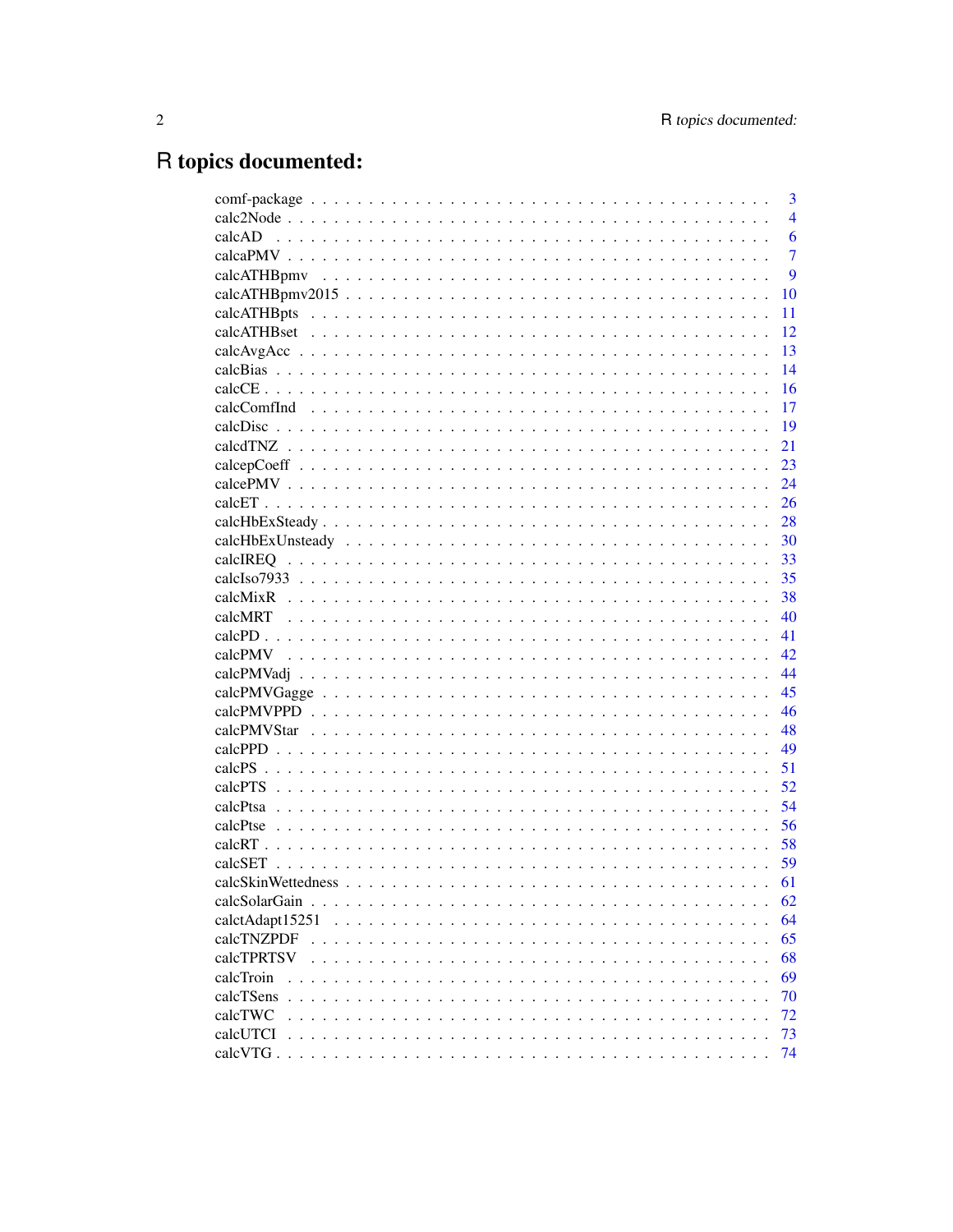# R topics documented:

| | |
|---|---|
| comf-package | 3 |
| calc2Node | 4 |
| calcAD | 6 |
| calcaPMV | 7 |
| calcATHBpmv | 9 |
| calcATHBpmv2015 | 10 |
| calcATHBpts | 11 |
| calcATHBset | 12 |
| calcAvgAcc | 13 |
| calcBias | 14 |
| calcCE | 16 |
| calcComfInd | 17 |
| calcDisc | 19 |
| calcdTNZ | 21 |
| calcepCoeff | 23 |
| calcePMV | 24 |
| calcET | 26 |
| calcHbExSteady | 28 |
| calcHbExUnsteady | 30 |
| calcIREQ | 33 |
| calcIso7933 | 35 |
| calcMixR | 38 |
| calcMRT | 40 |
| calcPD | 41 |
| calcPMV | 42 |
| calcPMVadj | 44 |
| calcPMVGagge | 45 |
| calcPMVPPD | 46 |
| calcPMVStar | 48 |
| calcPPD | 49 |
| calcPS | 51 |
| calcPTS | 52 |
| calcPtsa | 54 |
| calcPtse | 56 |
| calcRT | 58 |
| calcSET | 59 |
| calcSkinWettedness | 61 |
| calcSolarGain | 62 |
| calctAdapt15251 | 64 |
| calcTNZPDF | 65 |
| calcTPRTSV | 68 |
| calcTroin | 69 |
| calcTSens | 70 |
| calcTWC | 72 |
| calcUTCI | 73 |
| calcVTG | 74 |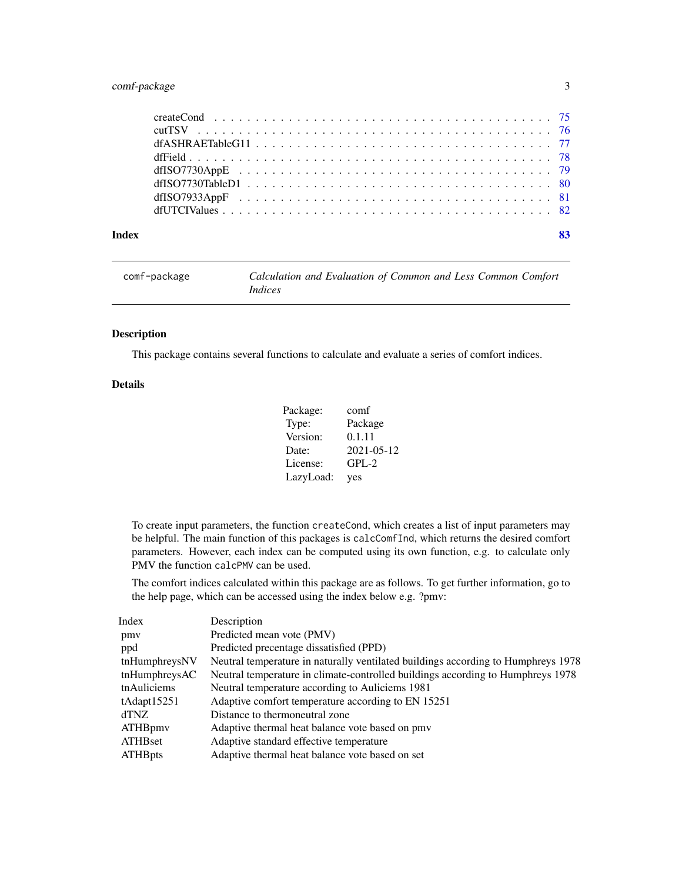createCond . . . . . . . . . . . . . . . . . . . . . . . . . . . . . . . . . . . . 75
cutTSV . . . . . . . . . . . . . . . . . . . . . . . . . . . . . . . . . . . . . . 76
dfASHRAETableG11 . . . . . . . . . . . . . . . . . . . . . . . . . . . . . . . . 77
dfField . . . . . . . . . . . . . . . . . . . . . . . . . . . . . . . . . . . . . . 78
dfISO7730AppE . . . . . . . . . . . . . . . . . . . . . . . . . . . . . . . . . . 79
dfISO7730TableD1 . . . . . . . . . . . . . . . . . . . . . . . . . . . . . . . . 80
dfISO7933AppF . . . . . . . . . . . . . . . . . . . . . . . . . . . . . . . . . . 81
dfUTCIValues . . . . . . . . . . . . . . . . . . . . . . . . . . . . . . . . . . . 82

**Index** **83**

---

`comf-package` *Calculation and Evaluation of Common and Less Common Comfort Indices*

---

## Description

This package contains several functions to calculate and evaluate a series of comfort indices.

## Details

| | |
|---|---|
| Package: | comf |
| Type: | Package |
| Version: | 0.1.11 |
| Date: | 2021-05-12 |
| License: | GPL-2 |
| LazyLoad: | yes |

To create input parameters, the function `createCond`, which creates a list of input parameters may be helpful. The main function of this packages is `calcComfInd`, which returns the desired comfort parameters. However, each index can be computed using its own function, e.g. to calculate only PMV the function `calcPMV` can be used.

The comfort indices calculated within this package are as follows. To get further information, go to the help page, which can be accessed using the index below e.g. ?pmv:

| Index | Description |
|---|---|
| pmv | Predicted mean vote (PMV) |
| ppd | Predicted precentage dissatisfied (PPD) |
| tnHumphreysNV | Neutral temperature in naturally ventilated buildings according to Humphreys 1978 |
| tnHumphreysAC | Neutral temperature in climate-controlled buildings according to Humphreys 1978 |
| tnAuliciems | Neutral temperature according to Auliciems 1981 |
| tAdapt15251 | Adaptive comfort temperature according to EN 15251 |
| dTNZ | Distance to thermoneutral zone |
| ATHBpmv | Adaptive thermal heat balance vote based on pmv |
| ATHBset | Adaptive standard effective temperature |
| ATHBpts | Adaptive thermal heat balance vote based on set |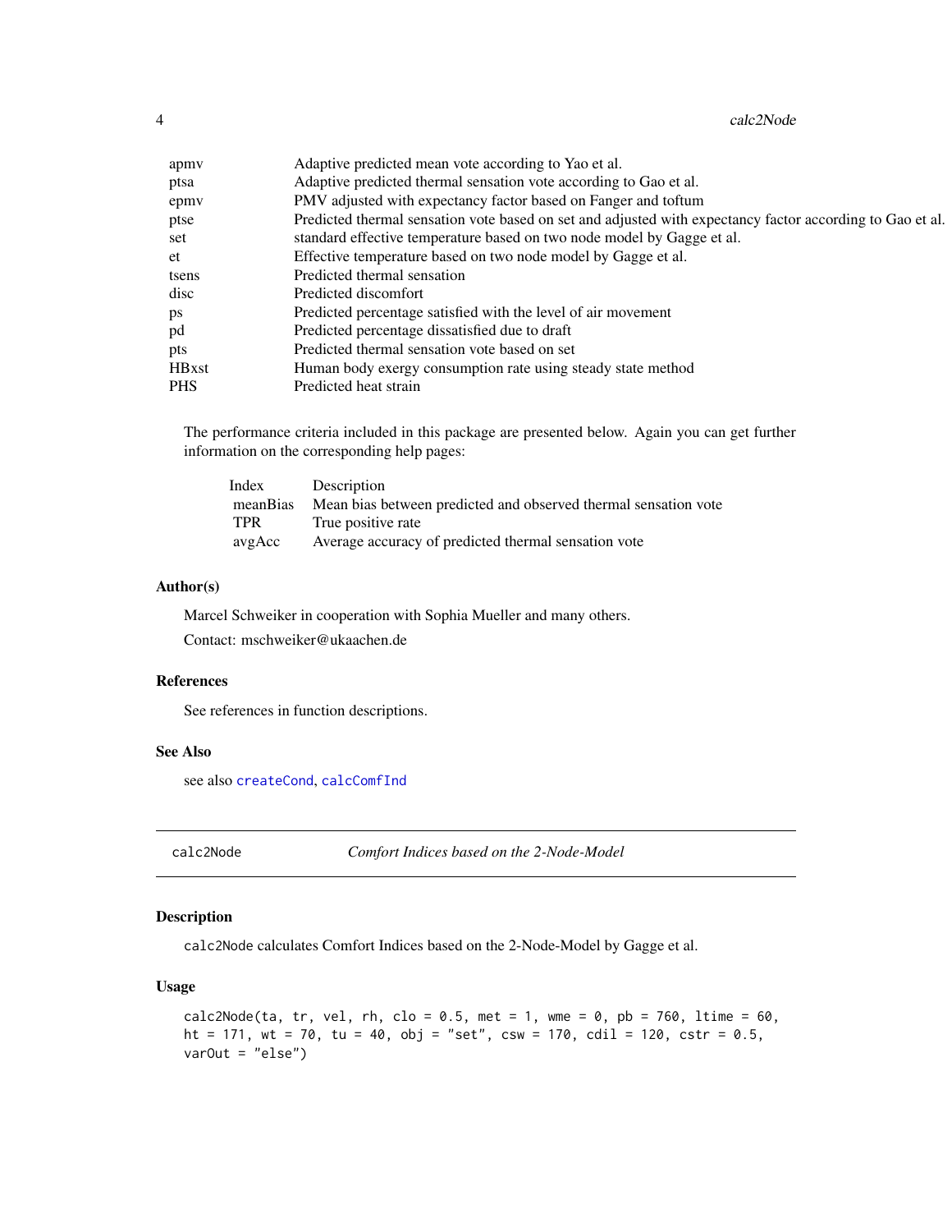| | |
|---|---|
| apmv | Adaptive predicted mean vote according to Yao et al. |
| ptsa | Adaptive predicted thermal sensation vote according to Gao et al. |
| epmv | PMV adjusted with expectancy factor based on Fanger and toftum |
| ptse | Predicted thermal sensation vote based on set and adjusted with expectancy factor according to Gao et al. |
| set | standard effective temperature based on two node model by Gagge et al. |
| et | Effective temperature based on two node model by Gagge et al. |
| tsens | Predicted thermal sensation |
| disc | Predicted discomfort |
| ps | Predicted percentage satisfied with the level of air movement |
| pd | Predicted percentage dissatisfied due to draft |
| pts | Predicted thermal sensation vote based on set |
| HBxst | Human body exergy consumption rate using steady state method |
| PHS | Predicted heat strain |

The performance criteria included in this package are presented below. Again you can get further information on the corresponding help pages:

| Index | Description |
|---|---|
| meanBias | Mean bias between predicted and observed thermal sensation vote |
| TPR | True positive rate |
| avgAcc | Average accuracy of predicted thermal sensation vote |

### Author(s)

Marcel Schweiker in cooperation with Sophia Mueller and many others.

Contact: mschweiker@ukaachen.de

### References

See references in function descriptions.

### See Also

see also createCond, calcComfInd

---

## calc2Node — *Comfort Indices based on the 2-Node-Model*

### Description

calc2Node calculates Comfort Indices based on the 2-Node-Model by Gagge et al.

### Usage

```
calc2Node(ta, tr, vel, rh, clo = 0.5, met = 1, wme = 0, pb = 760, ltime = 60,
ht = 171, wt = 70, tu = 40, obj = "set", csw = 170, cdil = 120, cstr = 0.5,
varOut = "else")
```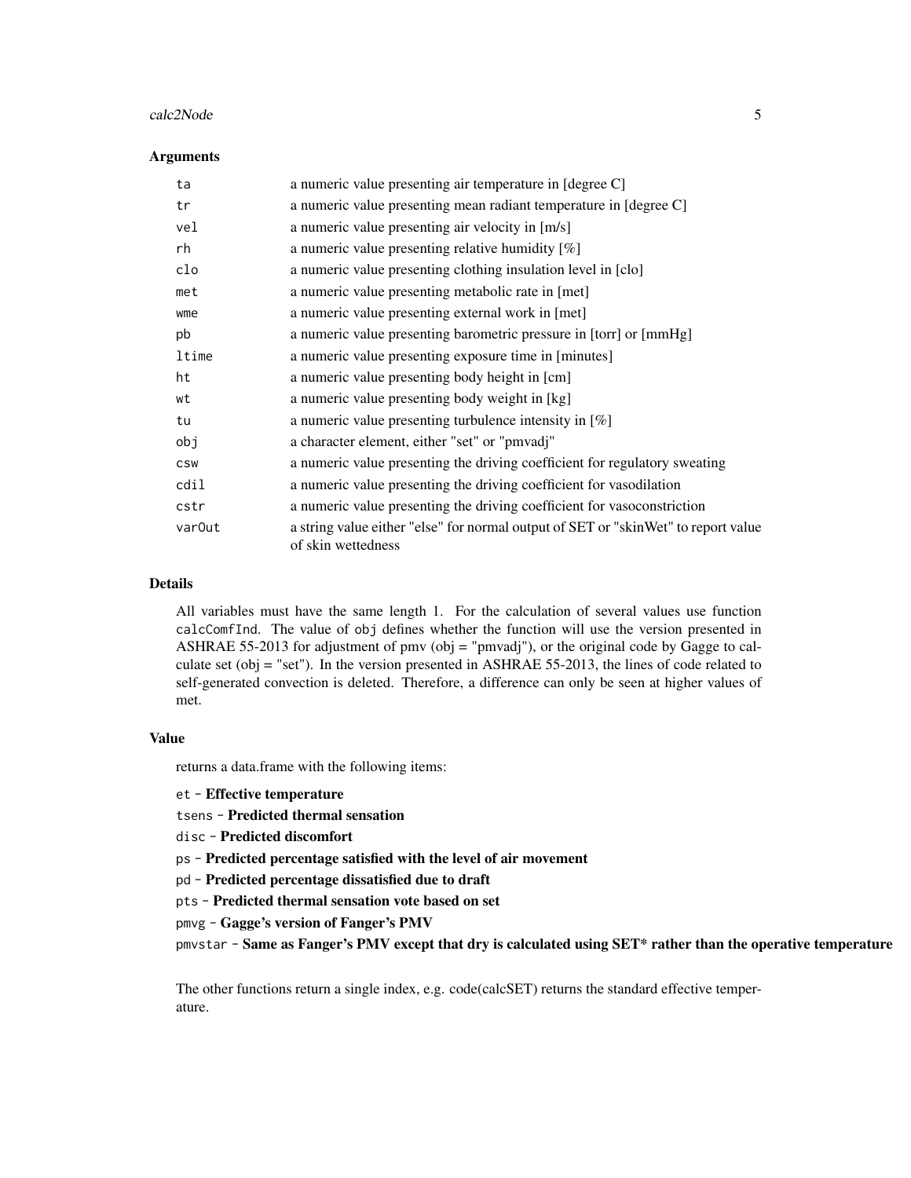### Arguments

| | |
|---|---|
| `ta` | a numeric value presenting air temperature in [degree C] |
| `tr` | a numeric value presenting mean radiant temperature in [degree C] |
| `vel` | a numeric value presenting air velocity in [m/s] |
| `rh` | a numeric value presenting relative humidity [%] |
| `clo` | a numeric value presenting clothing insulation level in [clo] |
| `met` | a numeric value presenting metabolic rate in [met] |
| `wme` | a numeric value presenting external work in [met] |
| `pb` | a numeric value presenting barometric pressure in [torr] or [mmHg] |
| `ltime` | a numeric value presenting exposure time in [minutes] |
| `ht` | a numeric value presenting body height in [cm] |
| `wt` | a numeric value presenting body weight in [kg] |
| `tu` | a numeric value presenting turbulence intensity in [%] |
| `obj` | a character element, either "set" or "pmvadj" |
| `csw` | a numeric value presenting the driving coefficient for regulatory sweating |
| `cdil` | a numeric value presenting the driving coefficient for vasodilation |
| `cstr` | a numeric value presenting the driving coefficient for vasoconstriction |
| `varOut` | a string value either "else" for normal output of SET or "skinWet" to report value of skin wettedness |

### Details

All variables must have the same length 1. For the calculation of several values use function `calcComfInd`. The value of `obj` defines whether the function will use the version presented in ASHRAE 55-2013 for adjustment of pmv (obj = "pmvadj"), or the original code by Gagge to calculate set (obj = "set"). In the version presented in ASHRAE 55-2013, the lines of code related to self-generated convection is deleted. Therefore, a difference can only be seen at higher values of met.

### Value

returns a data.frame with the following items:

`et` - **Effective temperature**

`tsens` - **Predicted thermal sensation**

`disc` - **Predicted discomfort**

`ps` - **Predicted percentage satisfied with the level of air movement**

`pd` - **Predicted percentage dissatisfied due to draft**

`pts` - **Predicted thermal sensation vote based on set**

`pmvg` - **Gagge's version of Fanger's PMV**

`pmvstar` - **Same as Fanger's PMV except that dry is calculated using SET* rather than the operative temperature**

The other functions return a single index, e.g. code(calcSET) returns the standard effective temperature.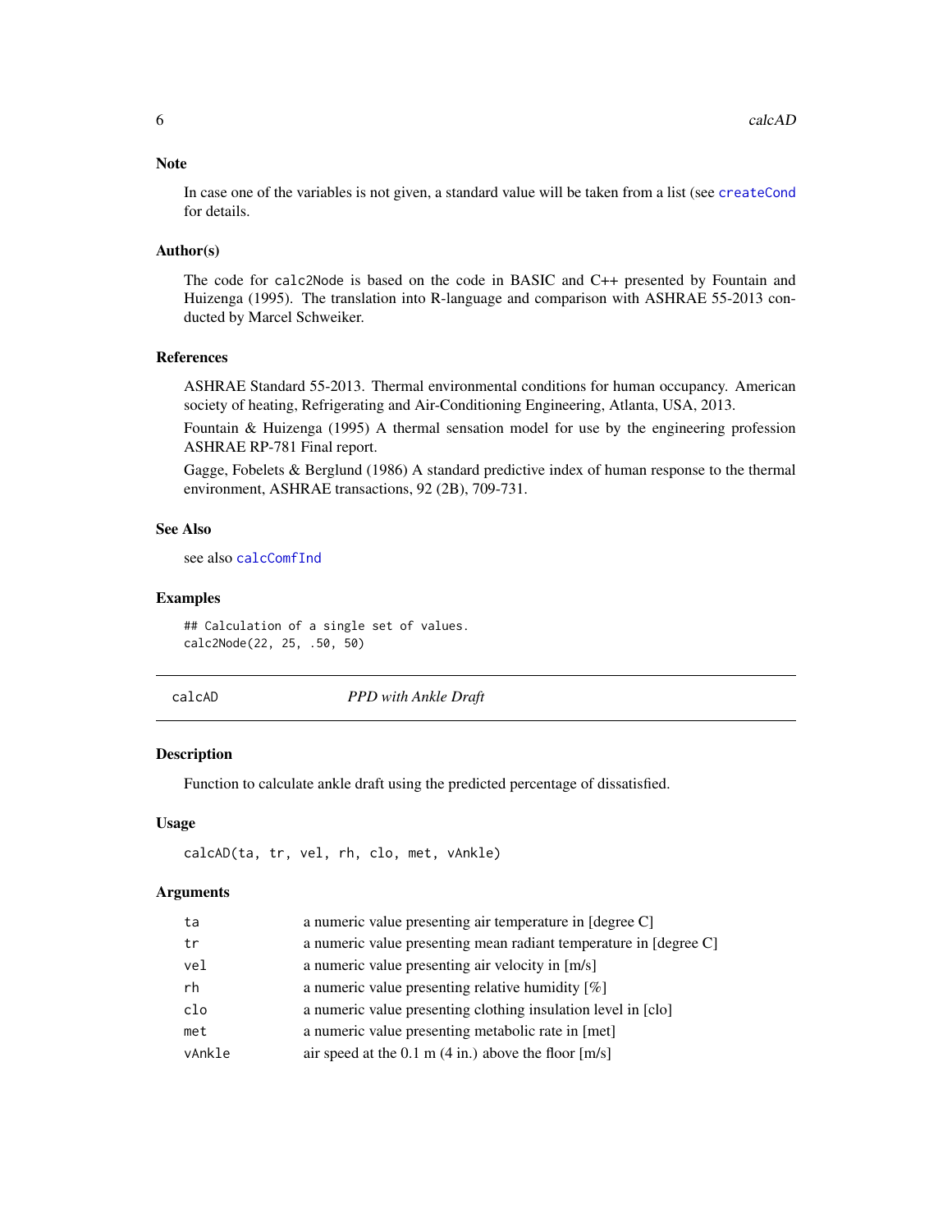### Note

In case one of the variables is not given, a standard value will be taken from a list (see `createCond` for details.

### Author(s)

The code for `calc2Node` is based on the code in BASIC and C++ presented by Fountain and Huizenga (1995). The translation into R-language and comparison with ASHRAE 55-2013 conducted by Marcel Schweiker.

### References

ASHRAE Standard 55-2013. Thermal environmental conditions for human occupancy. American society of heating, Refrigerating and Air-Conditioning Engineering, Atlanta, USA, 2013.

Fountain & Huizenga (1995) A thermal sensation model for use by the engineering profession ASHRAE RP-781 Final report.

Gagge, Fobelets & Berglund (1986) A standard predictive index of human response to the thermal environment, ASHRAE transactions, 92 (2B), 709-731.

### See Also

see also `calcComfInd`

### Examples

```
## Calculation of a single set of values.
calc2Node(22, 25, .50, 50)
```

---

## calcAD — *PPD with Ankle Draft*

### Description

Function to calculate ankle draft using the predicted percentage of dissatisfied.

### Usage

```
calcAD(ta, tr, vel, rh, clo, met, vAnkle)
```

### Arguments

| | |
|---|---|
| `ta` | a numeric value presenting air temperature in [degree C] |
| `tr` | a numeric value presenting mean radiant temperature in [degree C] |
| `vel` | a numeric value presenting air velocity in [m/s] |
| `rh` | a numeric value presenting relative humidity [%] |
| `clo` | a numeric value presenting clothing insulation level in [clo] |
| `met` | a numeric value presenting metabolic rate in [met] |
| `vAnkle` | air speed at the 0.1 m (4 in.) above the floor [m/s] |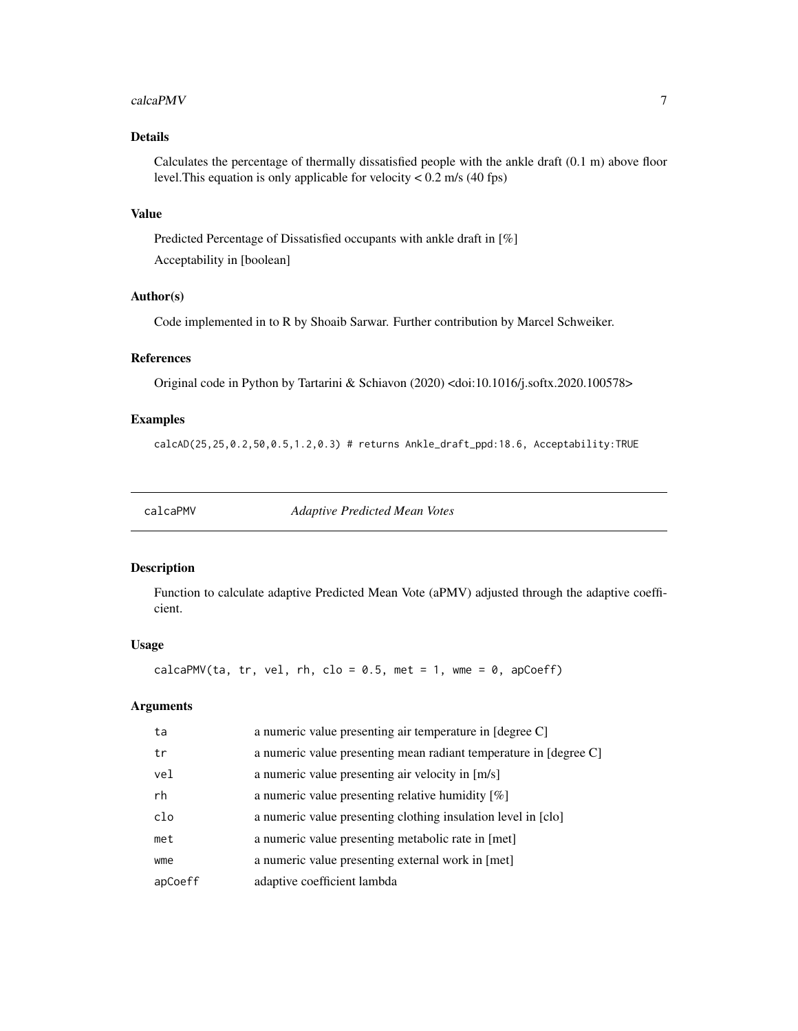## Details

Calculates the percentage of thermally dissatisfied people with the ankle draft (0.1 m) above floor level.This equation is only applicable for velocity < 0.2 m/s (40 fps)

## Value

Predicted Percentage of Dissatisfied occupants with ankle draft in [%]

Acceptability in [boolean]

## Author(s)

Code implemented in to R by Shoaib Sarwar. Further contribution by Marcel Schweiker.

## References

Original code in Python by Tartarini & Schiavon (2020) <doi:10.1016/j.softx.2020.100578>

## Examples

```
calcAD(25,25,0.2,50,0.5,1.2,0.3) # returns Ankle_draft_ppd:18.6, Acceptability:TRUE
```

---

# calcaPMV — *Adaptive Predicted Mean Votes*

## Description

Function to calculate adaptive Predicted Mean Vote (aPMV) adjusted through the adaptive coefficient.

## Usage

```
calcaPMV(ta, tr, vel, rh, clo = 0.5, met = 1, wme = 0, apCoeff)
```

## Arguments

| | |
|---|---|
| ta | a numeric value presenting air temperature in [degree C] |
| tr | a numeric value presenting mean radiant temperature in [degree C] |
| vel | a numeric value presenting air velocity in [m/s] |
| rh | a numeric value presenting relative humidity [%] |
| clo | a numeric value presenting clothing insulation level in [clo] |
| met | a numeric value presenting metabolic rate in [met] |
| wme | a numeric value presenting external work in [met] |
| apCoeff | adaptive coefficient lambda |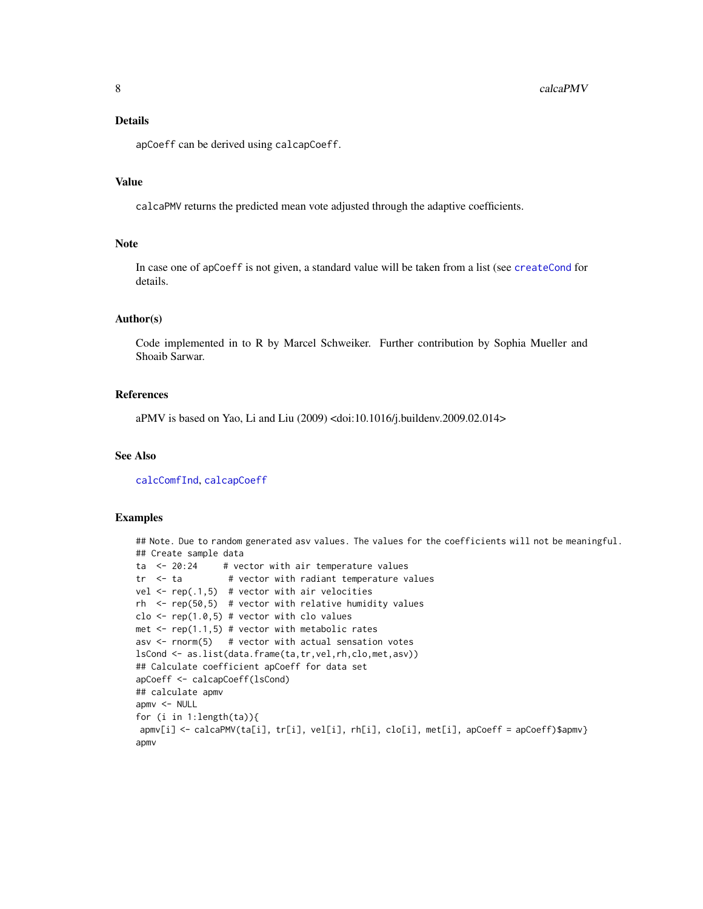### Details

apCoeff can be derived using calcapCoeff.

### Value

calcaPMV returns the predicted mean vote adjusted through the adaptive coefficients.

### Note

In case one of apCoeff is not given, a standard value will be taken from a list (see createCond for details.

### Author(s)

Code implemented in to R by Marcel Schweiker. Further contribution by Sophia Mueller and Shoaib Sarwar.

### References

aPMV is based on Yao, Li and Liu (2009) <doi:10.1016/j.buildenv.2009.02.014>

### See Also

calcComfInd, calcapCoeff

### Examples

```
## Note. Due to random generated asv values. The values for the coefficients will not be meaningful.
## Create sample data
ta  <- 20:24     # vector with air temperature values
tr  <- ta         # vector with radiant temperature values
vel <- rep(.1,5)  # vector with air velocities
rh  <- rep(50,5)  # vector with relative humidity values
clo <- rep(1.0,5) # vector with clo values
met <- rep(1.1,5) # vector with metabolic rates
asv <- rnorm(5)   # vector with actual sensation votes
lsCond <- as.list(data.frame(ta,tr,vel,rh,clo,met,asv))
## Calculate coefficient apCoeff for data set
apCoeff <- calcapCoeff(lsCond)
## calculate apmv
apmv <- NULL
for (i in 1:length(ta)){
 apmv[i] <- calcaPMV(ta[i], tr[i], vel[i], rh[i], clo[i], met[i], apCoeff = apCoeff)$apmv}
apmv
```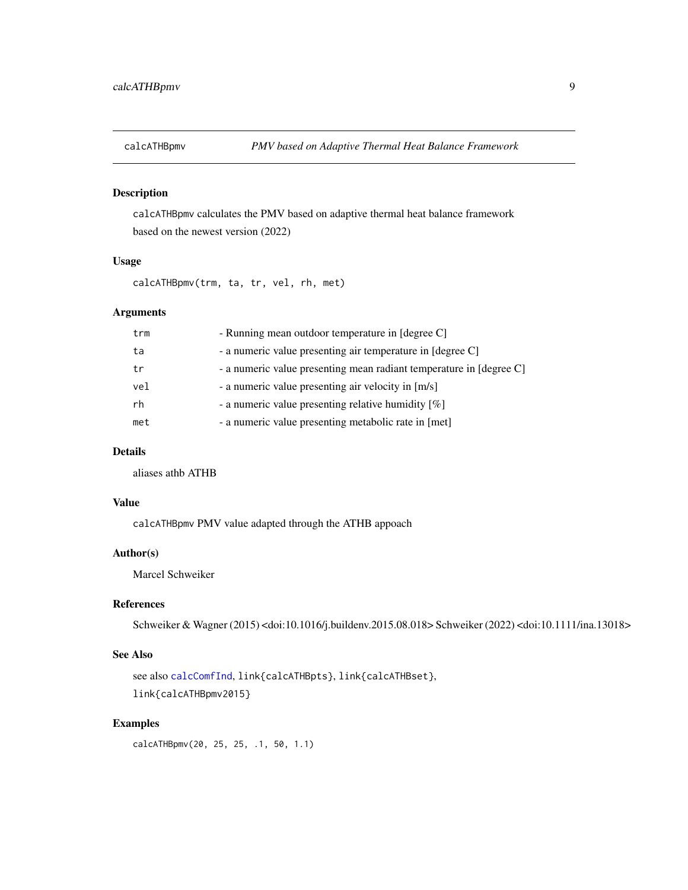# calcATHBpmv — *PMV based on Adaptive Thermal Heat Balance Framework*

## Description

calcATHBpmv calculates the PMV based on adaptive thermal heat balance framework based on the newest version (2022)

## Usage

```
calcATHBpmv(trm, ta, tr, vel, rh, met)
```

## Arguments

| | |
|---|---|
| trm | - Running mean outdoor temperature in [degree C] |
| ta | - a numeric value presenting air temperature in [degree C] |
| tr | - a numeric value presenting mean radiant temperature in [degree C] |
| vel | - a numeric value presenting air velocity in [m/s] |
| rh | - a numeric value presenting relative humidity [%] |
| met | - a numeric value presenting metabolic rate in [met] |

## Details

aliases athb ATHB

## Value

calcATHBpmv PMV value adapted through the ATHB appoach

## Author(s)

Marcel Schweiker

## References

Schweiker & Wagner (2015) <doi:10.1016/j.buildenv.2015.08.018> Schweiker (2022) <doi:10.1111/ina.13018>

## See Also

see also calcComfInd, link{calcATHBpts}, link{calcATHBset}, link{calcATHBpmv2015}

## Examples

```
calcATHBpmv(20, 25, 25, .1, 50, 1.1)
```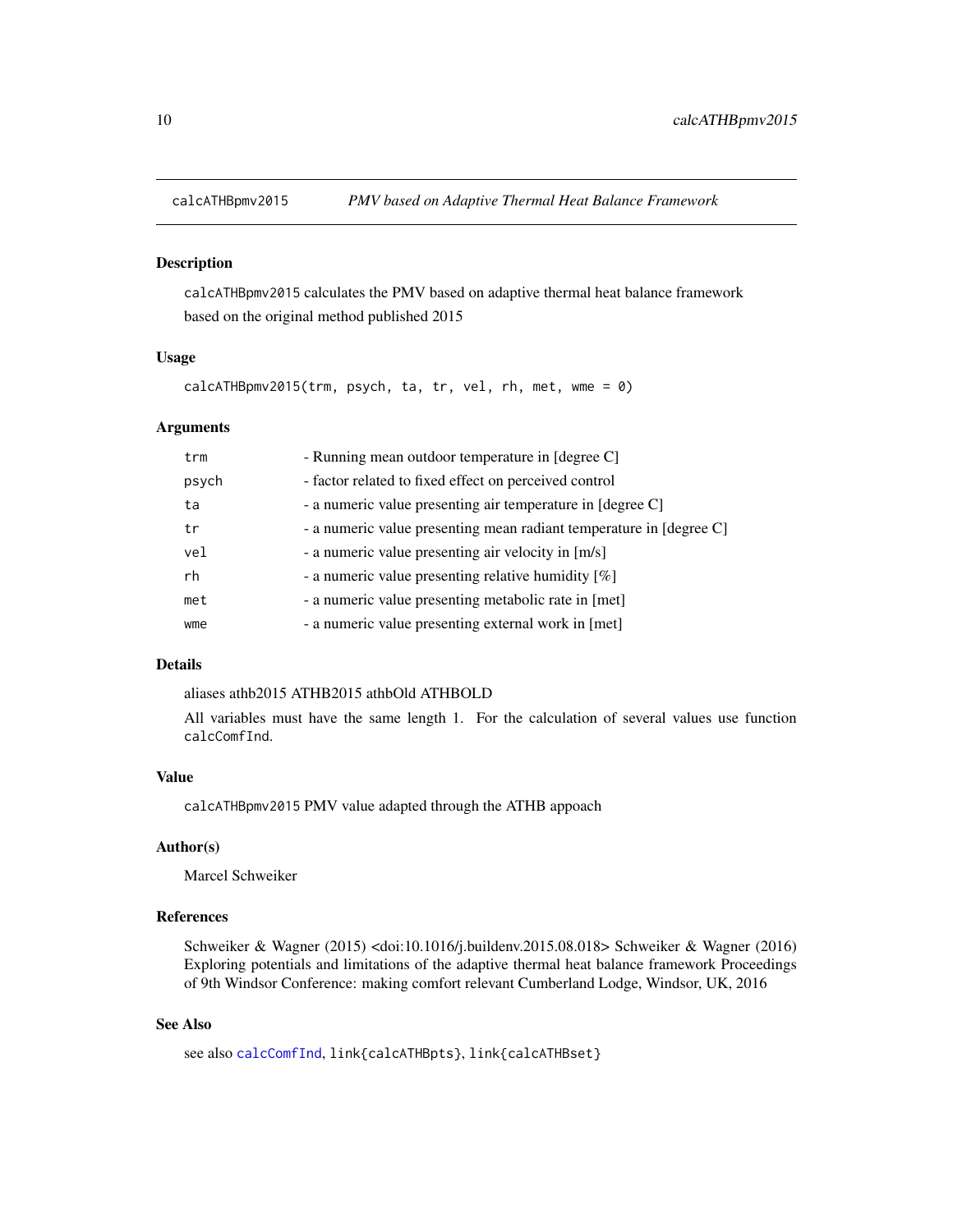## calcATHBpmv2015 — *PMV based on Adaptive Thermal Heat Balance Framework*

### Description

`calcATHBpmv2015` calculates the PMV based on adaptive thermal heat balance framework based on the original method published 2015

### Usage

```
calcATHBpmv2015(trm, psych, ta, tr, vel, rh, met, wme = 0)
```

### Arguments

| | |
|---|---|
| `trm` | - Running mean outdoor temperature in [degree C] |
| `psych` | - factor related to fixed effect on perceived control |
| `ta` | - a numeric value presenting air temperature in [degree C] |
| `tr` | - a numeric value presenting mean radiant temperature in [degree C] |
| `vel` | - a numeric value presenting air velocity in [m/s] |
| `rh` | - a numeric value presenting relative humidity [%] |
| `met` | - a numeric value presenting metabolic rate in [met] |
| `wme` | - a numeric value presenting external work in [met] |

### Details

aliases athb2015 ATHB2015 athbOld ATHBOLD

All variables must have the same length 1. For the calculation of several values use function `calcComfInd`.

### Value

`calcATHBpmv2015` PMV value adapted through the ATHB appoach

### Author(s)

Marcel Schweiker

### References

Schweiker & Wagner (2015) <doi:10.1016/j.buildenv.2015.08.018> Schweiker & Wagner (2016) Exploring potentials and limitations of the adaptive thermal heat balance framework Proceedings of 9th Windsor Conference: making comfort relevant Cumberland Lodge, Windsor, UK, 2016

### See Also

see also `calcComfInd`, `link{calcATHBpts}`, `link{calcATHBset}`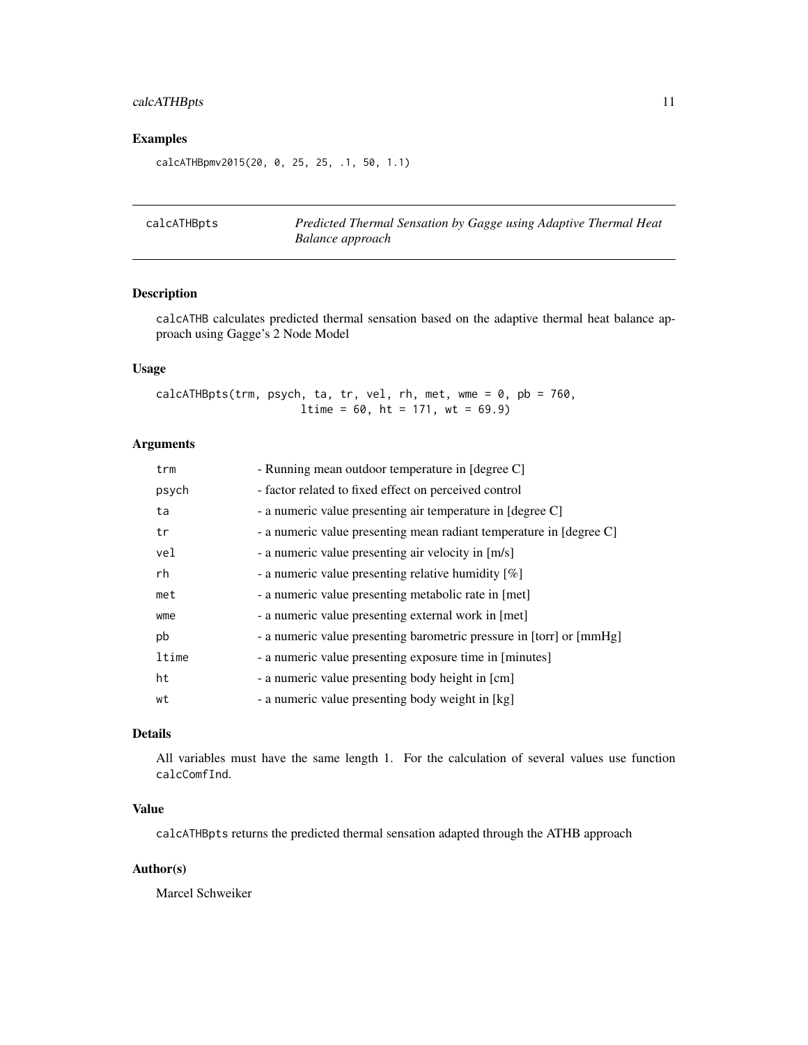## Examples

```
calcATHBpmv2015(20, 0, 25, 25, .1, 50, 1.1)
```

---

## calcATHBpts — *Predicted Thermal Sensation by Gagge using Adaptive Thermal Heat Balance approach*

### Description

calcATHB calculates predicted thermal sensation based on the adaptive thermal heat balance approach using Gagge's 2 Node Model

### Usage

```
calcATHBpts(trm, psych, ta, tr, vel, rh, met, wme = 0, pb = 760,
                    ltime = 60, ht = 171, wt = 69.9)
```

### Arguments

| | |
|---|---|
| trm | - Running mean outdoor temperature in [degree C] |
| psych | - factor related to fixed effect on perceived control |
| ta | - a numeric value presenting air temperature in [degree C] |
| tr | - a numeric value presenting mean radiant temperature in [degree C] |
| vel | - a numeric value presenting air velocity in [m/s] |
| rh | - a numeric value presenting relative humidity [%] |
| met | - a numeric value presenting metabolic rate in [met] |
| wme | - a numeric value presenting external work in [met] |
| pb | - a numeric value presenting barometric pressure in [torr] or [mmHg] |
| ltime | - a numeric value presenting exposure time in [minutes] |
| ht | - a numeric value presenting body height in [cm] |
| wt | - a numeric value presenting body weight in [kg] |

### Details

All variables must have the same length 1. For the calculation of several values use function calcComfInd.

### Value

calcATHBpts returns the predicted thermal sensation adapted through the ATHB approach

### Author(s)

Marcel Schweiker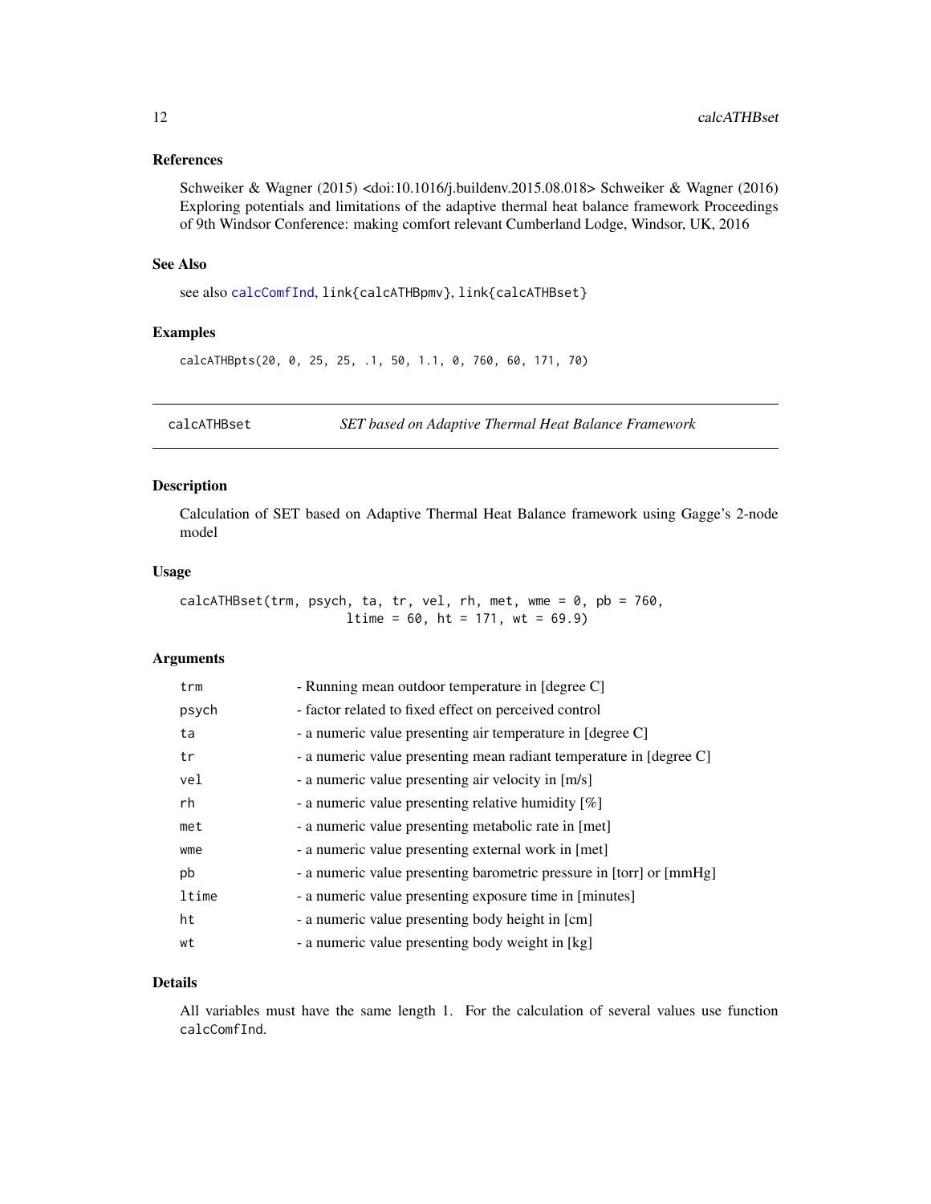### References

Schweiker & Wagner (2015) <doi:10.1016/j.buildenv.2015.08.018> Schweiker & Wagner (2016) Exploring potentials and limitations of the adaptive thermal heat balance framework Proceedings of 9th Windsor Conference: making comfort relevant Cumberland Lodge, Windsor, UK, 2016

### See Also

see also `calcComfInd`, `link{calcATHBpmv}`, `link{calcATHBset}`

### Examples

```
calcATHBpts(20, 0, 25, 25, .1, 50, 1.1, 0, 760, 60, 171, 70)
```

---

## calcATHBset — *SET based on Adaptive Thermal Heat Balance Framework*

### Description

Calculation of SET based on Adaptive Thermal Heat Balance framework using Gagge's 2-node model

### Usage

```
calcATHBset(trm, psych, ta, tr, vel, rh, met, wme = 0, pb = 760,
                      ltime = 60, ht = 171, wt = 69.9)
```

### Arguments

| | |
|---|---|
| `trm` | - Running mean outdoor temperature in [degree C] |
| `psych` | - factor related to fixed effect on perceived control |
| `ta` | - a numeric value presenting air temperature in [degree C] |
| `tr` | - a numeric value presenting mean radiant temperature in [degree C] |
| `vel` | - a numeric value presenting air velocity in [m/s] |
| `rh` | - a numeric value presenting relative humidity [%] |
| `met` | - a numeric value presenting metabolic rate in [met] |
| `wme` | - a numeric value presenting external work in [met] |
| `pb` | - a numeric value presenting barometric pressure in [torr] or [mmHg] |
| `ltime` | - a numeric value presenting exposure time in [minutes] |
| `ht` | - a numeric value presenting body height in [cm] |
| `wt` | - a numeric value presenting body weight in [kg] |

### Details

All variables must have the same length 1. For the calculation of several values use function `calcComfInd`.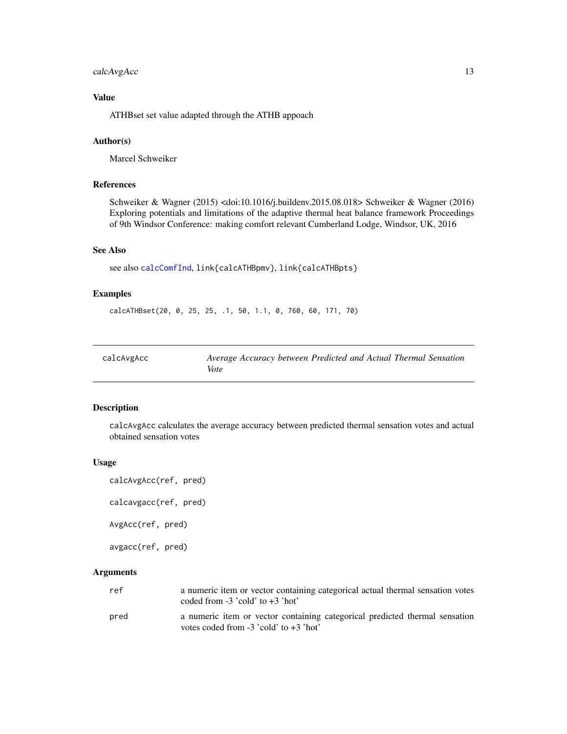### Value

ATHBset set value adapted through the ATHB appoach

### Author(s)

Marcel Schweiker

### References

Schweiker & Wagner (2015) <doi:10.1016/j.buildenv.2015.08.018> Schweiker & Wagner (2016) Exploring potentials and limitations of the adaptive thermal heat balance framework Proceedings of 9th Windsor Conference: making comfort relevant Cumberland Lodge, Windsor, UK, 2016

### See Also

see also calcComfInd, link{calcATHBpmv}, link{calcATHBpts}

### Examples

```
calcATHBset(20, 0, 25, 25, .1, 50, 1.1, 0, 760, 60, 171, 70)
```

---

## calcAvgAcc — *Average Accuracy between Predicted and Actual Thermal Sensation Vote*

### Description

calcAvgAcc calculates the average accuracy between predicted thermal sensation votes and actual obtained sensation votes

### Usage

```
calcAvgAcc(ref, pred)

calcavgacc(ref, pred)

AvgAcc(ref, pred)

avgacc(ref, pred)
```

### Arguments

| | |
|---|---|
| ref | a numeric item or vector containing categorical actual thermal sensation votes coded from -3 'cold' to +3 'hot' |
| pred | a numeric item or vector containing categorical predicted thermal sensation votes coded from -3 'cold' to +3 'hot' |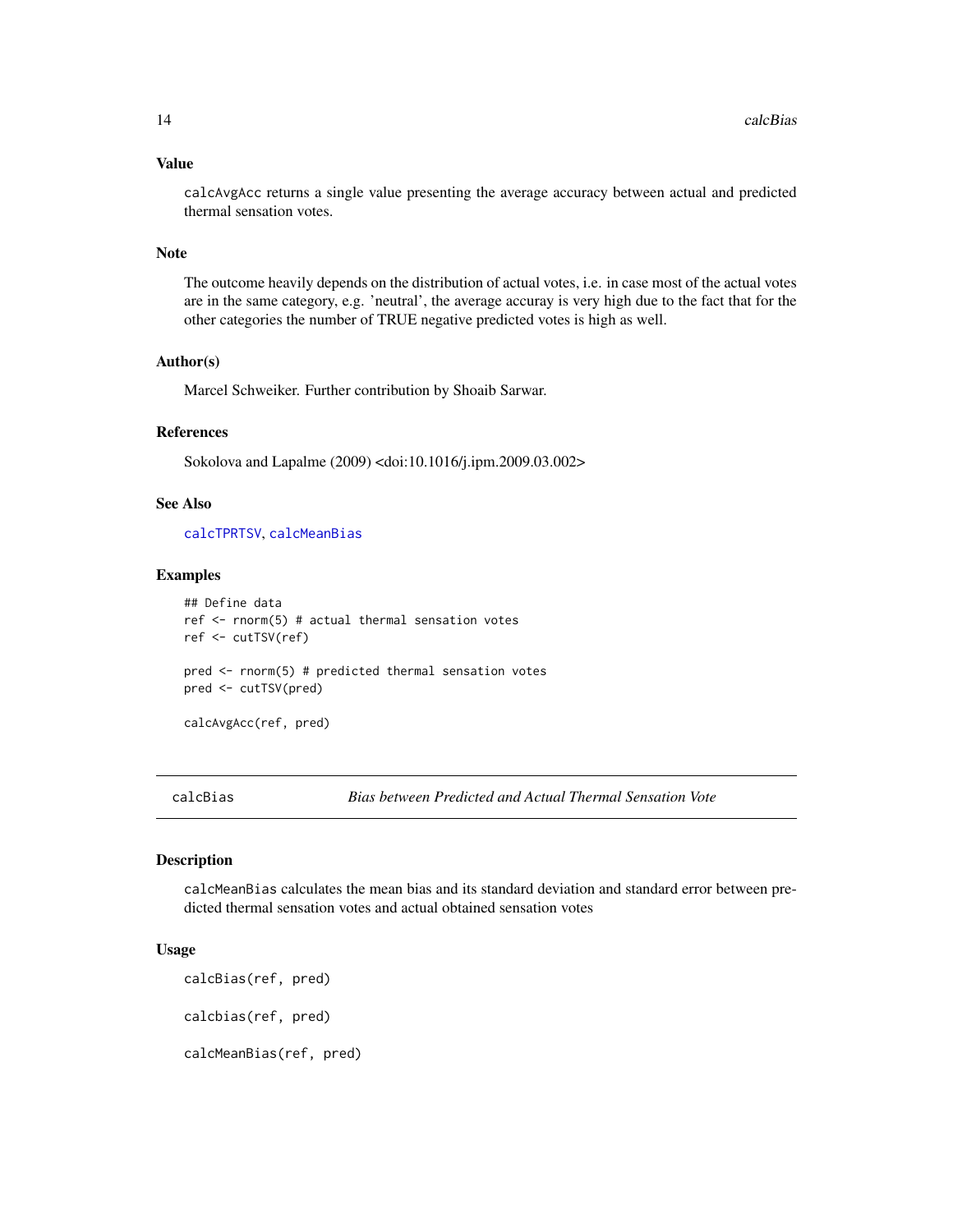## Value

calcAvgAcc returns a single value presenting the average accuracy between actual and predicted thermal sensation votes.

## Note

The outcome heavily depends on the distribution of actual votes, i.e. in case most of the actual votes are in the same category, e.g. 'neutral', the average accuray is very high due to the fact that for the other categories the number of TRUE negative predicted votes is high as well.

## Author(s)

Marcel Schweiker. Further contribution by Shoaib Sarwar.

## References

Sokolova and Lapalme (2009) <doi:10.1016/j.ipm.2009.03.002>

## See Also

calcTPRTSV, calcMeanBias

## Examples

```
## Define data
ref <- rnorm(5) # actual thermal sensation votes
ref <- cutTSV(ref)

pred <- rnorm(5) # predicted thermal sensation votes
pred <- cutTSV(pred)

calcAvgAcc(ref, pred)
```

---

# calcBias — *Bias between Predicted and Actual Thermal Sensation Vote*

## Description

calcMeanBias calculates the mean bias and its standard deviation and standard error between predicted thermal sensation votes and actual obtained sensation votes

## Usage

```
calcBias(ref, pred)

calcbias(ref, pred)

calcMeanBias(ref, pred)
```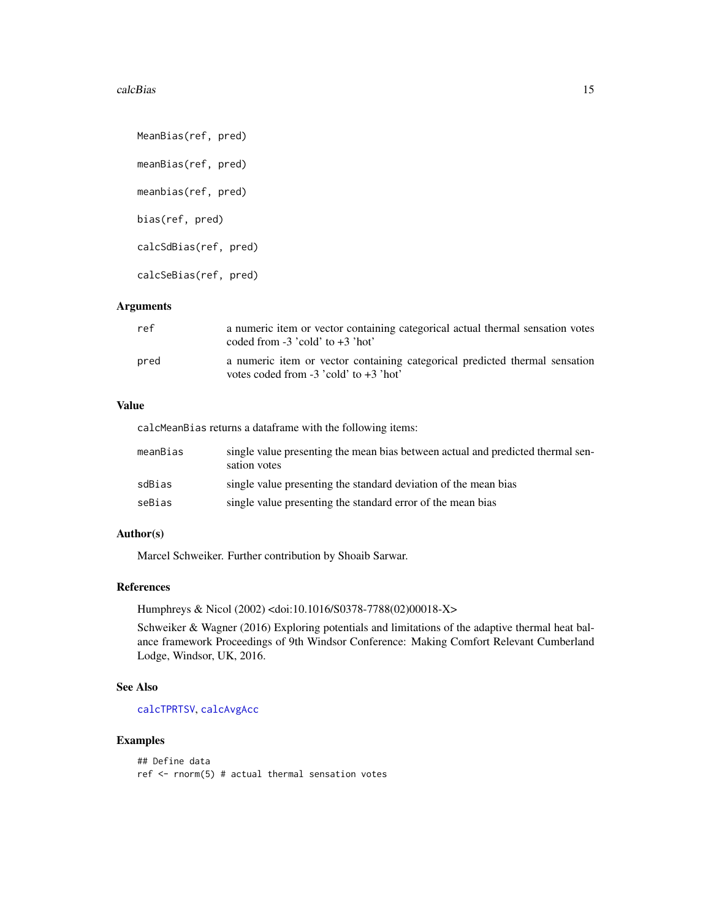```
MeanBias(ref, pred)

meanBias(ref, pred)

meanbias(ref, pred)

bias(ref, pred)

calcSdBias(ref, pred)

calcSeBias(ref, pred)
```

### Arguments

| | |
|---|---|
| ref | a numeric item or vector containing categorical actual thermal sensation votes coded from -3 'cold' to +3 'hot' |
| pred | a numeric item or vector containing categorical predicted thermal sensation votes coded from -3 'cold' to +3 'hot' |

### Value

calcMeanBias returns a dataframe with the following items:

| | |
|---|---|
| meanBias | single value presenting the mean bias between actual and predicted thermal sensation votes |
| sdBias | single value presenting the standard deviation of the mean bias |
| seBias | single value presenting the standard error of the mean bias |

### Author(s)

Marcel Schweiker. Further contribution by Shoaib Sarwar.

### References

Humphreys & Nicol (2002) <doi:10.1016/S0378-7788(02)00018-X>

Schweiker & Wagner (2016) Exploring potentials and limitations of the adaptive thermal heat balance framework Proceedings of 9th Windsor Conference: Making Comfort Relevant Cumberland Lodge, Windsor, UK, 2016.

### See Also

calcTPRTSV, calcAvgAcc

### Examples

```
## Define data
ref <- rnorm(5) # actual thermal sensation votes
```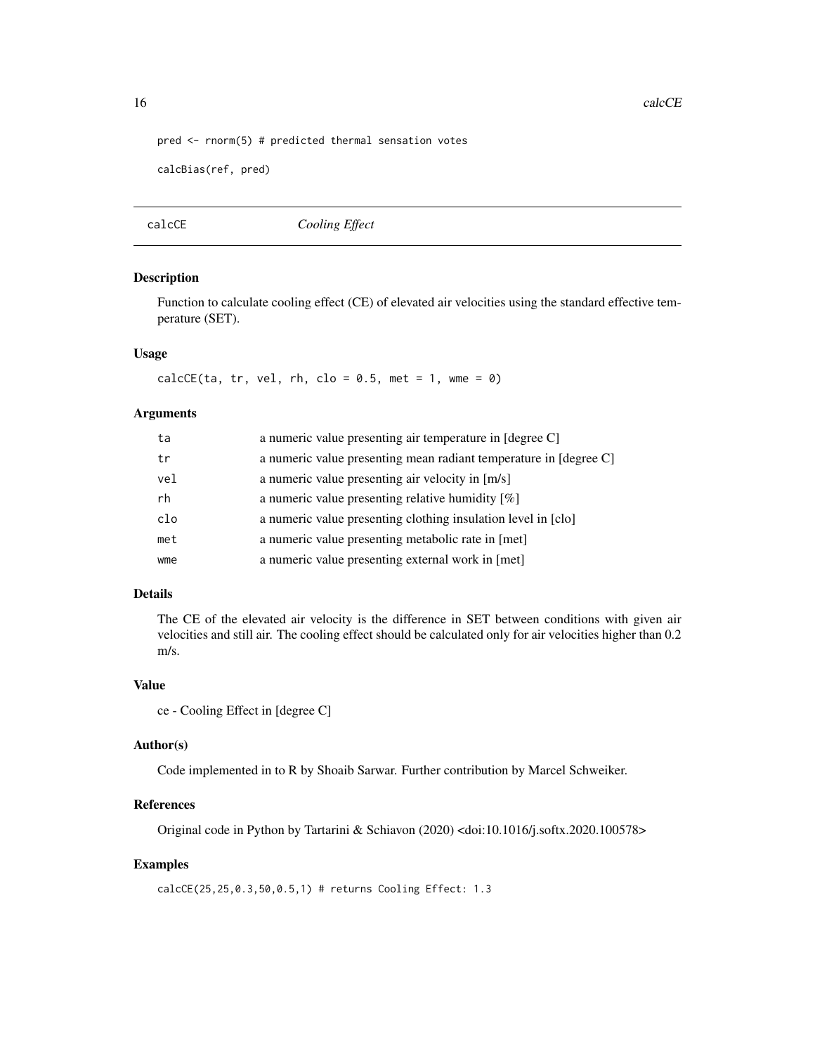```
pred <- rnorm(5) # predicted thermal sensation votes

calcBias(ref, pred)
```

## calcCE *Cooling Effect*

### Description

Function to calculate cooling effect (CE) of elevated air velocities using the standard effective temperature (SET).

### Usage

```
calcCE(ta, tr, vel, rh, clo = 0.5, met = 1, wme = 0)
```

### Arguments

| | |
|---|---|
| ta | a numeric value presenting air temperature in [degree C] |
| tr | a numeric value presenting mean radiant temperature in [degree C] |
| vel | a numeric value presenting air velocity in [m/s] |
| rh | a numeric value presenting relative humidity [%] |
| clo | a numeric value presenting clothing insulation level in [clo] |
| met | a numeric value presenting metabolic rate in [met] |
| wme | a numeric value presenting external work in [met] |

### Details

The CE of the elevated air velocity is the difference in SET between conditions with given air velocities and still air. The cooling effect should be calculated only for air velocities higher than 0.2 m/s.

### Value

ce - Cooling Effect in [degree C]

### Author(s)

Code implemented in to R by Shoaib Sarwar. Further contribution by Marcel Schweiker.

### References

Original code in Python by Tartarini & Schiavon (2020) <doi:10.1016/j.softx.2020.100578>

### Examples

```
calcCE(25,25,0.3,50,0.5,1) # returns Cooling Effect: 1.3
```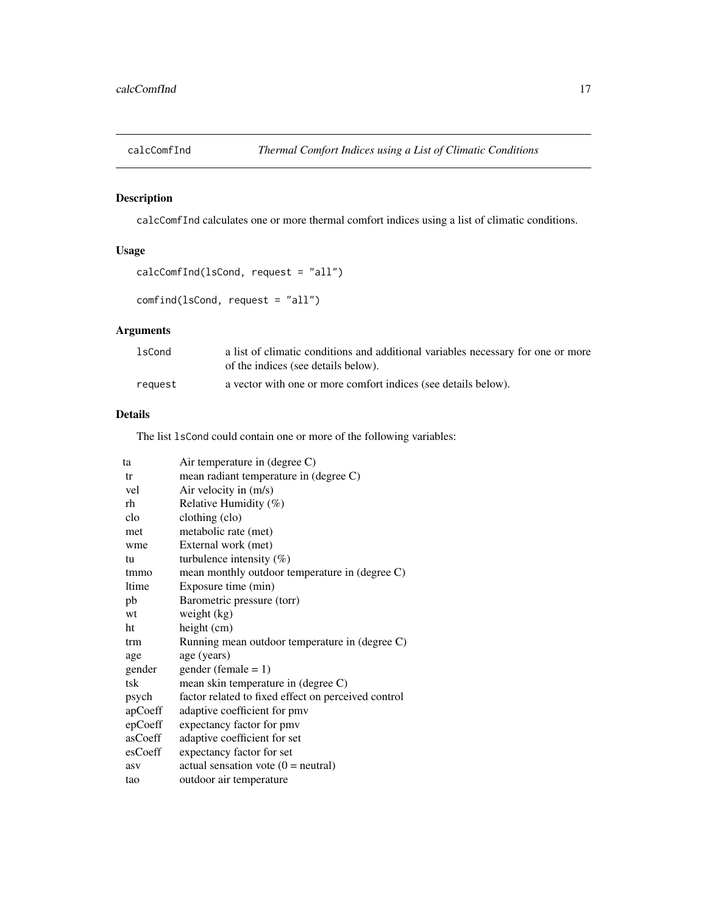## calcComfInd *Thermal Comfort Indices using a List of Climatic Conditions*

### Description

calcComfInd calculates one or more thermal comfort indices using a list of climatic conditions.

### Usage

```
calcComfInd(lsCond, request = "all")

comfind(lsCond, request = "all")
```

### Arguments

| | |
|---|---|
| lsCond | a list of climatic conditions and additional variables necessary for one or more of the indices (see details below). |
| request | a vector with one or more comfort indices (see details below). |

### Details

The list lsCond could contain one or more of the following variables:

| | |
|---|---|
| ta | Air temperature in (degree C) |
| tr | mean radiant temperature in (degree C) |
| vel | Air velocity in (m/s) |
| rh | Relative Humidity (%) |
| clo | clothing (clo) |
| met | metabolic rate (met) |
| wme | External work (met) |
| tu | turbulence intensity (%) |
| tmmo | mean monthly outdoor temperature in (degree C) |
| ltime | Exposure time (min) |
| pb | Barometric pressure (torr) |
| wt | weight (kg) |
| ht | height (cm) |
| trm | Running mean outdoor temperature in (degree C) |
| age | age (years) |
| gender | gender (female = 1) |
| tsk | mean skin temperature in (degree C) |
| psych | factor related to fixed effect on perceived control |
| apCoeff | adaptive coefficient for pmv |
| epCoeff | expectancy factor for pmv |
| asCoeff | adaptive coefficient for set |
| esCoeff | expectancy factor for set |
| asv | actual sensation vote (0 = neutral) |
| tao | outdoor air temperature |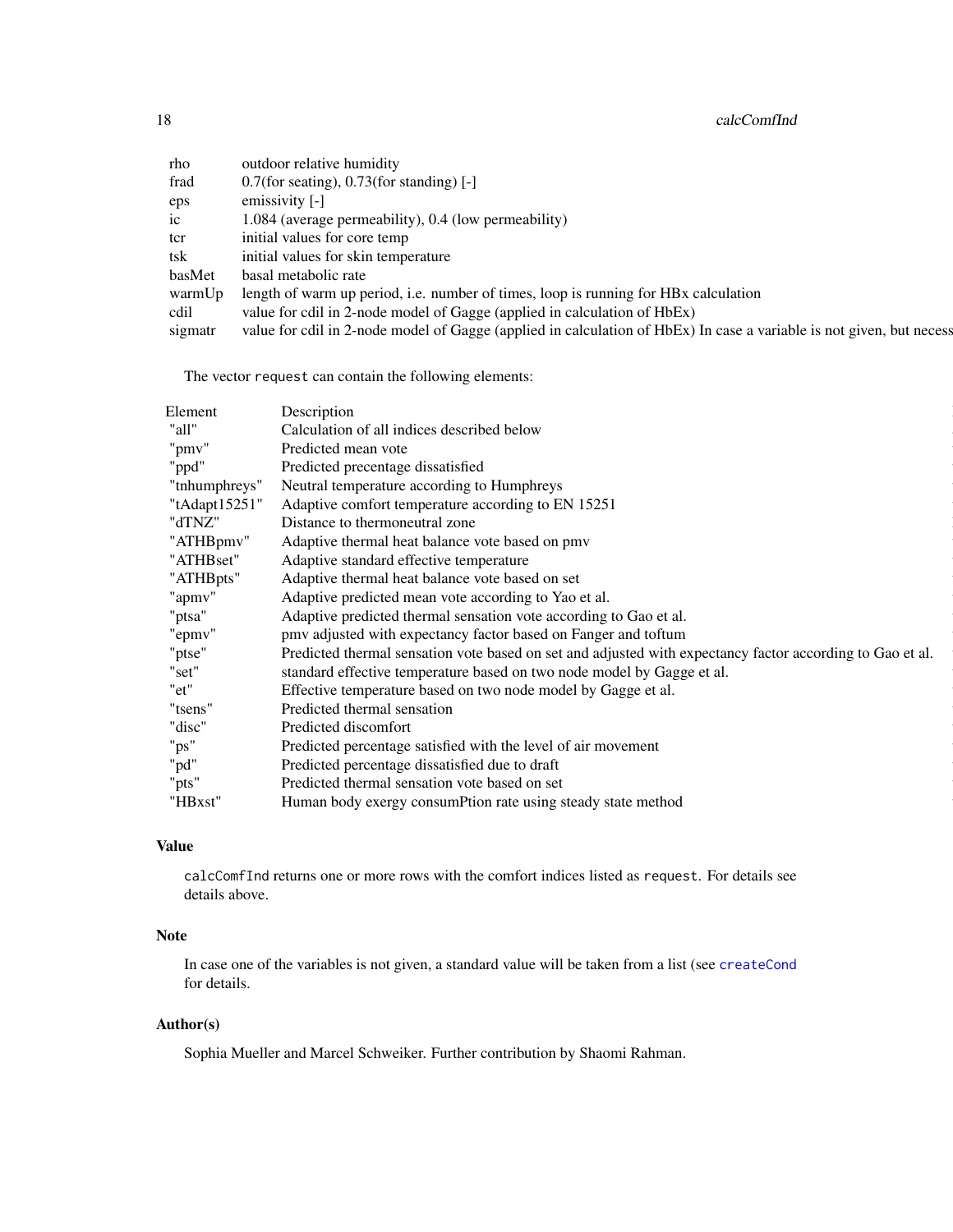| | |
|---|---|
| rho | outdoor relative humidity |
| frad | 0.7(for seating), 0.73(for standing) [-] |
| eps | emissivity [-] |
| ic | 1.084 (average permeability), 0.4 (low permeability) |
| tcr | initial values for core temp |
| tsk | initial values for skin temperature |
| basMet | basal metabolic rate |
| warmUp | length of warm up period, i.e. number of times, loop is running for HBx calculation |
| cdil | value for cdil in 2-node model of Gagge (applied in calculation of HbEx) |
| sigmatr | value for cdil in 2-node model of Gagge (applied in calculation of HbEx) In case a variable is not given, but necess |

The vector `request` can contain the following elements:

| Element | Description |
|---|---|
| "all" | Calculation of all indices described below |
| "pmv" | Predicted mean vote |
| "ppd" | Predicted precentage dissatisfied |
| "tnhumphreys" | Neutral temperature according to Humphreys |
| "tAdapt15251" | Adaptive comfort temperature according to EN 15251 |
| "dTNZ" | Distance to thermoneutral zone |
| "ATHBpmv" | Adaptive thermal heat balance vote based on pmv |
| "ATHBset" | Adaptive standard effective temperature |
| "ATHBpts" | Adaptive thermal heat balance vote based on set |
| "apmv" | Adaptive predicted mean vote according to Yao et al. |
| "ptsa" | Adaptive predicted thermal sensation vote according to Gao et al. |
| "epmv" | pmv adjusted with expectancy factor based on Fanger and toftum |
| "ptse" | Predicted thermal sensation vote based on set and adjusted with expectancy factor according to Gao et al. |
| "set" | standard effective temperature based on two node model by Gagge et al. |
| "et" | Effective temperature based on two node model by Gagge et al. |
| "tsens" | Predicted thermal sensation |
| "disc" | Predicted discomfort |
| "ps" | Predicted percentage satisfied with the level of air movement |
| "pd" | Predicted percentage dissatisfied due to draft |
| "pts" | Predicted thermal sensation vote based on set |
| "HBxst" | Human body exergy consumPtion rate using steady state method |

## Value

`calcComfInd` returns one or more rows with the comfort indices listed as `request`. For details see details above.

## Note

In case one of the variables is not given, a standard value will be taken from a list (see `createCond` for details.

## Author(s)

Sophia Mueller and Marcel Schweiker. Further contribution by Shaomi Rahman.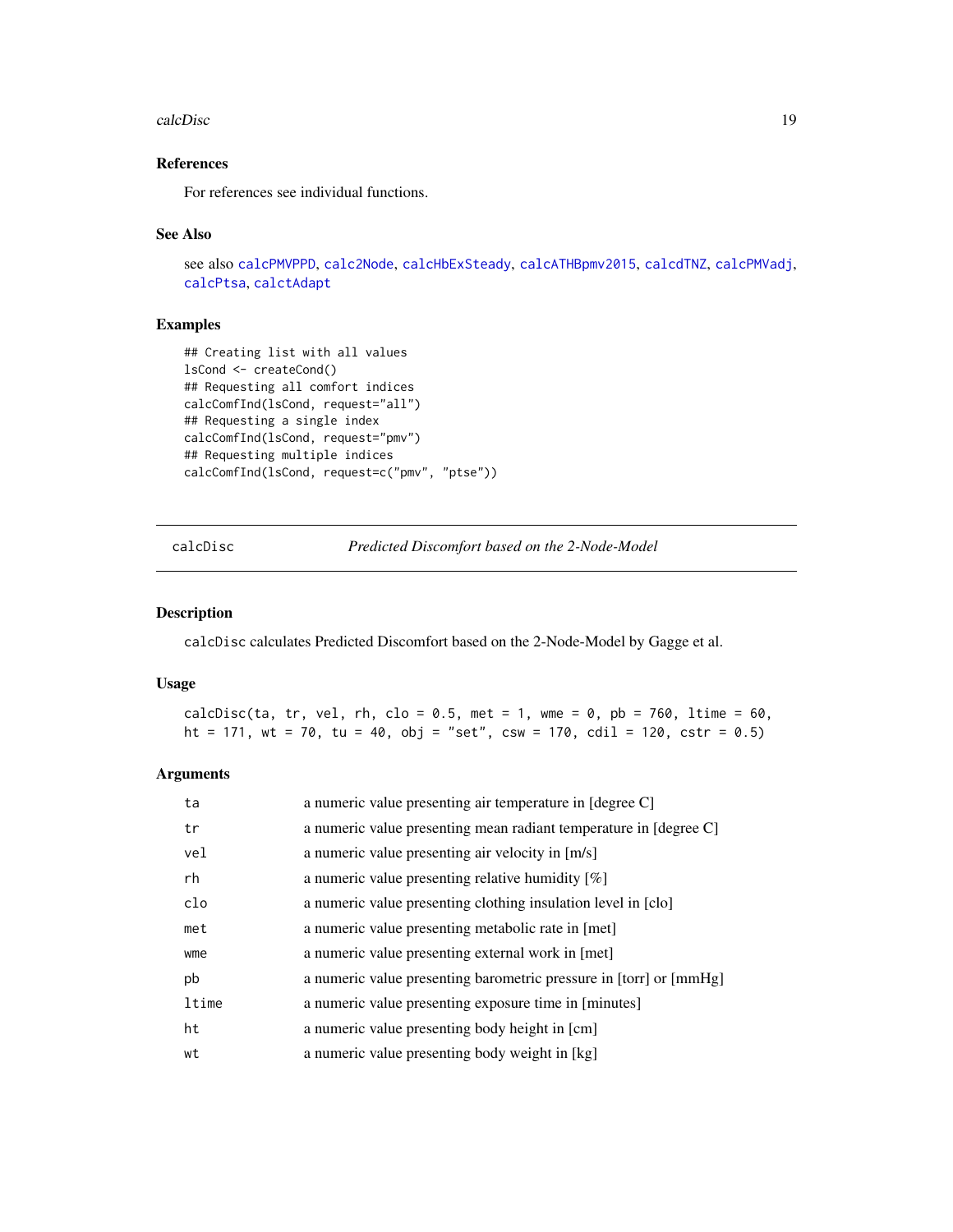### References

For references see individual functions.

### See Also

see also calcPMVPPD, calc2Node, calcHbExSteady, calcATHBpmv2015, calcdTNZ, calcPMVadj, calcPtsa, calctAdapt

### Examples

```
## Creating list with all values
lsCond <- createCond()
## Requesting all comfort indices
calcComfInd(lsCond, request="all")
## Requesting a single index
calcComfInd(lsCond, request="pmv")
## Requesting multiple indices
calcComfInd(lsCond, request=c("pmv", "ptse"))
```

---

## calcDisc — *Predicted Discomfort based on the 2-Node-Model*

### Description

calcDisc calculates Predicted Discomfort based on the 2-Node-Model by Gagge et al.

### Usage

```
calcDisc(ta, tr, vel, rh, clo = 0.5, met = 1, wme = 0, pb = 760, ltime = 60,
ht = 171, wt = 70, tu = 40, obj = "set", csw = 170, cdil = 120, cstr = 0.5)
```

### Arguments

| | |
|---|---|
| ta | a numeric value presenting air temperature in [degree C] |
| tr | a numeric value presenting mean radiant temperature in [degree C] |
| vel | a numeric value presenting air velocity in [m/s] |
| rh | a numeric value presenting relative humidity [%] |
| clo | a numeric value presenting clothing insulation level in [clo] |
| met | a numeric value presenting metabolic rate in [met] |
| wme | a numeric value presenting external work in [met] |
| pb | a numeric value presenting barometric pressure in [torr] or [mmHg] |
| ltime | a numeric value presenting exposure time in [minutes] |
| ht | a numeric value presenting body height in [cm] |
| wt | a numeric value presenting body weight in [kg] |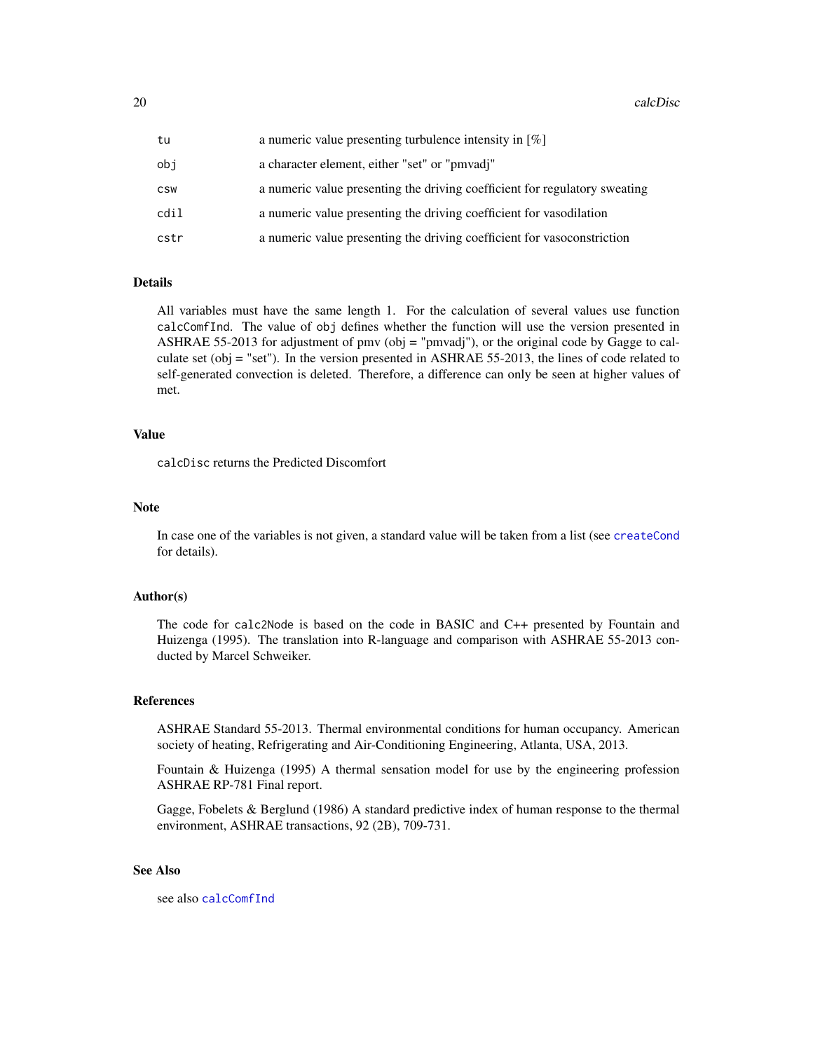| | |
|---|---|
| tu | a numeric value presenting turbulence intensity in [%] |
| obj | a character element, either "set" or "pmvadj" |
| csw | a numeric value presenting the driving coefficient for regulatory sweating |
| cdil | a numeric value presenting the driving coefficient for vasodilation |
| cstr | a numeric value presenting the driving coefficient for vasoconstriction |

## Details

All variables must have the same length 1. For the calculation of several values use function `calcComfInd`. The value of `obj` defines whether the function will use the version presented in ASHRAE 55-2013 for adjustment of pmv (obj = "pmvadj"), or the original code by Gagge to calculate set (obj = "set"). In the version presented in ASHRAE 55-2013, the lines of code related to self-generated convection is deleted. Therefore, a difference can only be seen at higher values of met.

## Value

`calcDisc` returns the Predicted Discomfort

## Note

In case one of the variables is not given, a standard value will be taken from a list (see `createCond` for details).

## Author(s)

The code for `calc2Node` is based on the code in BASIC and C++ presented by Fountain and Huizenga (1995). The translation into R-language and comparison with ASHRAE 55-2013 conducted by Marcel Schweiker.

## References

ASHRAE Standard 55-2013. Thermal environmental conditions for human occupancy. American society of heating, Refrigerating and Air-Conditioning Engineering, Atlanta, USA, 2013.

Fountain & Huizenga (1995) A thermal sensation model for use by the engineering profession ASHRAE RP-781 Final report.

Gagge, Fobelets & Berglund (1986) A standard predictive index of human response to the thermal environment, ASHRAE transactions, 92 (2B), 709-731.

## See Also

see also `calcComfInd`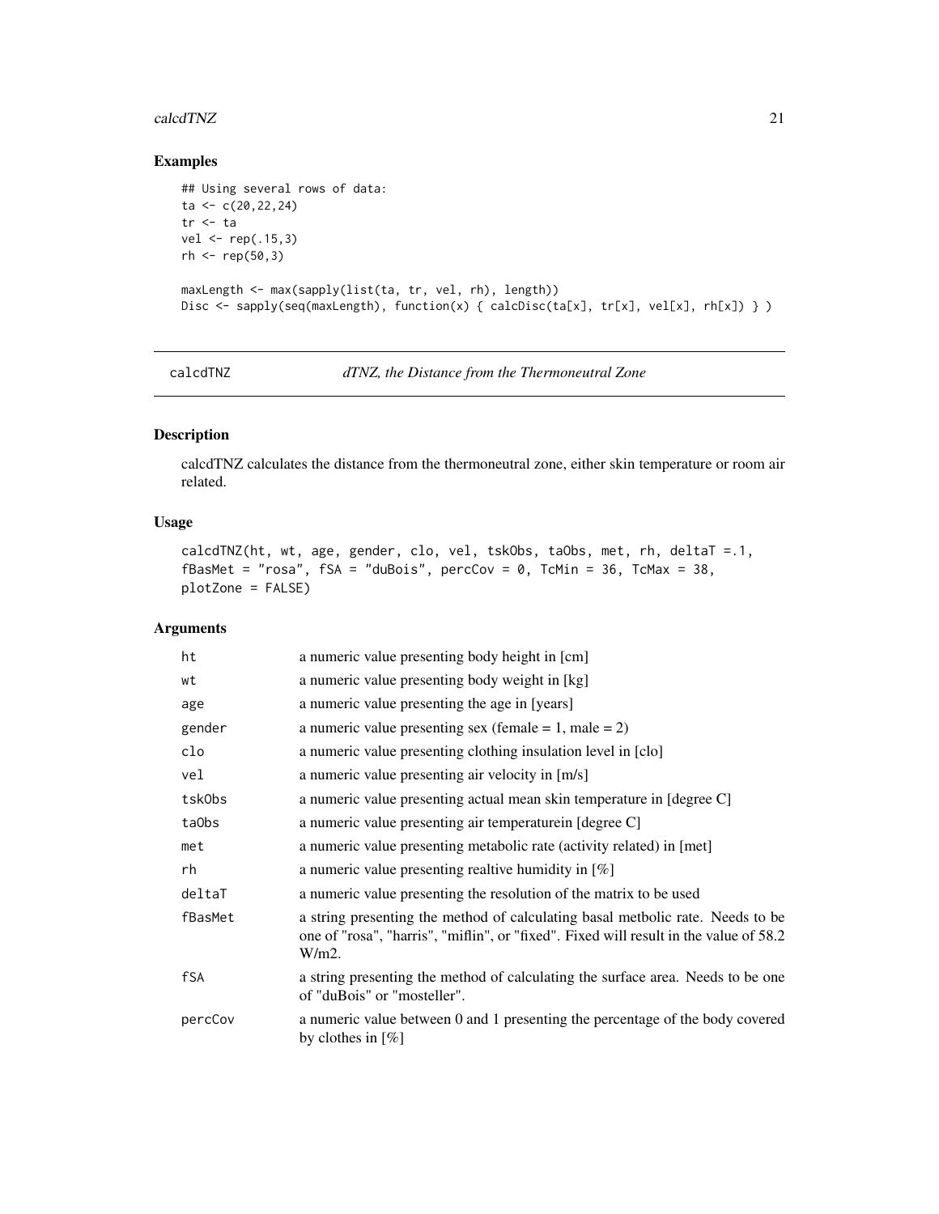## Examples

```
## Using several rows of data:
ta <- c(20,22,24)
tr <- ta
vel <- rep(.15,3)
rh <- rep(50,3)

maxLength <- max(sapply(list(ta, tr, vel, rh), length))
Disc <- sapply(seq(maxLength), function(x) { calcDisc(ta[x], tr[x], vel[x], rh[x]) } )
```

---

# calcdTNZ — *dTNZ, the Distance from the Thermoneutral Zone*

## Description

calcdTNZ calculates the distance from the thermoneutral zone, either skin temperature or room air related.

## Usage

```
calcdTNZ(ht, wt, age, gender, clo, vel, tskObs, taObs, met, rh, deltaT =.1,
fBasMet = "rosa", fSA = "duBois", percCov = 0, TcMin = 36, TcMax = 38,
plotZone = FALSE)
```

## Arguments

| | |
|---|---|
| ht | a numeric value presenting body height in [cm] |
| wt | a numeric value presenting body weight in [kg] |
| age | a numeric value presenting the age in [years] |
| gender | a numeric value presenting sex (female = 1, male = 2) |
| clo | a numeric value presenting clothing insulation level in [clo] |
| vel | a numeric value presenting air velocity in [m/s] |
| tskObs | a numeric value presenting actual mean skin temperature in [degree C] |
| taObs | a numeric value presenting air temperaturein [degree C] |
| met | a numeric value presenting metabolic rate (activity related) in [met] |
| rh | a numeric value presenting realtive humidity in [%] |
| deltaT | a numeric value presenting the resolution of the matrix to be used |
| fBasMet | a string presenting the method of calculating basal metbolic rate. Needs to be one of "rosa", "harris", "miflin", or "fixed". Fixed will result in the value of 58.2 W/m2. |
| fSA | a string presenting the method of calculating the surface area. Needs to be one of "duBois" or "mosteller". |
| percCov | a numeric value between 0 and 1 presenting the percentage of the body covered by clothes in [%] |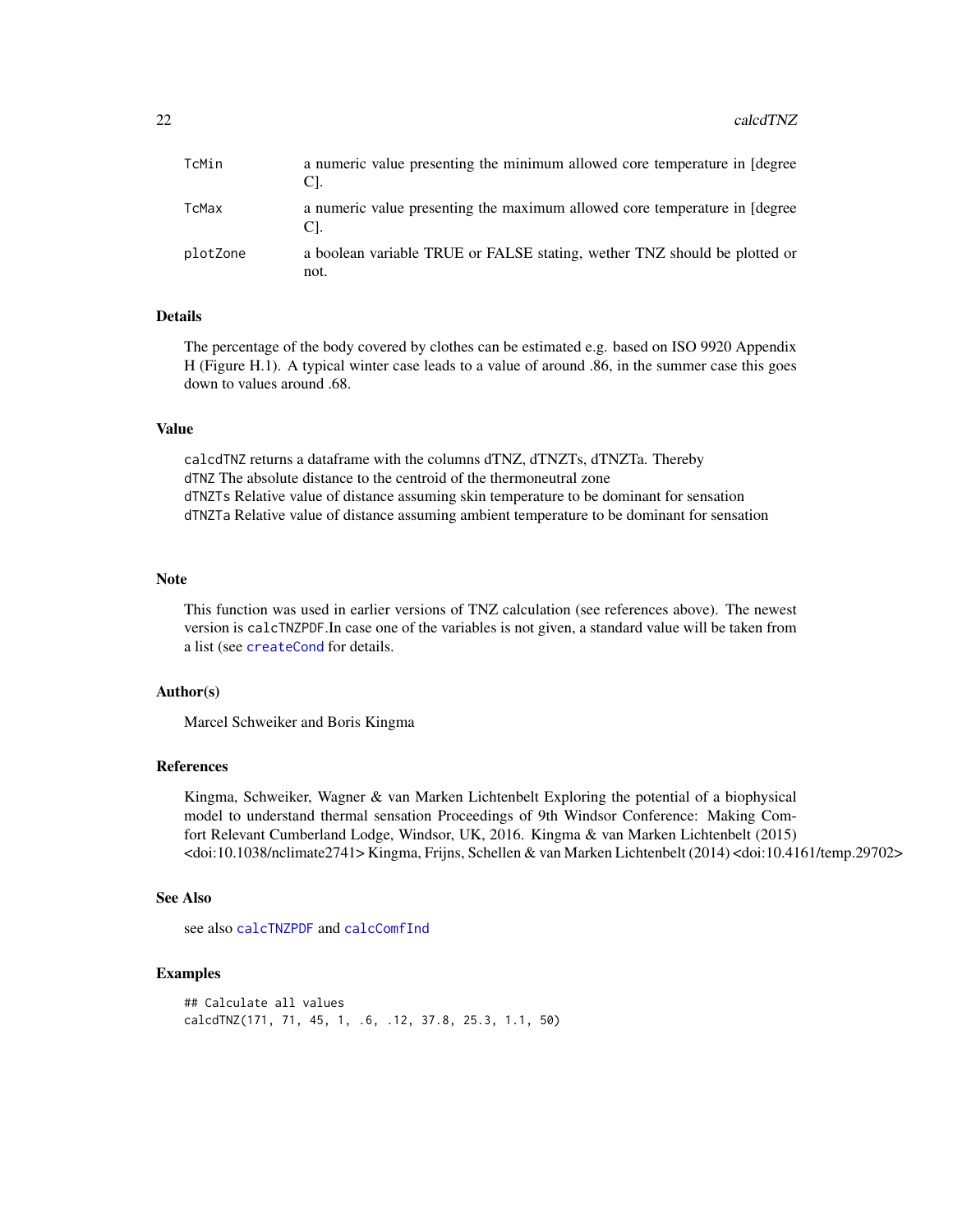| | |
|---|---|
| TcMin | a numeric value presenting the minimum allowed core temperature in [degree C]. |
| TcMax | a numeric value presenting the maximum allowed core temperature in [degree C]. |
| plotZone | a boolean variable TRUE or FALSE stating, wether TNZ should be plotted or not. |

### Details

The percentage of the body covered by clothes can be estimated e.g. based on ISO 9920 Appendix H (Figure H.1). A typical winter case leads to a value of around .86, in the summer case this goes down to values around .68.

### Value

calcdTNZ returns a dataframe with the columns dTNZ, dTNZTs, dTNZTa. Thereby
dTNZ The absolute distance to the centroid of the thermoneutral zone
dTNZTs Relative value of distance assuming skin temperature to be dominant for sensation
dTNZTa Relative value of distance assuming ambient temperature to be dominant for sensation

### Note

This function was used in earlier versions of TNZ calculation (see references above). The newest version is calcTNZPDF.In case one of the variables is not given, a standard value will be taken from a list (see createCond for details.

### Author(s)

Marcel Schweiker and Boris Kingma

### References

Kingma, Schweiker, Wagner & van Marken Lichtenbelt Exploring the potential of a biophysical model to understand thermal sensation Proceedings of 9th Windsor Conference: Making Comfort Relevant Cumberland Lodge, Windsor, UK, 2016. Kingma & van Marken Lichtenbelt (2015) <doi:10.1038/nclimate2741> Kingma, Frijns, Schellen & van Marken Lichtenbelt (2014) <doi:10.4161/temp.29702>

### See Also

see also calcTNZPDF and calcComfInd

### Examples

```
## Calculate all values
calcdTNZ(171, 71, 45, 1, .6, .12, 37.8, 25.3, 1.1, 50)
```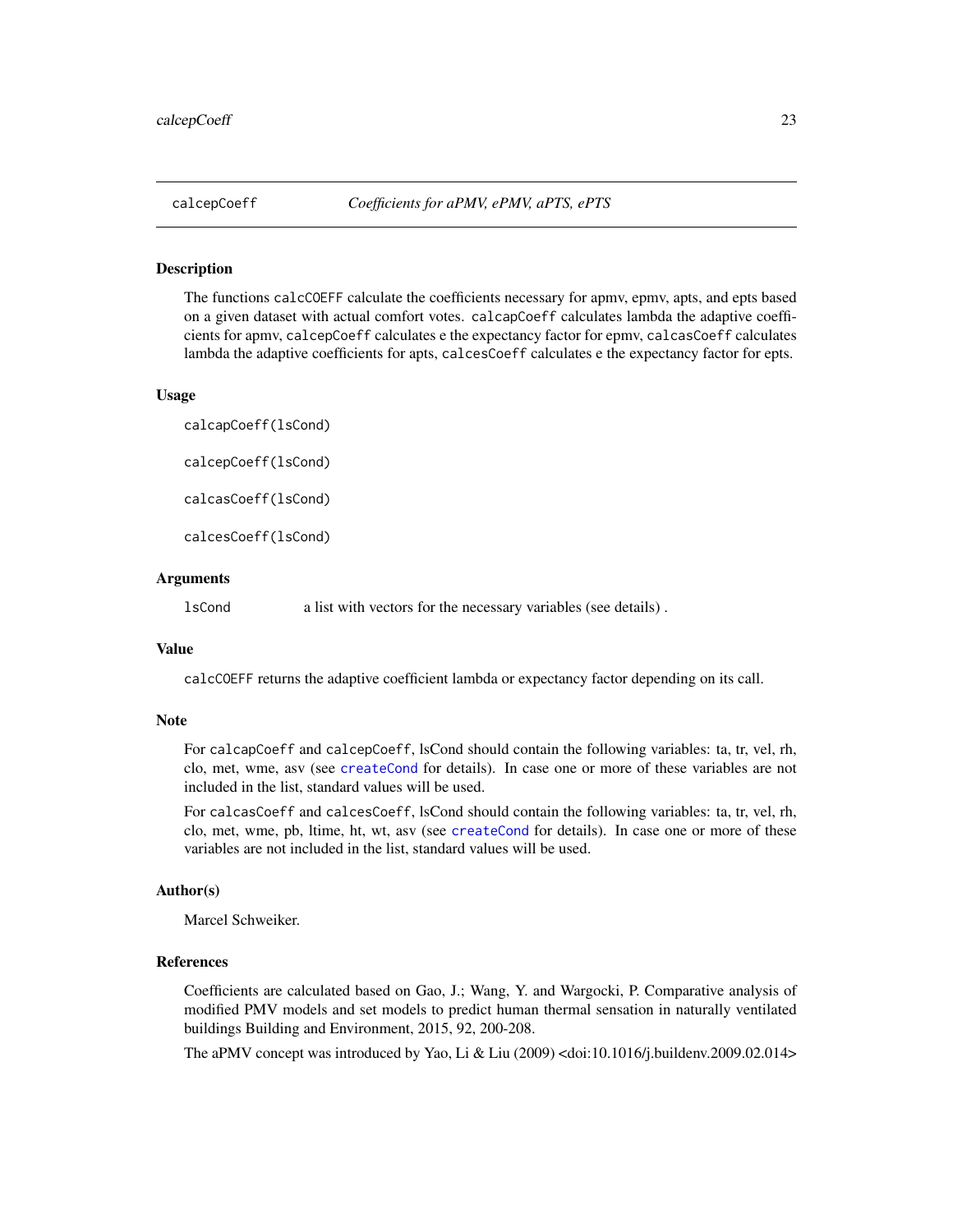## calcepCoeff — *Coefficients for aPMV, ePMV, aPTS, ePTS*

### Description

The functions `calcCOEFF` calculate the coefficients necessary for apmv, epmv, apts, and epts based on a given dataset with actual comfort votes. `calcapCoeff` calculates lambda the adaptive coefficients for apmv, `calcepCoeff` calculates e the expectancy factor for epmv, `calcasCoeff` calculates lambda the adaptive coefficients for apts, `calcesCoeff` calculates e the expectancy factor for epts.

### Usage

```
calcapCoeff(lsCond)

calcepCoeff(lsCond)

calcasCoeff(lsCond)

calcesCoeff(lsCond)
```

### Arguments

| | |
|---|---|
| `lsCond` | a list with vectors for the necessary variables (see details) . |

### Value

`calcCOEFF` returns the adaptive coefficient lambda or expectancy factor depending on its call.

### Note

For `calcapCoeff` and `calcepCoeff`, lsCond should contain the following variables: ta, tr, vel, rh, clo, met, wme, asv (see `createCond` for details). In case one or more of these variables are not included in the list, standard values will be used.

For `calcasCoeff` and `calcesCoeff`, lsCond should contain the following variables: ta, tr, vel, rh, clo, met, wme, pb, ltime, ht, wt, asv (see `createCond` for details). In case one or more of these variables are not included in the list, standard values will be used.

### Author(s)

Marcel Schweiker.

### References

Coefficients are calculated based on Gao, J.; Wang, Y. and Wargocki, P. Comparative analysis of modified PMV models and set models to predict human thermal sensation in naturally ventilated buildings Building and Environment, 2015, 92, 200-208.

The aPMV concept was introduced by Yao, Li & Liu (2009) <doi:10.1016/j.buildenv.2009.02.014>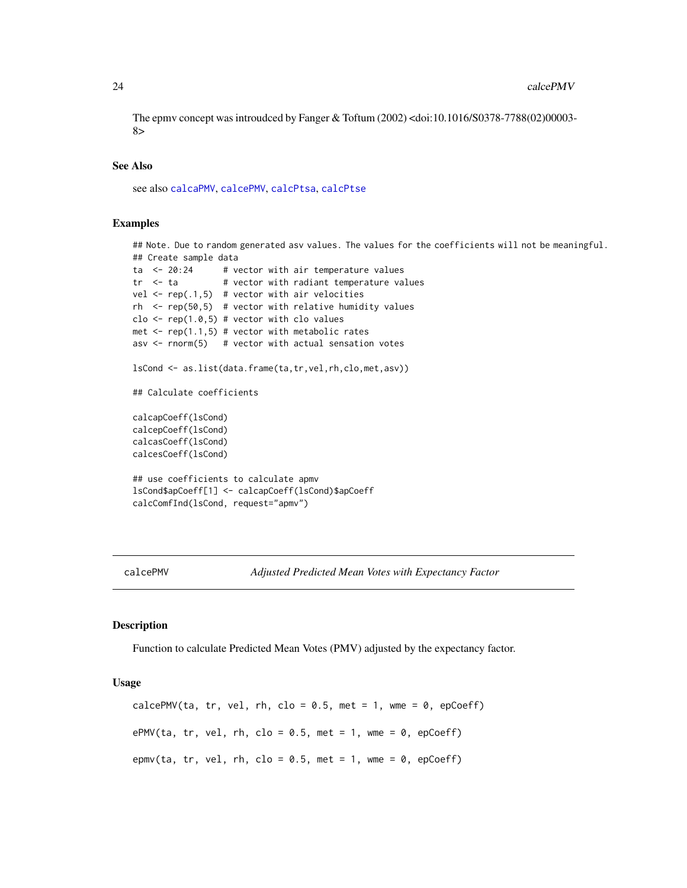The epmv concept was introudced by Fanger & Toftum (2002) <doi:10.1016/S0378-7788(02)00003-8>

### See Also

see also calcaPMV, calcePMV, calcPtsa, calcPtse

### Examples

```
## Note. Due to random generated asv values. The values for the coefficients will not be meaningful.
## Create sample data
ta  <- 20:24      # vector with air temperature values
tr  <- ta         # vector with radiant temperature values
vel <- rep(.1,5)  # vector with air velocities
rh  <- rep(50,5)  # vector with relative humidity values
clo <- rep(1.0,5) # vector with clo values
met <- rep(1.1,5) # vector with metabolic rates
asv <- rnorm(5)   # vector with actual sensation votes

lsCond <- as.list(data.frame(ta,tr,vel,rh,clo,met,asv))

## Calculate coefficients

calcapCoeff(lsCond)
calcepCoeff(lsCond)
calcasCoeff(lsCond)
calcesCoeff(lsCond)

## use coefficients to calculate apmv
lsCond$apCoeff[1] <- calcapCoeff(lsCond)$apCoeff
calcComfInd(lsCond, request="apmv")
```

---

## calcePMV *Adjusted Predicted Mean Votes with Expectancy Factor*

---

### Description

Function to calculate Predicted Mean Votes (PMV) adjusted by the expectancy factor.

### Usage

```
calcePMV(ta, tr, vel, rh, clo = 0.5, met = 1, wme = 0, epCoeff)

ePMV(ta, tr, vel, rh, clo = 0.5, met = 1, wme = 0, epCoeff)

epmv(ta, tr, vel, rh, clo = 0.5, met = 1, wme = 0, epCoeff)
```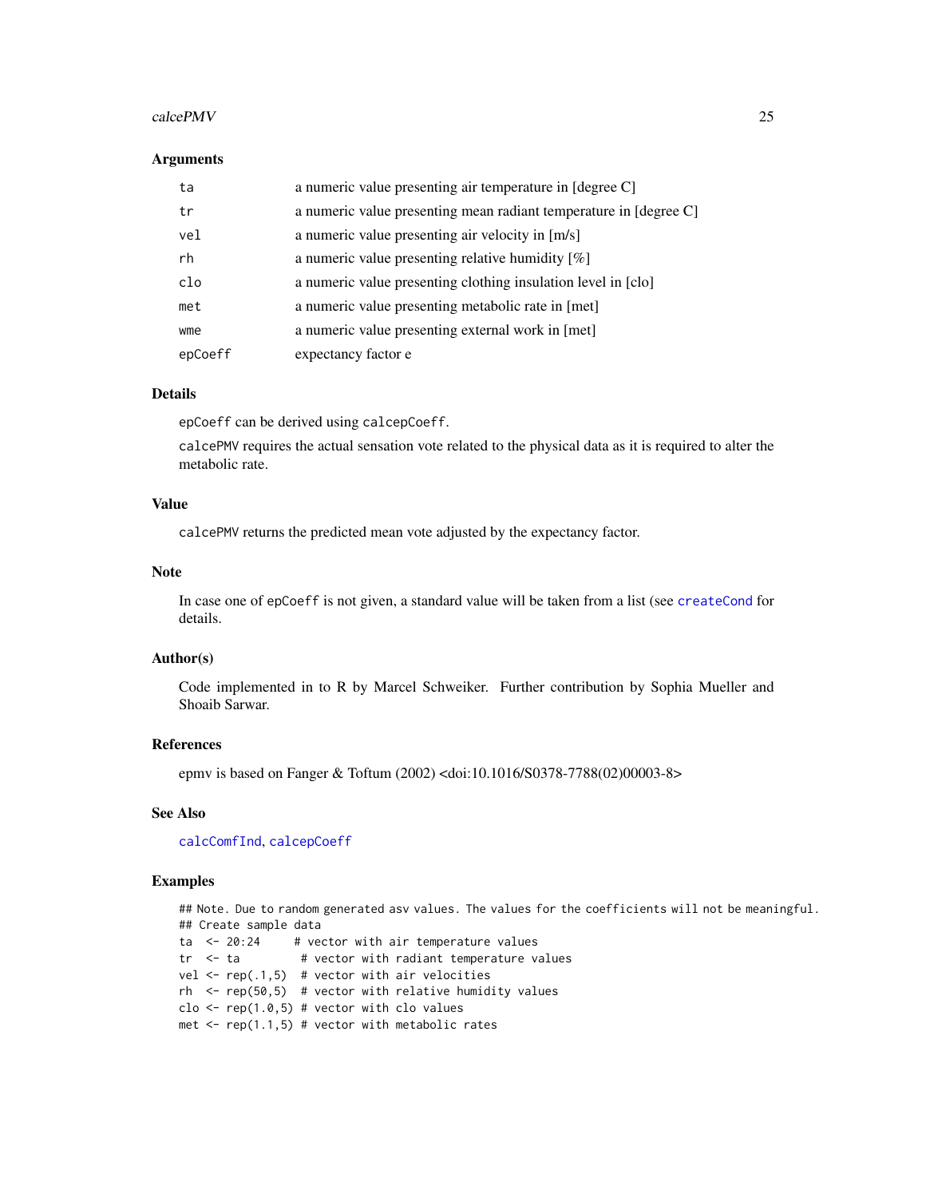### Arguments

| | |
|---|---|
| ta | a numeric value presenting air temperature in [degree C] |
| tr | a numeric value presenting mean radiant temperature in [degree C] |
| vel | a numeric value presenting air velocity in [m/s] |
| rh | a numeric value presenting relative humidity [%] |
| clo | a numeric value presenting clothing insulation level in [clo] |
| met | a numeric value presenting metabolic rate in [met] |
| wme | a numeric value presenting external work in [met] |
| epCoeff | expectancy factor e |

### Details

epCoeff can be derived using calcepCoeff.

calcePMV requires the actual sensation vote related to the physical data as it is required to alter the metabolic rate.

### Value

calcePMV returns the predicted mean vote adjusted by the expectancy factor.

### Note

In case one of epCoeff is not given, a standard value will be taken from a list (see createCond for details.

### Author(s)

Code implemented in to R by Marcel Schweiker. Further contribution by Sophia Mueller and Shoaib Sarwar.

### References

epmv is based on Fanger & Toftum (2002) <doi:10.1016/S0378-7788(02)00003-8>

### See Also

calcComfInd, calcepCoeff

### Examples

```
## Note. Due to random generated asv values. The values for the coefficients will not be meaningful.
## Create sample data
ta  <- 20:24     # vector with air temperature values
tr  <- ta         # vector with radiant temperature values
vel <- rep(.1,5)  # vector with air velocities
rh  <- rep(50,5)  # vector with relative humidity values
clo <- rep(1.0,5) # vector with clo values
met <- rep(1.1,5) # vector with metabolic rates
```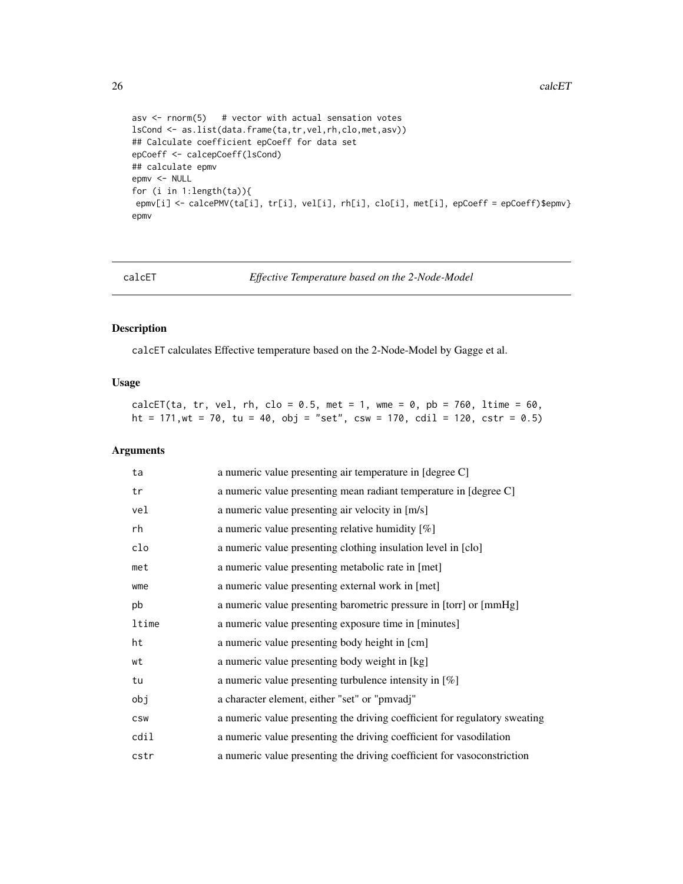```
asv <- rnorm(5)   # vector with actual sensation votes
lsCond <- as.list(data.frame(ta,tr,vel,rh,clo,met,asv))
## Calculate coefficient epCoeff for data set
epCoeff <- calcepCoeff(lsCond)
## calculate epmv
epmv <- NULL
for (i in 1:length(ta)){
 epmv[i] <- calcePMV(ta[i], tr[i], vel[i], rh[i], clo[i], met[i], epCoeff = epCoeff)$epmv}
epmv
```

---

## calcET — *Effective Temperature based on the 2-Node-Model*

### Description

calcET calculates Effective temperature based on the 2-Node-Model by Gagge et al.

### Usage

```
calcET(ta, tr, vel, rh, clo = 0.5, met = 1, wme = 0, pb = 760, ltime = 60,
ht = 171,wt = 70, tu = 40, obj = "set", csw = 170, cdil = 120, cstr = 0.5)
```

### Arguments

| | |
|---|---|
| ta | a numeric value presenting air temperature in [degree C] |
| tr | a numeric value presenting mean radiant temperature in [degree C] |
| vel | a numeric value presenting air velocity in [m/s] |
| rh | a numeric value presenting relative humidity [%] |
| clo | a numeric value presenting clothing insulation level in [clo] |
| met | a numeric value presenting metabolic rate in [met] |
| wme | a numeric value presenting external work in [met] |
| pb | a numeric value presenting barometric pressure in [torr] or [mmHg] |
| ltime | a numeric value presenting exposure time in [minutes] |
| ht | a numeric value presenting body height in [cm] |
| wt | a numeric value presenting body weight in [kg] |
| tu | a numeric value presenting turbulence intensity in [%] |
| obj | a character element, either "set" or "pmvadj" |
| csw | a numeric value presenting the driving coefficient for regulatory sweating |
| cdil | a numeric value presenting the driving coefficient for vasodilation |
| cstr | a numeric value presenting the driving coefficient for vasoconstriction |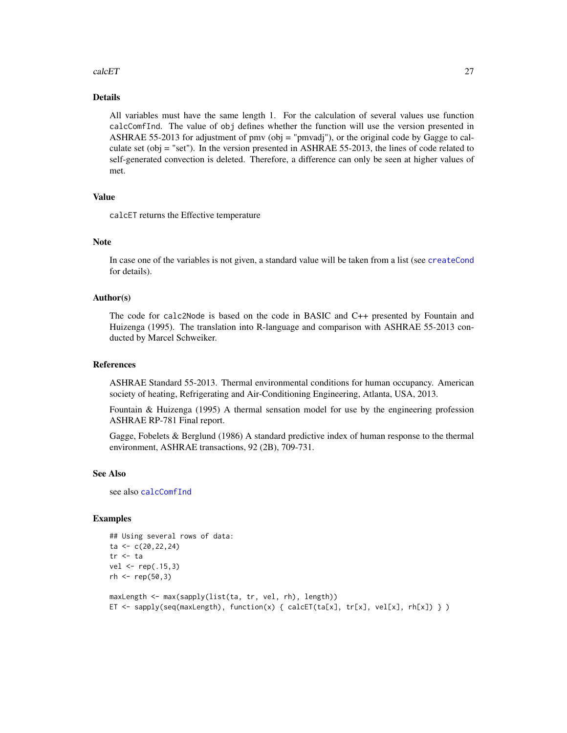## Details

All variables must have the same length 1. For the calculation of several values use function `calcComfInd`. The value of `obj` defines whether the function will use the version presented in ASHRAE 55-2013 for adjustment of pmv (obj = "pmvadj"), or the original code by Gagge to calculate set (obj = "set"). In the version presented in ASHRAE 55-2013, the lines of code related to self-generated convection is deleted. Therefore, a difference can only be seen at higher values of met.

## Value

`calcET` returns the Effective temperature

## Note

In case one of the variables is not given, a standard value will be taken from a list (see `createCond` for details).

## Author(s)

The code for `calc2Node` is based on the code in BASIC and C++ presented by Fountain and Huizenga (1995). The translation into R-language and comparison with ASHRAE 55-2013 conducted by Marcel Schweiker.

## References

ASHRAE Standard 55-2013. Thermal environmental conditions for human occupancy. American society of heating, Refrigerating and Air-Conditioning Engineering, Atlanta, USA, 2013.

Fountain & Huizenga (1995) A thermal sensation model for use by the engineering profession ASHRAE RP-781 Final report.

Gagge, Fobelets & Berglund (1986) A standard predictive index of human response to the thermal environment, ASHRAE transactions, 92 (2B), 709-731.

## See Also

see also `calcComfInd`

## Examples

```
## Using several rows of data:
ta <- c(20,22,24)
tr <- ta
vel <- rep(.15,3)
rh <- rep(50,3)

maxLength <- max(sapply(list(ta, tr, vel, rh), length))
ET <- sapply(seq(maxLength), function(x) { calcET(ta[x], tr[x], vel[x], rh[x]) } )
```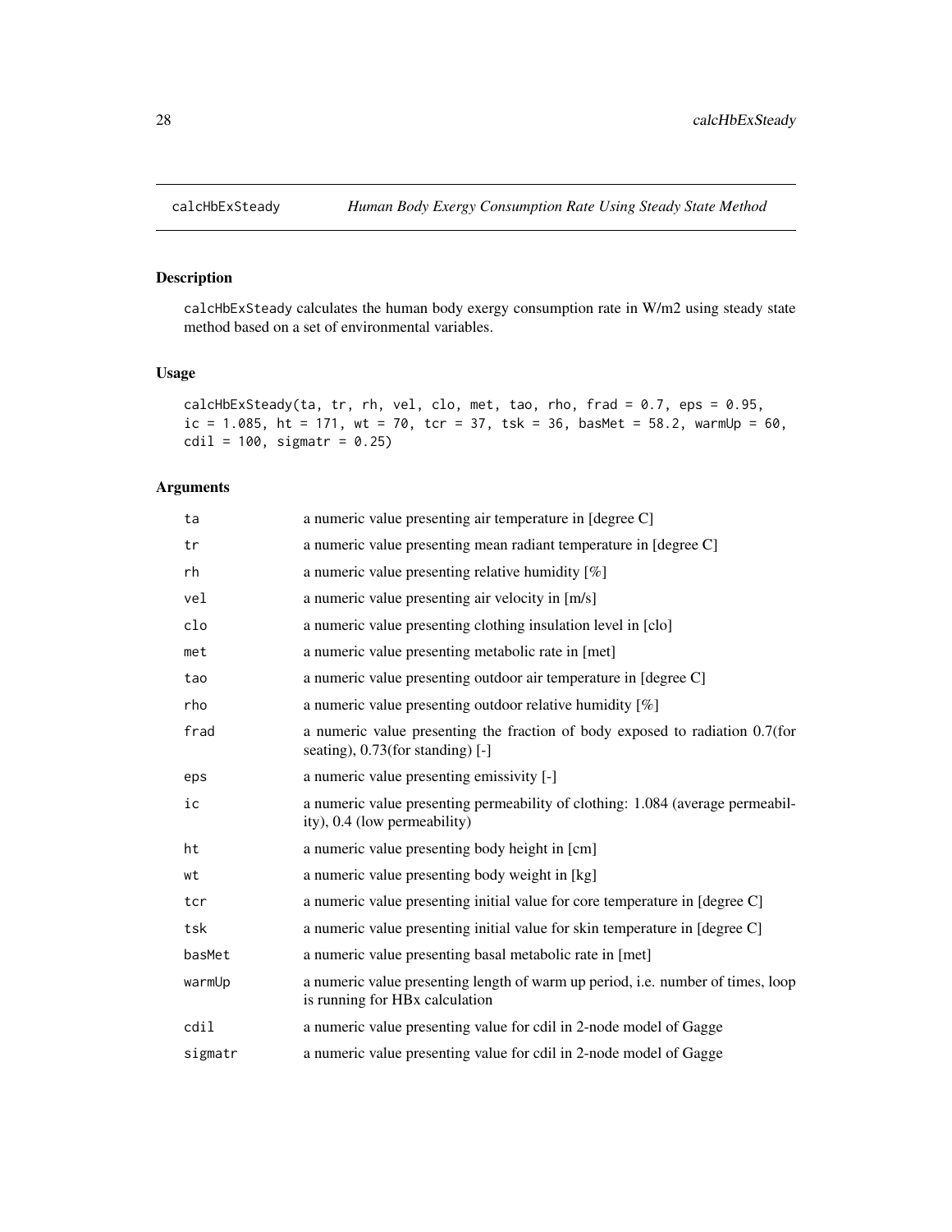calcHbExSteady — *Human Body Exergy Consumption Rate Using Steady State Method*

## Description

calcHbExSteady calculates the human body exergy consumption rate in W/m2 using steady state method based on a set of environmental variables.

## Usage

```
calcHbExSteady(ta, tr, rh, vel, clo, met, tao, rho, frad = 0.7, eps = 0.95,
ic = 1.085, ht = 171, wt = 70, tcr = 37, tsk = 36, basMet = 58.2, warmUp = 60,
cdil = 100, sigmatr = 0.25)
```

## Arguments

| | |
|---|---|
| ta | a numeric value presenting air temperature in [degree C] |
| tr | a numeric value presenting mean radiant temperature in [degree C] |
| rh | a numeric value presenting relative humidity [%] |
| vel | a numeric value presenting air velocity in [m/s] |
| clo | a numeric value presenting clothing insulation level in [clo] |
| met | a numeric value presenting metabolic rate in [met] |
| tao | a numeric value presenting outdoor air temperature in [degree C] |
| rho | a numeric value presenting outdoor relative humidity [%] |
| frad | a numeric value presenting the fraction of body exposed to radiation 0.7(for seating), 0.73(for standing) [-] |
| eps | a numeric value presenting emissivity [-] |
| ic | a numeric value presenting permeability of clothing: 1.084 (average permeability), 0.4 (low permeability) |
| ht | a numeric value presenting body height in [cm] |
| wt | a numeric value presenting body weight in [kg] |
| tcr | a numeric value presenting initial value for core temperature in [degree C] |
| tsk | a numeric value presenting initial value for skin temperature in [degree C] |
| basMet | a numeric value presenting basal metabolic rate in [met] |
| warmUp | a numeric value presenting length of warm up period, i.e. number of times, loop is running for HBx calculation |
| cdil | a numeric value presenting value for cdil in 2-node model of Gagge |
| sigmatr | a numeric value presenting value for cdil in 2-node model of Gagge |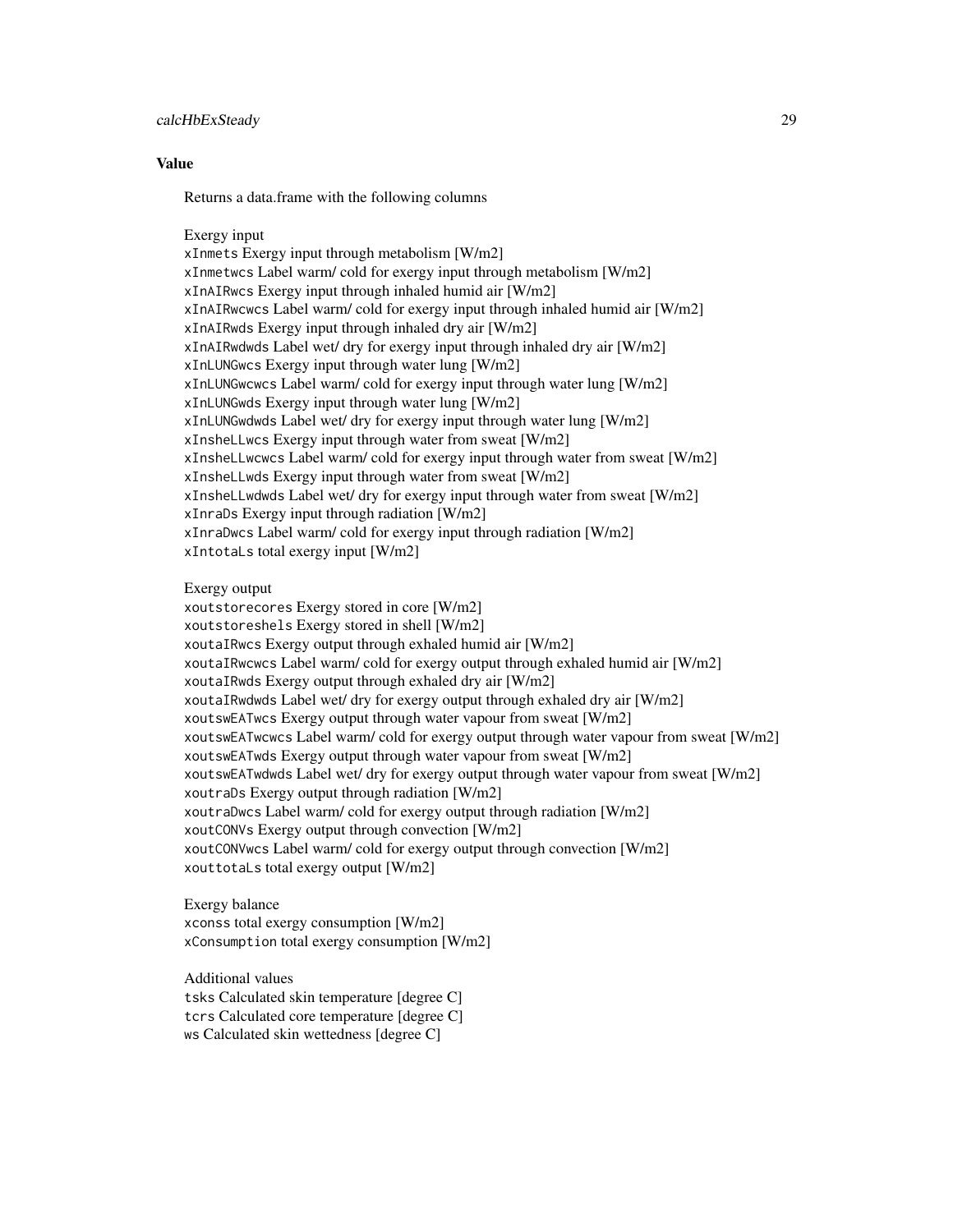### Value

Returns a data.frame with the following columns

Exergy input
`xInmets` Exergy input through metabolism [W/m2]
`xInmetwcs` Label warm/ cold for exergy input through metabolism [W/m2]
`xInAIRwcs` Exergy input through inhaled humid air [W/m2]
`xInAIRwcwcs` Label warm/ cold for exergy input through inhaled humid air [W/m2]
`xInAIRwds` Exergy input through inhaled dry air [W/m2]
`xInAIRwdwds` Label wet/ dry for exergy input through inhaled dry air [W/m2]
`xInLUNGwcs` Exergy input through water lung [W/m2]
`xInLUNGwcwcs` Label warm/ cold for exergy input through water lung [W/m2]
`xInLUNGwds` Exergy input through water lung [W/m2]
`xInLUNGwdwds` Label wet/ dry for exergy input through water lung [W/m2]
`xInsheLLwcs` Exergy input through water from sweat [W/m2]
`xInsheLLwcwcs` Label warm/ cold for exergy input through water from sweat [W/m2]
`xInsheLLwds` Exergy input through water from sweat [W/m2]
`xInsheLLwdwds` Label wet/ dry for exergy input through water from sweat [W/m2]
`xInraDs` Exergy input through radiation [W/m2]
`xInraDwcs` Label warm/ cold for exergy input through radiation [W/m2]
`xIntotaLs` total exergy input [W/m2]

Exergy output
`xoutstorecores` Exergy stored in core [W/m2]
`xoutstoreshels` Exergy stored in shell [W/m2]
`xoutaIRwcs` Exergy output through exhaled humid air [W/m2]
`xoutaIRwcwcs` Label warm/ cold for exergy output through exhaled humid air [W/m2]
`xoutaIRwds` Exergy output through exhaled dry air [W/m2]
`xoutaIRwdwds` Label wet/ dry for exergy output through exhaled dry air [W/m2]
`xoutswEATwcs` Exergy output through water vapour from sweat [W/m2]
`xoutswEATwcwcs` Label warm/ cold for exergy output through water vapour from sweat [W/m2]
`xoutswEATwds` Exergy output through water vapour from sweat [W/m2]
`xoutswEATwdwds` Label wet/ dry for exergy output through water vapour from sweat [W/m2]
`xoutraDs` Exergy output through radiation [W/m2]
`xoutraDwcs` Label warm/ cold for exergy output through radiation [W/m2]
`xoutCONVs` Exergy output through convection [W/m2]
`xoutCONVwcs` Label warm/ cold for exergy output through convection [W/m2]
`xouttotaLs` total exergy output [W/m2]

Exergy balance
`xconss` total exergy consumption [W/m2]
`xConsumption` total exergy consumption [W/m2]

Additional values
`tsks` Calculated skin temperature [degree C]
`tcrs` Calculated core temperature [degree C]
`ws` Calculated skin wettedness [degree C]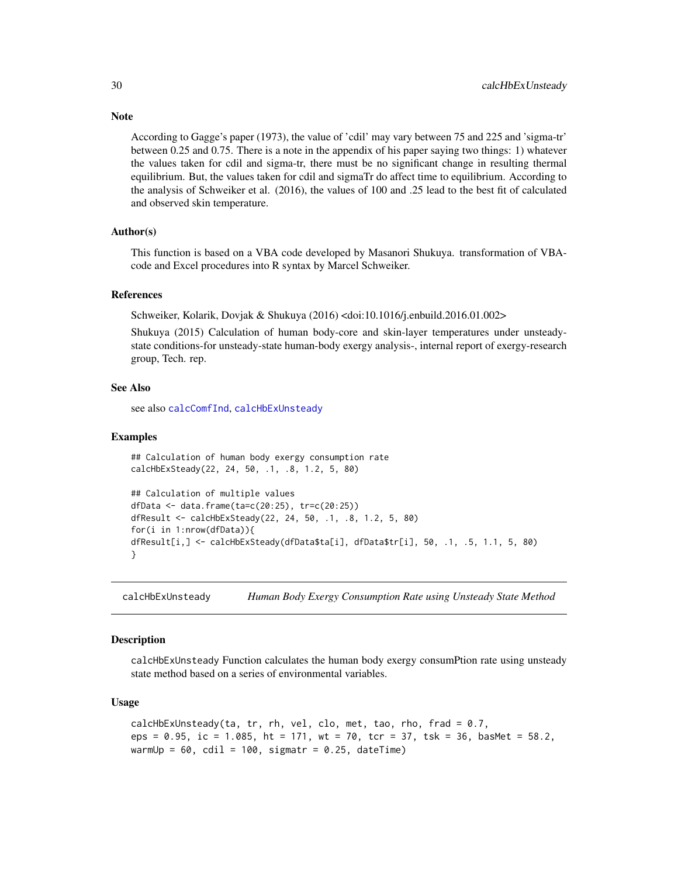### Note

According to Gagge's paper (1973), the value of 'cdil' may vary between 75 and 225 and 'sigma-tr' between 0.25 and 0.75. There is a note in the appendix of his paper saying two things: 1) whatever the values taken for cdil and sigma-tr, there must be no significant change in resulting thermal equilibrium. But, the values taken for cdil and sigmaTr do affect time to equilibrium. According to the analysis of Schweiker et al. (2016), the values of 100 and .25 lead to the best fit of calculated and observed skin temperature.

### Author(s)

This function is based on a VBA code developed by Masanori Shukuya. transformation of VBA-code and Excel procedures into R syntax by Marcel Schweiker.

### References

Schweiker, Kolarik, Dovjak & Shukuya (2016) <doi:10.1016/j.enbuild.2016.01.002>

Shukuya (2015) Calculation of human body-core and skin-layer temperatures under unsteady-state conditions-for unsteady-state human-body exergy analysis-, internal report of exergy-research group, Tech. rep.

### See Also

see also `calcComfInd`, `calcHbExUnsteady`

### Examples

```
## Calculation of human body exergy consumption rate
calcHbExSteady(22, 24, 50, .1, .8, 1.2, 5, 80)

## Calculation of multiple values
dfData <- data.frame(ta=c(20:25), tr=c(20:25))
dfResult <- calcHbExSteady(22, 24, 50, .1, .8, 1.2, 5, 80)
for(i in 1:nrow(dfData)){
dfResult[i,] <- calcHbExSteady(dfData$ta[i], dfData$tr[i], 50, .1, .5, 1.1, 5, 80)
}
```

---

## calcHbExUnsteady — *Human Body Exergy Consumption Rate using Unsteady State Method*

### Description

calcHbExUnsteady Function calculates the human body exergy consumPtion rate using unsteady state method based on a series of environmental variables.

### Usage

```
calcHbExUnsteady(ta, tr, rh, vel, clo, met, tao, rho, frad = 0.7,
eps = 0.95, ic = 1.085, ht = 171, wt = 70, tcr = 37, tsk = 36, basMet = 58.2,
warmUp = 60, cdil = 100, sigmatr = 0.25, dateTime)
```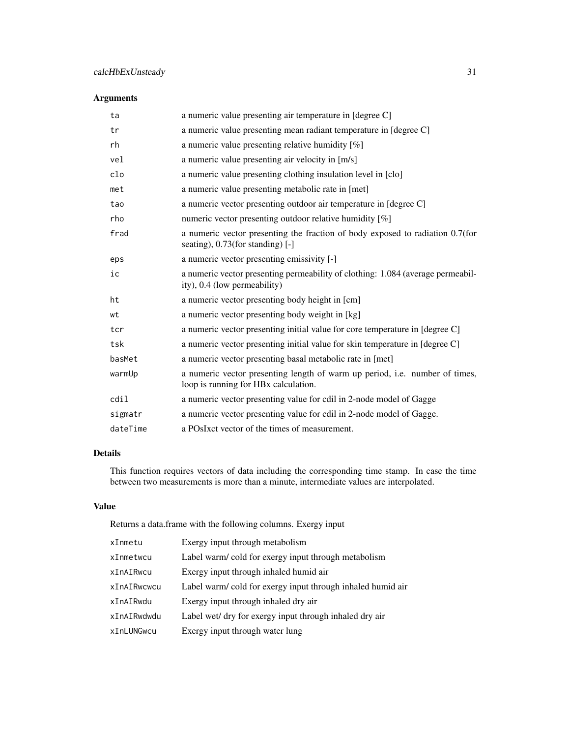## Arguments

| | |
|---|---|
| ta | a numeric value presenting air temperature in [degree C] |
| tr | a numeric value presenting mean radiant temperature in [degree C] |
| rh | a numeric value presenting relative humidity [%] |
| vel | a numeric value presenting air velocity in [m/s] |
| clo | a numeric value presenting clothing insulation level in [clo] |
| met | a numeric value presenting metabolic rate in [met] |
| tao | a numeric vector presenting outdoor air temperature in [degree C] |
| rho | numeric vector presenting outdoor relative humidity [%] |
| frad | a numeric vector presenting the fraction of body exposed to radiation 0.7(for seating), 0.73(for standing) [-] |
| eps | a numeric vector presenting emissivity [-] |
| ic | a numeric vector presenting permeability of clothing: 1.084 (average permeability), 0.4 (low permeability) |
| ht | a numeric vector presenting body height in [cm] |
| wt | a numeric vector presenting body weight in [kg] |
| tcr | a numeric vector presenting initial value for core temperature in [degree C] |
| tsk | a numeric vector presenting initial value for skin temperature in [degree C] |
| basMet | a numeric vector presenting basal metabolic rate in [met] |
| warmUp | a numeric vector presenting length of warm up period, i.e. number of times, loop is running for HBx calculation. |
| cdil | a numeric vector presenting value for cdil in 2-node model of Gagge |
| sigmatr | a numeric vector presenting value for cdil in 2-node model of Gagge. |
| dateTime | a POsIxct vector of the times of measurement. |

## Details

This function requires vectors of data including the corresponding time stamp. In case the time between two measurements is more than a minute, intermediate values are interpolated.

## Value

Returns a data.frame with the following columns. Exergy input

| | |
|---|---|
| xInmetu | Exergy input through metabolism |
| xInmetwcu | Label warm/ cold for exergy input through metabolism |
| xInAIRwcu | Exergy input through inhaled humid air |
| xInAIRwcwcu | Label warm/ cold for exergy input through inhaled humid air |
| xInAIRwdu | Exergy input through inhaled dry air |
| xInAIRwdwdu | Label wet/ dry for exergy input through inhaled dry air |
| xInLUNGwcu | Exergy input through water lung |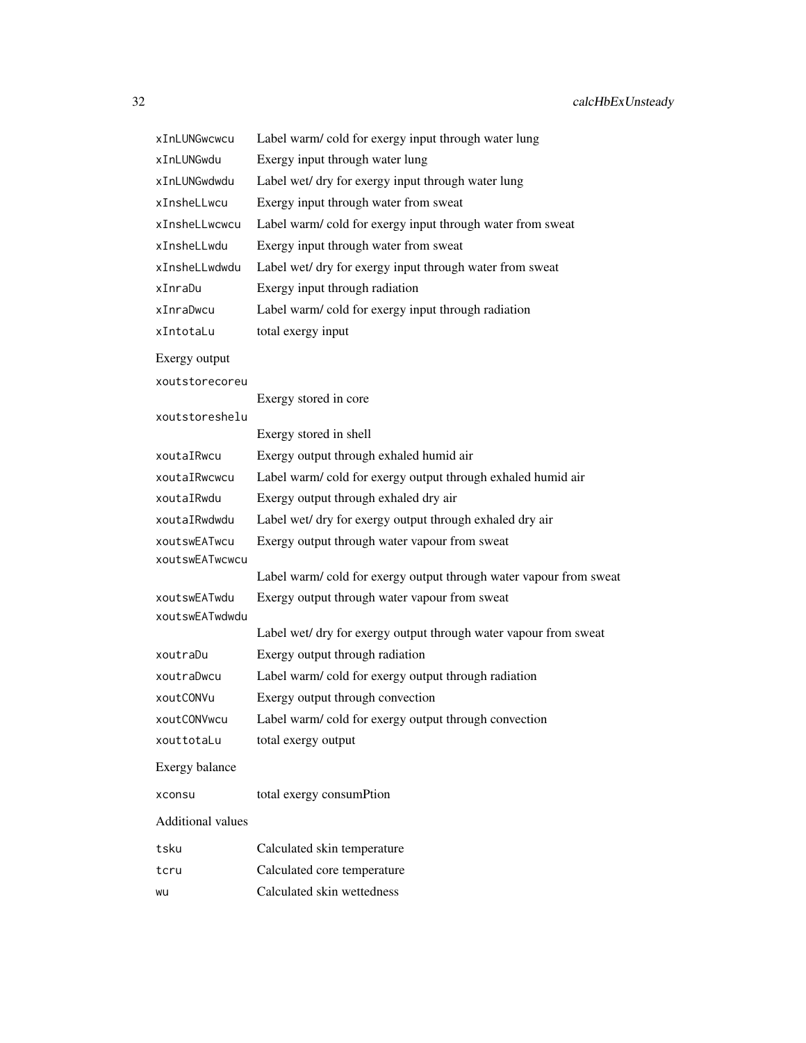| | |
|---|---|
| `xInLUNGwcwcu` | Label warm/ cold for exergy input through water lung |
| `xInLUNGwdu` | Exergy input through water lung |
| `xInLUNGwdwdu` | Label wet/ dry for exergy input through water lung |
| `xInsheLLwcu` | Exergy input through water from sweat |
| `xInsheLLwcwcu` | Label warm/ cold for exergy input through water from sweat |
| `xInsheLLwdu` | Exergy input through water from sweat |
| `xInsheLLwdwdu` | Label wet/ dry for exergy input through water from sweat |
| `xInraDu` | Exergy input through radiation |
| `xInraDwcu` | Label warm/ cold for exergy input through radiation |
| `xIntotaLu` | total exergy input |

Exergy output

| | |
|---|---|
| `xoutstorecoreu` | Exergy stored in core |
| `xoutstoreshelu` | Exergy stored in shell |
| `xoutaIRwcu` | Exergy output through exhaled humid air |
| `xoutaIRwcwcu` | Label warm/ cold for exergy output through exhaled humid air |
| `xoutaIRwdu` | Exergy output through exhaled dry air |
| `xoutaIRwdwdu` | Label wet/ dry for exergy output through exhaled dry air |
| `xoutswEATwcu` | Exergy output through water vapour from sweat |
| `xoutswEATwcwcu` | Label warm/ cold for exergy output through water vapour from sweat |
| `xoutswEATwdu` | Exergy output through water vapour from sweat |
| `xoutswEATwdwdu` | Label wet/ dry for exergy output through water vapour from sweat |
| `xoutraDu` | Exergy output through radiation |
| `xoutraDwcu` | Label warm/ cold for exergy output through radiation |
| `xoutCONVu` | Exergy output through convection |
| `xoutCONVwcu` | Label warm/ cold for exergy output through convection |
| `xouttotaLu` | total exergy output |

Exergy balance

| | |
|---|---|
| `xconsu` | total exergy consumPtion |

Additional values

| | |
|---|---|
| `tsku` | Calculated skin temperature |
| `tcru` | Calculated core temperature |
| `wu` | Calculated skin wettedness |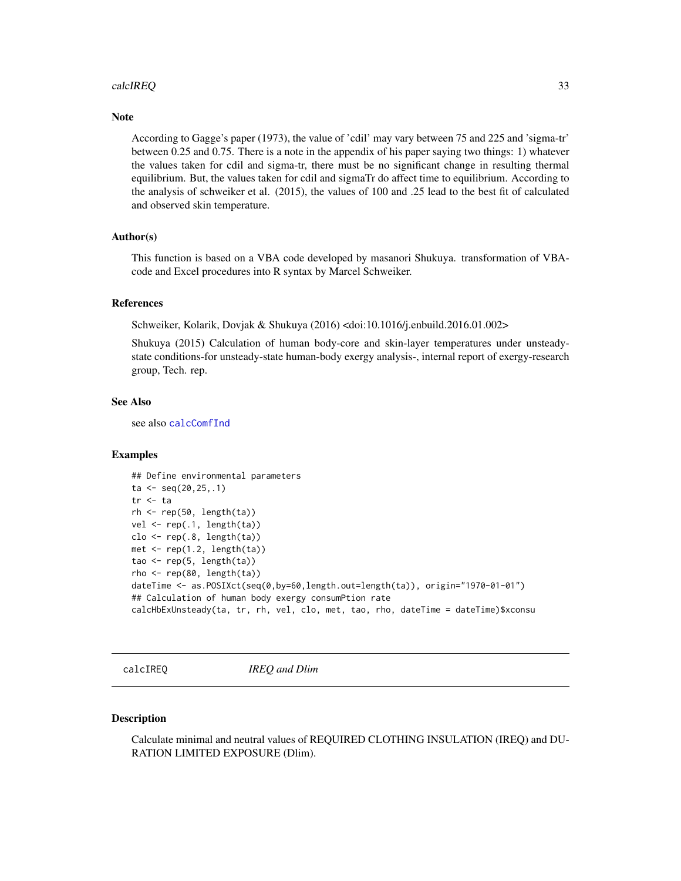### Note

According to Gagge's paper (1973), the value of 'cdil' may vary between 75 and 225 and 'sigma-tr' between 0.25 and 0.75. There is a note in the appendix of his paper saying two things: 1) whatever the values taken for cdil and sigma-tr, there must be no significant change in resulting thermal equilibrium. But, the values taken for cdil and sigmaTr do affect time to equilibrium. According to the analysis of schweiker et al. (2015), the values of 100 and .25 lead to the best fit of calculated and observed skin temperature.

### Author(s)

This function is based on a VBA code developed by masanori Shukuya. transformation of VBA-code and Excel procedures into R syntax by Marcel Schweiker.

### References

Schweiker, Kolarik, Dovjak & Shukuya (2016) <doi:10.1016/j.enbuild.2016.01.002>

Shukuya (2015) Calculation of human body-core and skin-layer temperatures under unsteady-state conditions-for unsteady-state human-body exergy analysis-, internal report of exergy-research group, Tech. rep.

### See Also

see also calcComfInd

### Examples

```
## Define environmental parameters
ta <- seq(20,25,.1)
tr <- ta
rh <- rep(50, length(ta))
vel <- rep(.1, length(ta))
clo <- rep(.8, length(ta))
met <- rep(1.2, length(ta))
tao <- rep(5, length(ta))
rho <- rep(80, length(ta))
dateTime <- as.POSIXct(seq(0,by=60,length.out=length(ta)), origin="1970-01-01")
## Calculation of human body exergy consumPtion rate
calcHbExUnsteady(ta, tr, rh, vel, clo, met, tao, rho, dateTime = dateTime)$xconsu
```

---

## calcIREQ — *IREQ and Dlim*

### Description

Calculate minimal and neutral values of REQUIRED CLOTHING INSULATION (IREQ) and DURATION LIMITED EXPOSURE (Dlim).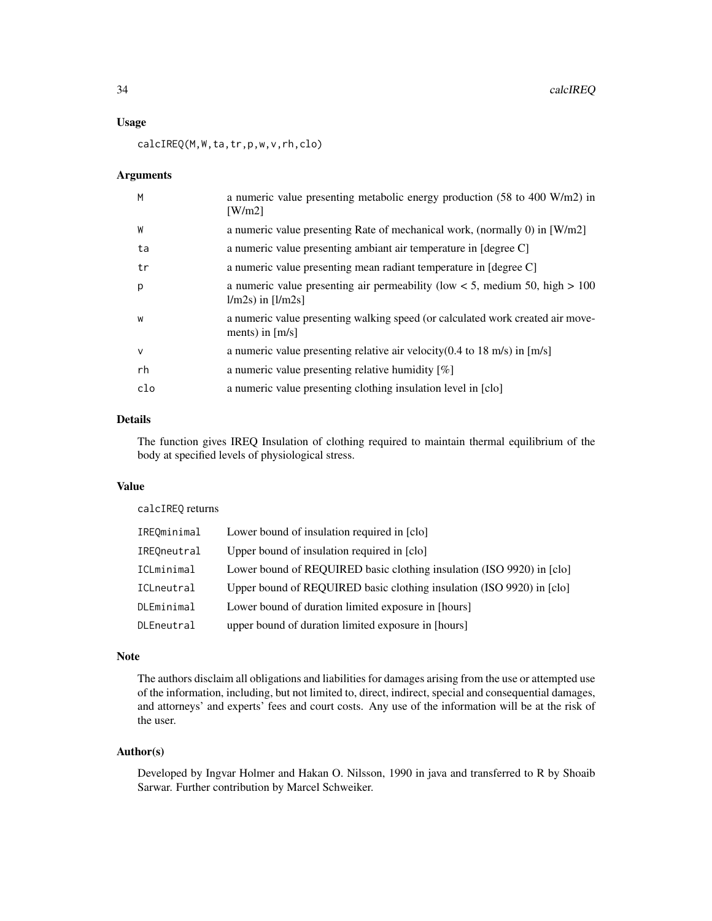### Usage

```
calcIREQ(M,W,ta,tr,p,w,v,rh,clo)
```

### Arguments

| | |
|---|---|
| M | a numeric value presenting metabolic energy production (58 to 400 W/m2) in [W/m2] |
| W | a numeric value presenting Rate of mechanical work, (normally 0) in [W/m2] |
| ta | a numeric value presenting ambiant air temperature in [degree C] |
| tr | a numeric value presenting mean radiant temperature in [degree C] |
| p | a numeric value presenting air permeability (low < 5, medium 50, high > 100 l/m2s) in [l/m2s] |
| w | a numeric value presenting walking speed (or calculated work created air movements) in [m/s] |
| v | a numeric value presenting relative air velocity(0.4 to 18 m/s) in [m/s] |
| rh | a numeric value presenting relative humidity [%] |
| clo | a numeric value presenting clothing insulation level in [clo] |

### Details

The function gives IREQ Insulation of clothing required to maintain thermal equilibrium of the body at specified levels of physiological stress.

### Value

calcIREQ returns

| | |
|---|---|
| IREQminimal | Lower bound of insulation required in [clo] |
| IREQneutral | Upper bound of insulation required in [clo] |
| ICLminimal | Lower bound of REQUIRED basic clothing insulation (ISO 9920) in [clo] |
| ICLneutral | Upper bound of REQUIRED basic clothing insulation (ISO 9920) in [clo] |
| DLEminimal | Lower bound of duration limited exposure in [hours] |
| DLEneutral | upper bound of duration limited exposure in [hours] |

### Note

The authors disclaim all obligations and liabilities for damages arising from the use or attempted use of the information, including, but not limited to, direct, indirect, special and consequential damages, and attorneys' and experts' fees and court costs. Any use of the information will be at the risk of the user.

### Author(s)

Developed by Ingvar Holmer and Hakan O. Nilsson, 1990 in java and transferred to R by Shoaib Sarwar. Further contribution by Marcel Schweiker.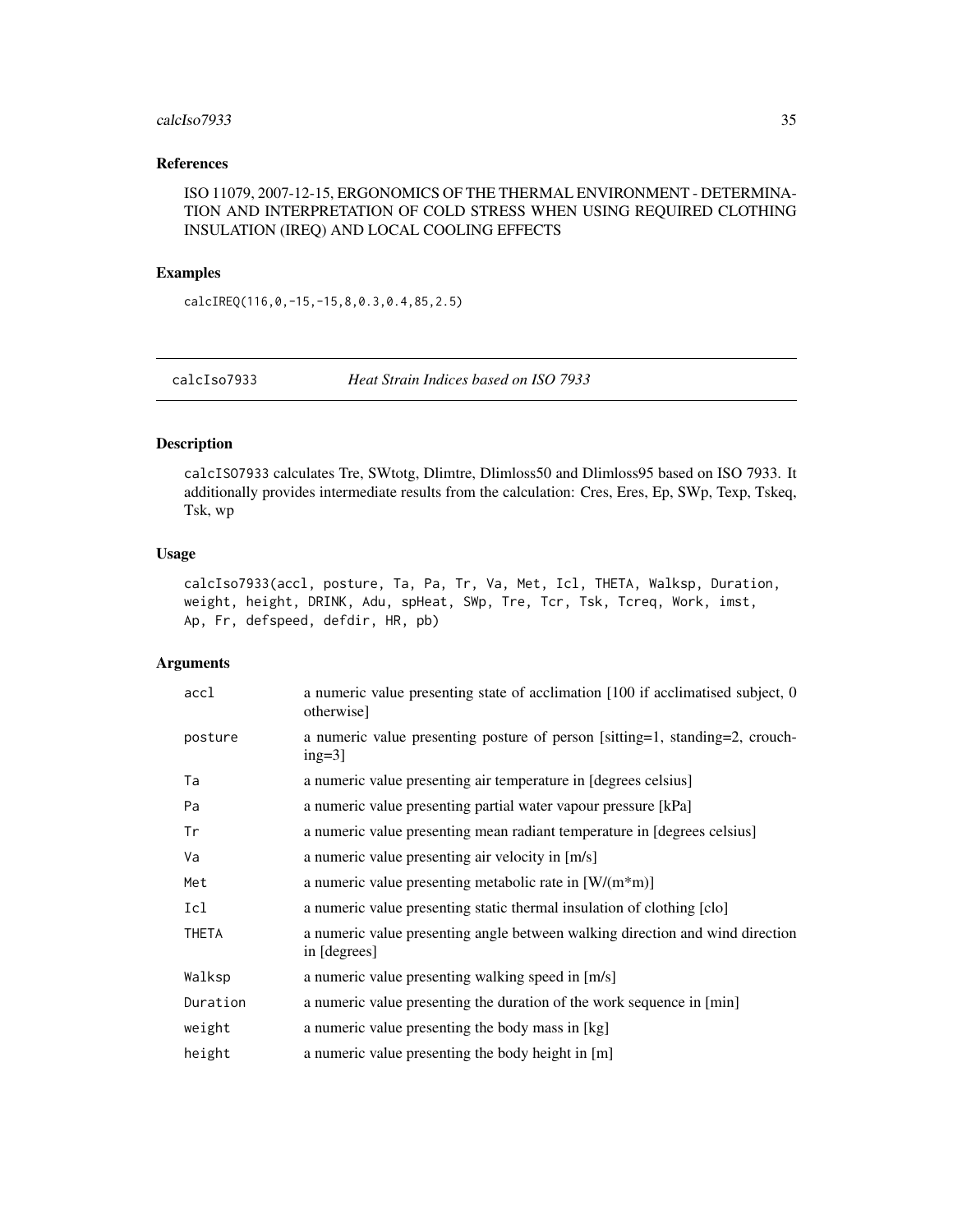## References

ISO 11079, 2007-12-15, ERGONOMICS OF THE THERMAL ENVIRONMENT - DETERMINATION AND INTERPRETATION OF COLD STRESS WHEN USING REQUIRED CLOTHING INSULATION (IREQ) AND LOCAL COOLING EFFECTS

## Examples

```
calcIREQ(116,0,-15,-15,8,0.3,0.4,85,2.5)
```

---

# calcIso7933 *Heat Strain Indices based on ISO 7933*

## Description

calcISO7933 calculates Tre, SWtotg, Dlimtre, Dlimloss50 and Dlimloss95 based on ISO 7933. It additionally provides intermediate results from the calculation: Cres, Eres, Ep, SWp, Texp, Tskeq, Tsk, wp

## Usage

```
calcIso7933(accl, posture, Ta, Pa, Tr, Va, Met, Icl, THETA, Walksp, Duration,
weight, height, DRINK, Adu, spHeat, SWp, Tre, Tcr, Tsk, Tcreq, Work, imst,
Ap, Fr, defspeed, defdir, HR, pb)
```

## Arguments

| | |
|---|---|
| accl | a numeric value presenting state of acclimation [100 if acclimatised subject, 0 otherwise] |
| posture | a numeric value presenting posture of person [sitting=1, standing=2, crouching=3] |
| Ta | a numeric value presenting air temperature in [degrees celsius] |
| Pa | a numeric value presenting partial water vapour pressure [kPa] |
| Tr | a numeric value presenting mean radiant temperature in [degrees celsius] |
| Va | a numeric value presenting air velocity in [m/s] |
| Met | a numeric value presenting metabolic rate in [W/(m*m)] |
| Icl | a numeric value presenting static thermal insulation of clothing [clo] |
| THETA | a numeric value presenting angle between walking direction and wind direction in [degrees] |
| Walksp | a numeric value presenting walking speed in [m/s] |
| Duration | a numeric value presenting the duration of the work sequence in [min] |
| weight | a numeric value presenting the body mass in [kg] |
| height | a numeric value presenting the body height in [m] |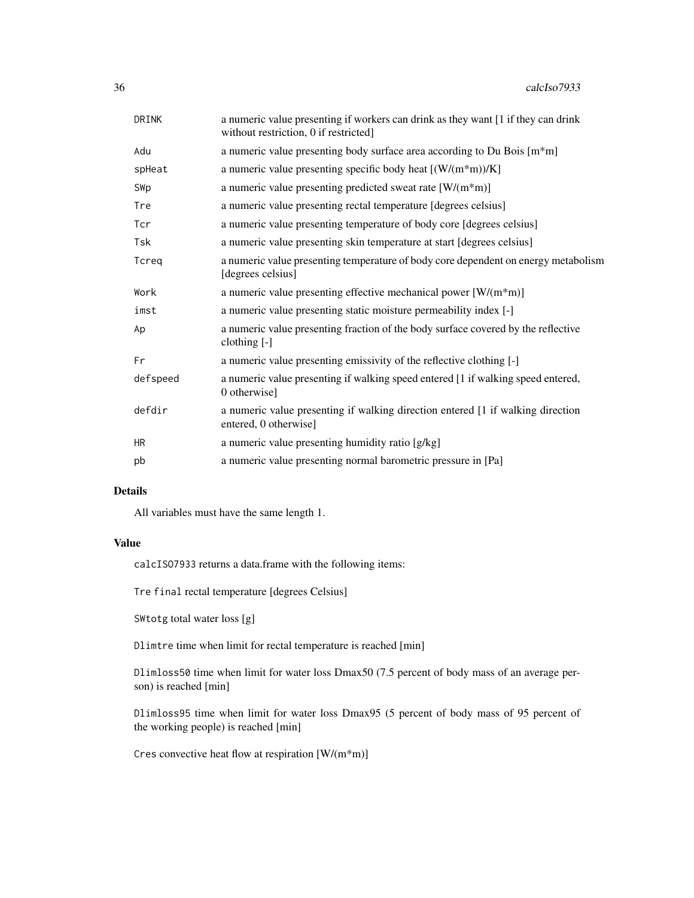| | |
|---|---|
| DRINK | a numeric value presenting if workers can drink as they want [1 if they can drink without restriction, 0 if restricted] |
| Adu | a numeric value presenting body surface area according to Du Bois [m*m] |
| spHeat | a numeric value presenting specific body heat [(W/(m*m))/K] |
| SWp | a numeric value presenting predicted sweat rate [W/(m*m)] |
| Tre | a numeric value presenting rectal temperature [degrees celsius] |
| Tcr | a numeric value presenting temperature of body core [degrees celsius] |
| Tsk | a numeric value presenting skin temperature at start [degrees celsius] |
| Tcreq | a numeric value presenting temperature of body core dependent on energy metabolism [degrees celsius] |
| Work | a numeric value presenting effective mechanical power [W/(m*m)] |
| imst | a numeric value presenting static moisture permeability index [-] |
| Ap | a numeric value presenting fraction of the body surface covered by the reflective clothing [-] |
| Fr | a numeric value presenting emissivity of the reflective clothing [-] |
| defspeed | a numeric value presenting if walking speed entered [1 if walking speed entered, 0 otherwise] |
| defdir | a numeric value presenting if walking direction entered [1 if walking direction entered, 0 otherwise] |
| HR | a numeric value presenting humidity ratio [g/kg] |
| pb | a numeric value presenting normal barometric pressure in [Pa] |

## Details

All variables must have the same length 1.

## Value

calcISO7933 returns a data.frame with the following items:

Tre final rectal temperature [degrees Celsius]

SWtotg total water loss [g]

Dlimtre time when limit for rectal temperature is reached [min]

Dlimloss50 time when limit for water loss Dmax50 (7.5 percent of body mass of an average person) is reached [min]

Dlimloss95 time when limit for water loss Dmax95 (5 percent of body mass of 95 percent of the working people) is reached [min]

Cres convective heat flow at respiration [W/(m*m)]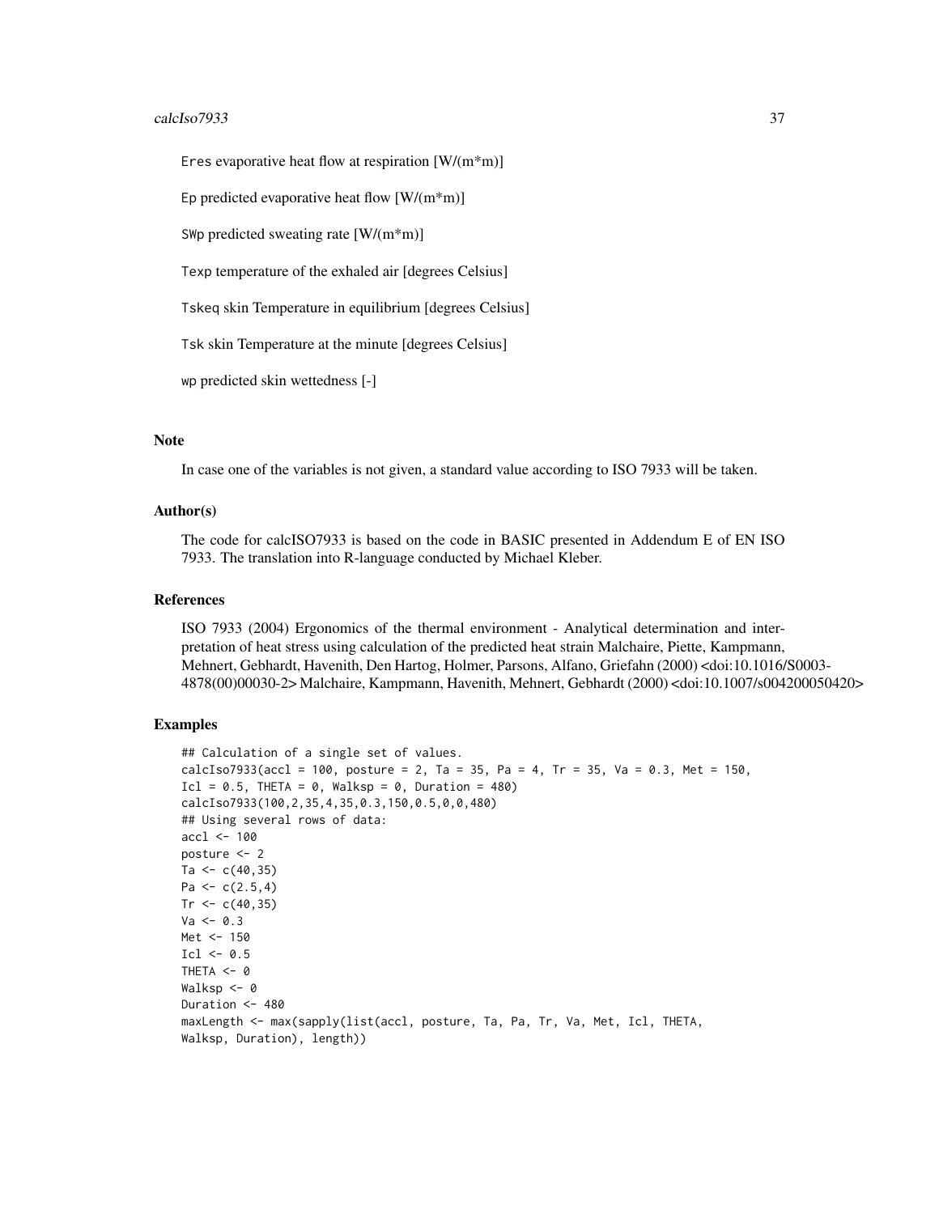`Eres` evaporative heat flow at respiration [W/(m*m)]

`Ep` predicted evaporative heat flow [W/(m*m)]

`SWp` predicted sweating rate [W/(m*m)]

`Texp` temperature of the exhaled air [degrees Celsius]

`Tskeq` skin Temperature in equilibrium [degrees Celsius]

`Tsk` skin Temperature at the minute [degrees Celsius]

`wp` predicted skin wettedness [-]

## Note

In case one of the variables is not given, a standard value according to ISO 7933 will be taken.

## Author(s)

The code for calcISO7933 is based on the code in BASIC presented in Addendum E of EN ISO 7933. The translation into R-language conducted by Michael Kleber.

## References

ISO 7933 (2004) Ergonomics of the thermal environment - Analytical determination and interpretation of heat stress using calculation of the predicted heat strain Malchaire, Piette, Kampmann, Mehnert, Gebhardt, Havenith, Den Hartog, Holmer, Parsons, Alfano, Griefahn (2000) <doi:10.1016/S0003-4878(00)00030-2> Malchaire, Kampmann, Havenith, Mehnert, Gebhardt (2000) <doi:10.1007/s004200050420>

## Examples

```
## Calculation of a single set of values.
calcIso7933(accl = 100, posture = 2, Ta = 35, Pa = 4, Tr = 35, Va = 0.3, Met = 150,
Icl = 0.5, THETA = 0, Walksp = 0, Duration = 480)
calcIso7933(100,2,35,4,35,0.3,150,0.5,0,0,480)
## Using several rows of data:
accl <- 100
posture <- 2
Ta <- c(40,35)
Pa <- c(2.5,4)
Tr <- c(40,35)
Va <- 0.3
Met <- 150
Icl <- 0.5
THETA <- 0
Walksp <- 0
Duration <- 480
maxLength <- max(sapply(list(accl, posture, Ta, Pa, Tr, Va, Met, Icl, THETA,
Walksp, Duration), length))
```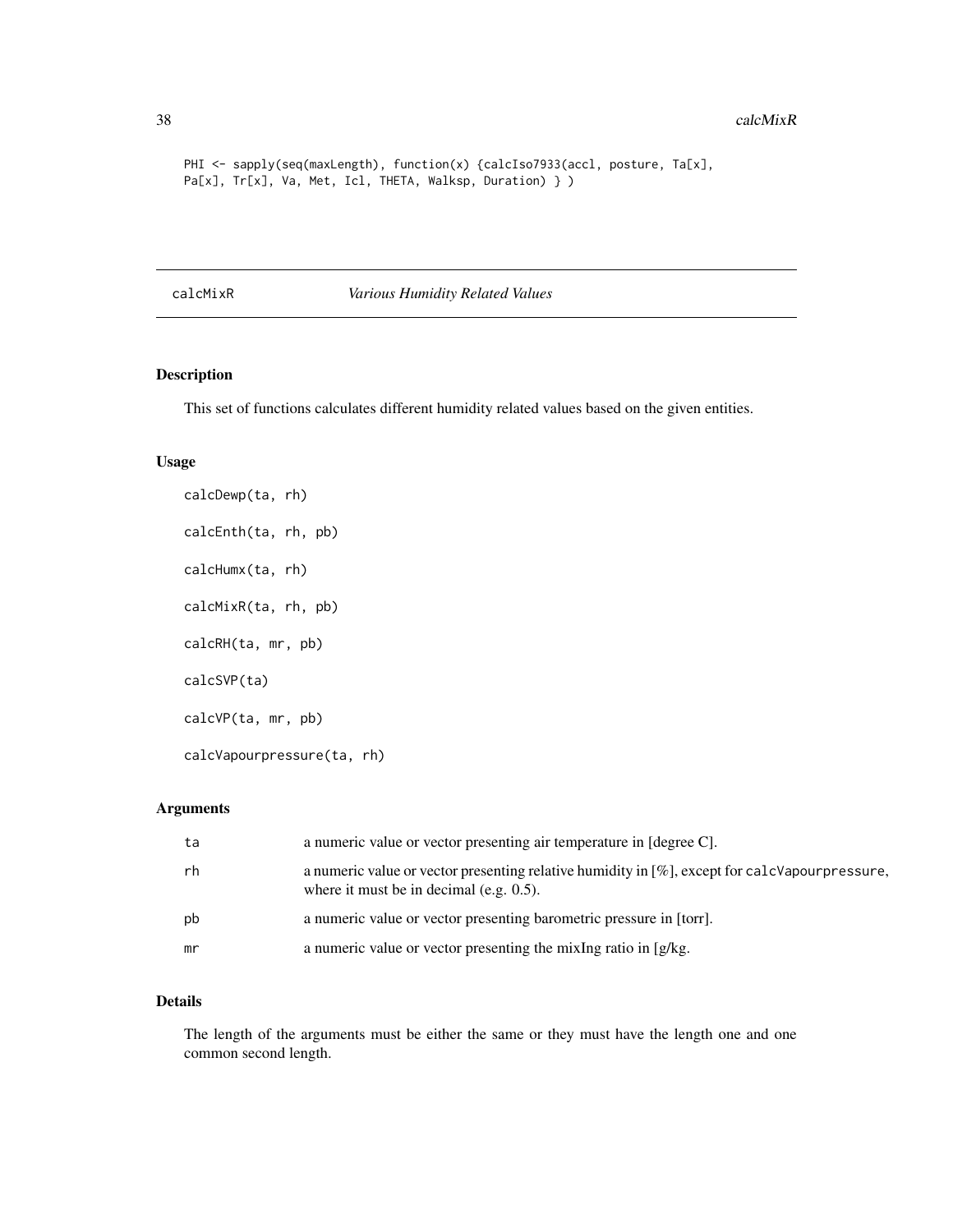```
PHI <- sapply(seq(maxLength), function(x) {calcIso7933(accl, posture, Ta[x],
Pa[x], Tr[x], Va, Met, Icl, THETA, Walksp, Duration) } )
```

## calcMixR *Various Humidity Related Values*

### Description

This set of functions calculates different humidity related values based on the given entities.

### Usage

```
calcDewp(ta, rh)

calcEnth(ta, rh, pb)

calcHumx(ta, rh)

calcMixR(ta, rh, pb)

calcRH(ta, mr, pb)

calcSVP(ta)

calcVP(ta, mr, pb)

calcVapourpressure(ta, rh)
```

### Arguments

| | |
|---|---|
| ta | a numeric value or vector presenting air temperature in [degree C]. |
| rh | a numeric value or vector presenting relative humidity in [%], except for calcVapourpressure, where it must be in decimal (e.g. 0.5). |
| pb | a numeric value or vector presenting barometric pressure in [torr]. |
| mr | a numeric value or vector presenting the mixIng ratio in [g/kg. |

### Details

The length of the arguments must be either the same or they must have the length one and one common second length.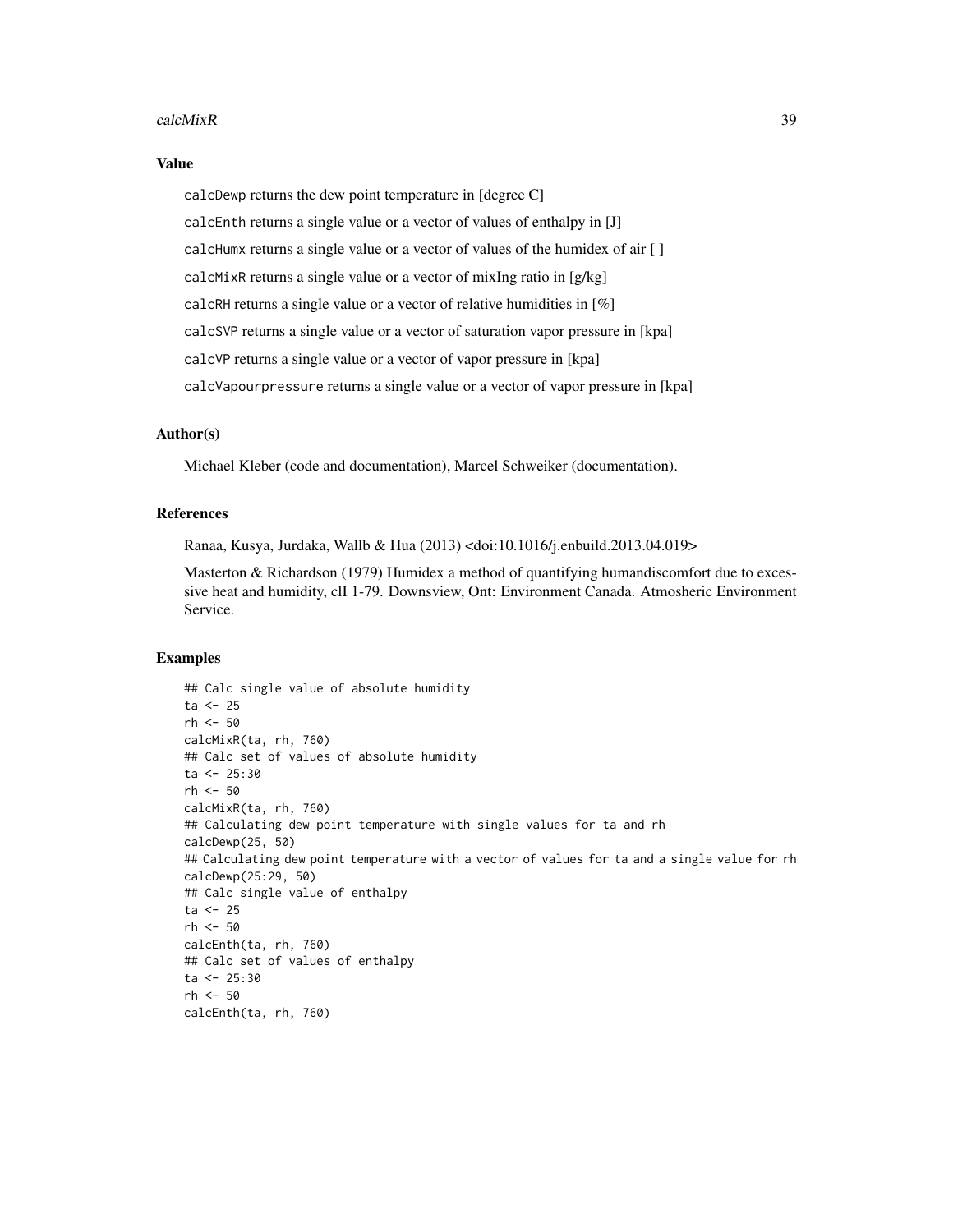### Value

calcDewp returns the dew point temperature in [degree C]

calcEnth returns a single value or a vector of values of enthalpy in [J]

calcHumx returns a single value or a vector of values of the humidex of air [ ]

calcMixR returns a single value or a vector of mixIng ratio in [g/kg]

calcRH returns a single value or a vector of relative humidities in [%]

calcSVP returns a single value or a vector of saturation vapor pressure in [kpa]

calcVP returns a single value or a vector of vapor pressure in [kpa]

calcVapourpressure returns a single value or a vector of vapor pressure in [kpa]

### Author(s)

Michael Kleber (code and documentation), Marcel Schweiker (documentation).

### References

Ranaa, Kusya, Jurdaka, Wallb & Hua (2013) <doi:10.1016/j.enbuild.2013.04.019>

Masterton & Richardson (1979) Humidex a method of quantifying humandiscomfort due to excessive heat and humidity, clI 1-79. Downsview, Ont: Environment Canada. Atmosheric Environment Service.

### Examples

```
## Calc single value of absolute humidity
ta <- 25
rh <- 50
calcMixR(ta, rh, 760)
## Calc set of values of absolute humidity
ta <- 25:30
rh <- 50
calcMixR(ta, rh, 760)
## Calculating dew point temperature with single values for ta and rh
calcDewp(25, 50)
## Calculating dew point temperature with a vector of values for ta and a single value for rh
calcDewp(25:29, 50)
## Calc single value of enthalpy
ta <- 25
rh <- 50
calcEnth(ta, rh, 760)
## Calc set of values of enthalpy
ta <- 25:30
rh <- 50
calcEnth(ta, rh, 760)
```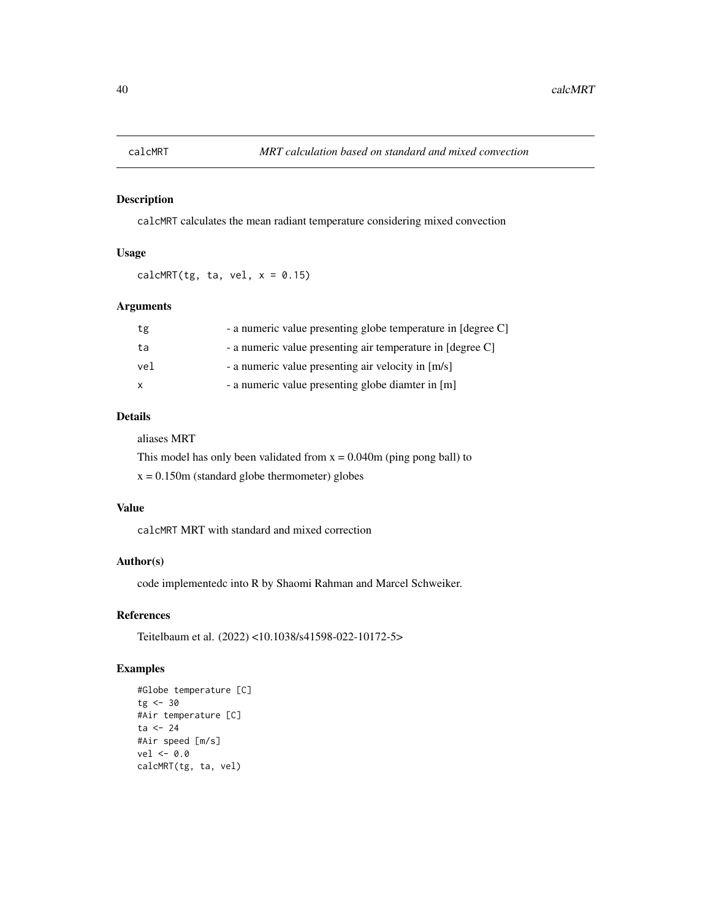## calcMRT — *MRT calculation based on standard and mixed convection*

### Description

calcMRT calculates the mean radiant temperature considering mixed convection

### Usage

```
calcMRT(tg, ta, vel, x = 0.15)
```

### Arguments

| | |
|---|---|
| tg | - a numeric value presenting globe temperature in [degree C] |
| ta | - a numeric value presenting air temperature in [degree C] |
| vel | - a numeric value presenting air velocity in [m/s] |
| x | - a numeric value presenting globe diamter in [m] |

### Details

aliases MRT

This model has only been validated from x = 0.040m (ping pong ball) to

x = 0.150m (standard globe thermometer) globes

### Value

calcMRT MRT with standard and mixed correction

### Author(s)

code implementedc into R by Shaomi Rahman and Marcel Schweiker.

### References

Teitelbaum et al. (2022) <10.1038/s41598-022-10172-5>

### Examples

```
#Globe temperature [C]
tg <- 30
#Air temperature [C]
ta <- 24
#Air speed [m/s]
vel <- 0.0
calcMRT(tg, ta, vel)
```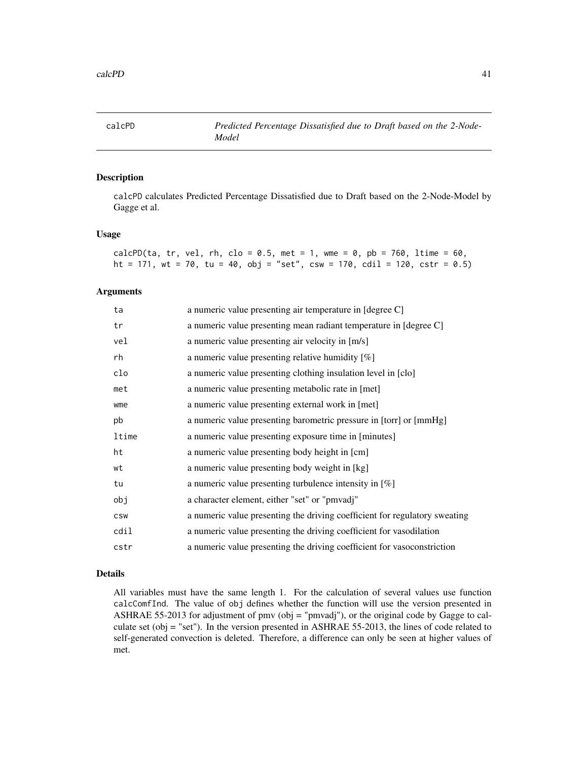# calcPD

*Predicted Percentage Dissatisfied due to Draft based on the 2-Node-Model*

## Description

calcPD calculates Predicted Percentage Dissatisfied due to Draft based on the 2-Node-Model by Gagge et al.

## Usage

```
calcPD(ta, tr, vel, rh, clo = 0.5, met = 1, wme = 0, pb = 760, ltime = 60,
ht = 171, wt = 70, tu = 40, obj = "set", csw = 170, cdil = 120, cstr = 0.5)
```

## Arguments

| | |
|---|---|
| ta | a numeric value presenting air temperature in [degree C] |
| tr | a numeric value presenting mean radiant temperature in [degree C] |
| vel | a numeric value presenting air velocity in [m/s] |
| rh | a numeric value presenting relative humidity [%] |
| clo | a numeric value presenting clothing insulation level in [clo] |
| met | a numeric value presenting metabolic rate in [met] |
| wme | a numeric value presenting external work in [met] |
| pb | a numeric value presenting barometric pressure in [torr] or [mmHg] |
| ltime | a numeric value presenting exposure time in [minutes] |
| ht | a numeric value presenting body height in [cm] |
| wt | a numeric value presenting body weight in [kg] |
| tu | a numeric value presenting turbulence intensity in [%] |
| obj | a character element, either "set" or "pmvadj" |
| csw | a numeric value presenting the driving coefficient for regulatory sweating |
| cdil | a numeric value presenting the driving coefficient for vasodilation |
| cstr | a numeric value presenting the driving coefficient for vasoconstriction |

## Details

All variables must have the same length 1. For the calculation of several values use function calcComfInd. The value of obj defines whether the function will use the version presented in ASHRAE 55-2013 for adjustment of pmv (obj = "pmvadj"), or the original code by Gagge to calculate set (obj = "set"). In the version presented in ASHRAE 55-2013, the lines of code related to self-generated convection is deleted. Therefore, a difference can only be seen at higher values of met.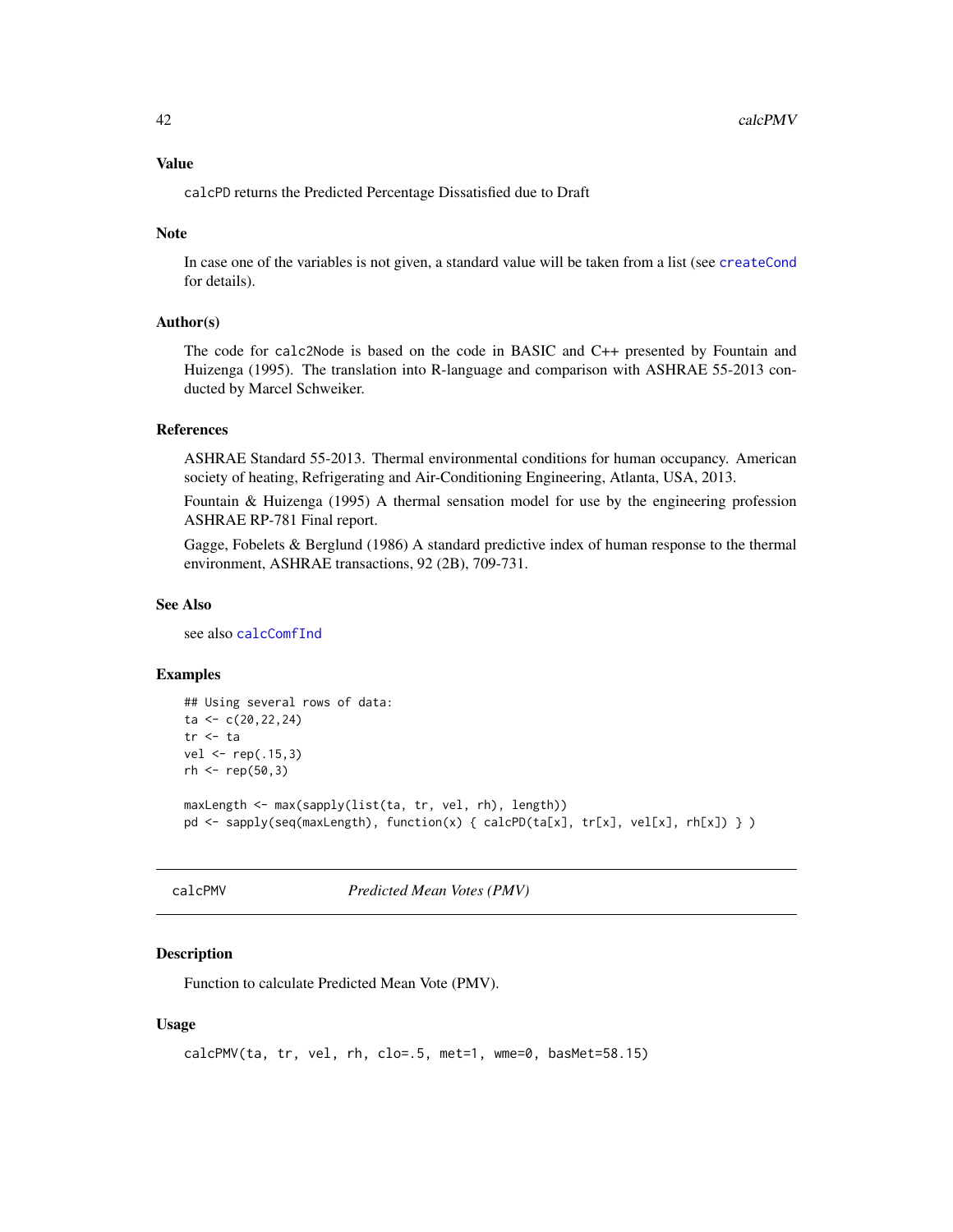### Value

`calcPD` returns the Predicted Percentage Dissatisfied due to Draft

### Note

In case one of the variables is not given, a standard value will be taken from a list (see `createCond` for details).

### Author(s)

The code for `calc2Node` is based on the code in BASIC and C++ presented by Fountain and Huizenga (1995). The translation into R-language and comparison with ASHRAE 55-2013 conducted by Marcel Schweiker.

### References

ASHRAE Standard 55-2013. Thermal environmental conditions for human occupancy. American society of heating, Refrigerating and Air-Conditioning Engineering, Atlanta, USA, 2013.

Fountain & Huizenga (1995) A thermal sensation model for use by the engineering profession ASHRAE RP-781 Final report.

Gagge, Fobelets & Berglund (1986) A standard predictive index of human response to the thermal environment, ASHRAE transactions, 92 (2B), 709-731.

### See Also

see also `calcComfInd`

### Examples

```
## Using several rows of data:
ta <- c(20,22,24)
tr <- ta
vel <- rep(.15,3)
rh <- rep(50,3)

maxLength <- max(sapply(list(ta, tr, vel, rh), length))
pd <- sapply(seq(maxLength), function(x) { calcPD(ta[x], tr[x], vel[x], rh[x]) } )
```

---

## calcPMV *Predicted Mean Votes (PMV)*

### Description

Function to calculate Predicted Mean Vote (PMV).

### Usage

```
calcPMV(ta, tr, vel, rh, clo=.5, met=1, wme=0, basMet=58.15)
```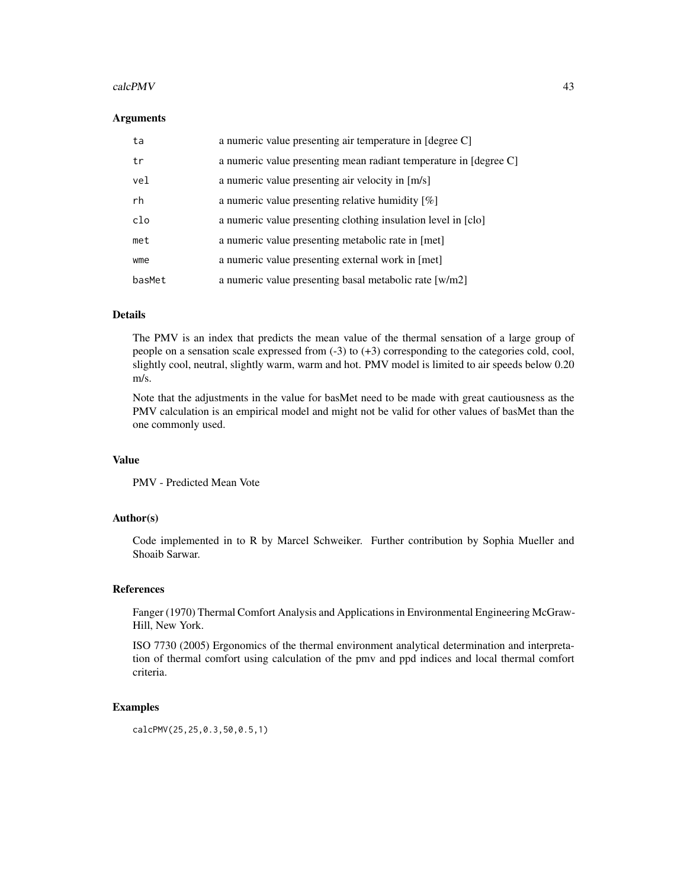### Arguments

| | |
|---|---|
| ta | a numeric value presenting air temperature in [degree C] |
| tr | a numeric value presenting mean radiant temperature in [degree C] |
| vel | a numeric value presenting air velocity in [m/s] |
| rh | a numeric value presenting relative humidity [%] |
| clo | a numeric value presenting clothing insulation level in [clo] |
| met | a numeric value presenting metabolic rate in [met] |
| wme | a numeric value presenting external work in [met] |
| basMet | a numeric value presenting basal metabolic rate [w/m2] |

### Details

The PMV is an index that predicts the mean value of the thermal sensation of a large group of people on a sensation scale expressed from (-3) to (+3) corresponding to the categories cold, cool, slightly cool, neutral, slightly warm, warm and hot. PMV model is limited to air speeds below 0.20 m/s.

Note that the adjustments in the value for basMet need to be made with great cautiousness as the PMV calculation is an empirical model and might not be valid for other values of basMet than the one commonly used.

### Value

PMV - Predicted Mean Vote

### Author(s)

Code implemented in to R by Marcel Schweiker. Further contribution by Sophia Mueller and Shoaib Sarwar.

### References

Fanger (1970) Thermal Comfort Analysis and Applications in Environmental Engineering McGraw-Hill, New York.

ISO 7730 (2005) Ergonomics of the thermal environment analytical determination and interpretation of thermal comfort using calculation of the pmv and ppd indices and local thermal comfort criteria.

### Examples

```
calcPMV(25,25,0.3,50,0.5,1)
```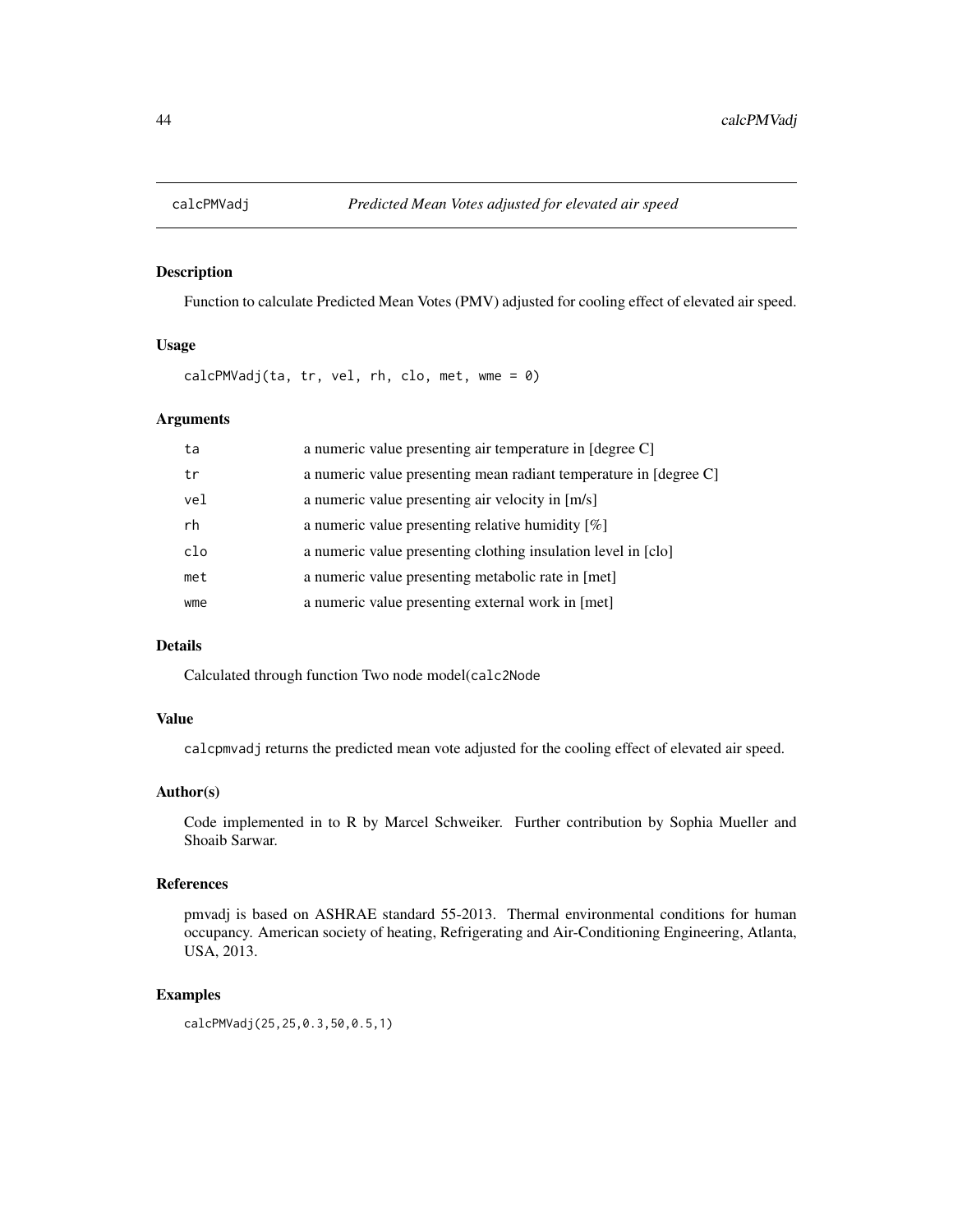# calcPMVadj — *Predicted Mean Votes adjusted for elevated air speed*

## Description

Function to calculate Predicted Mean Votes (PMV) adjusted for cooling effect of elevated air speed.

## Usage

```
calcPMVadj(ta, tr, vel, rh, clo, met, wme = 0)
```

## Arguments

| | |
|---|---|
| ta | a numeric value presenting air temperature in [degree C] |
| tr | a numeric value presenting mean radiant temperature in [degree C] |
| vel | a numeric value presenting air velocity in [m/s] |
| rh | a numeric value presenting relative humidity [%] |
| clo | a numeric value presenting clothing insulation level in [clo] |
| met | a numeric value presenting metabolic rate in [met] |
| wme | a numeric value presenting external work in [met] |

## Details

Calculated through function Two node model(`calc2Node`

## Value

`calcpmvadj` returns the predicted mean vote adjusted for the cooling effect of elevated air speed.

## Author(s)

Code implemented in to R by Marcel Schweiker. Further contribution by Sophia Mueller and Shoaib Sarwar.

## References

pmvadj is based on ASHRAE standard 55-2013. Thermal environmental conditions for human occupancy. American society of heating, Refrigerating and Air-Conditioning Engineering, Atlanta, USA, 2013.

## Examples

```
calcPMVadj(25,25,0.3,50,0.5,1)
```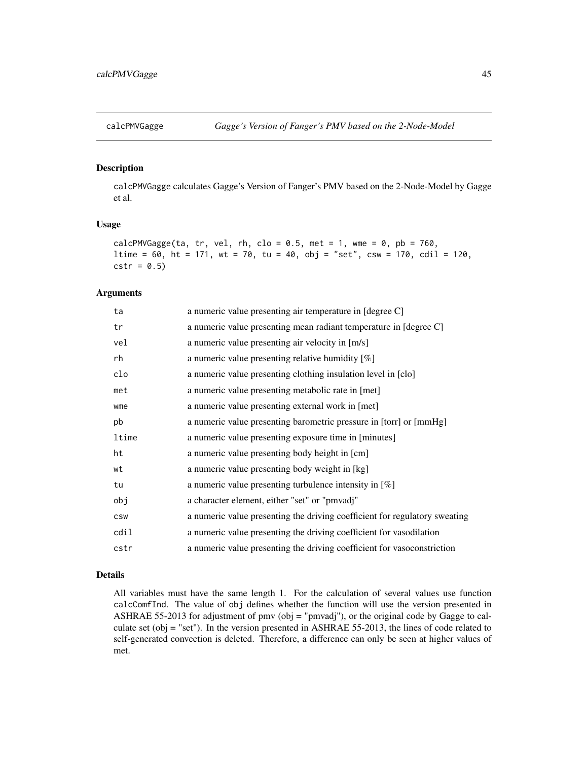# calcPMVGagge — *Gagge's Version of Fanger's PMV based on the 2-Node-Model*

## Description

calcPMVGagge calculates Gagge's Version of Fanger's PMV based on the 2-Node-Model by Gagge et al.

## Usage

```
calcPMVGagge(ta, tr, vel, rh, clo = 0.5, met = 1, wme = 0, pb = 760,
ltime = 60, ht = 171, wt = 70, tu = 40, obj = "set", csw = 170, cdil = 120,
cstr = 0.5)
```

## Arguments

| Argument | Description |
|---|---|
| ta | a numeric value presenting air temperature in [degree C] |
| tr | a numeric value presenting mean radiant temperature in [degree C] |
| vel | a numeric value presenting air velocity in [m/s] |
| rh | a numeric value presenting relative humidity [%] |
| clo | a numeric value presenting clothing insulation level in [clo] |
| met | a numeric value presenting metabolic rate in [met] |
| wme | a numeric value presenting external work in [met] |
| pb | a numeric value presenting barometric pressure in [torr] or [mmHg] |
| ltime | a numeric value presenting exposure time in [minutes] |
| ht | a numeric value presenting body height in [cm] |
| wt | a numeric value presenting body weight in [kg] |
| tu | a numeric value presenting turbulence intensity in [%] |
| obj | a character element, either "set" or "pmvadj" |
| csw | a numeric value presenting the driving coefficient for regulatory sweating |
| cdil | a numeric value presenting the driving coefficient for vasodilation |
| cstr | a numeric value presenting the driving coefficient for vasoconstriction |

## Details

All variables must have the same length 1. For the calculation of several values use function calcComfInd. The value of obj defines whether the function will use the version presented in ASHRAE 55-2013 for adjustment of pmv (obj = "pmvadj"), or the original code by Gagge to calculate set (obj = "set"). In the version presented in ASHRAE 55-2013, the lines of code related to self-generated convection is deleted. Therefore, a difference can only be seen at higher values of met.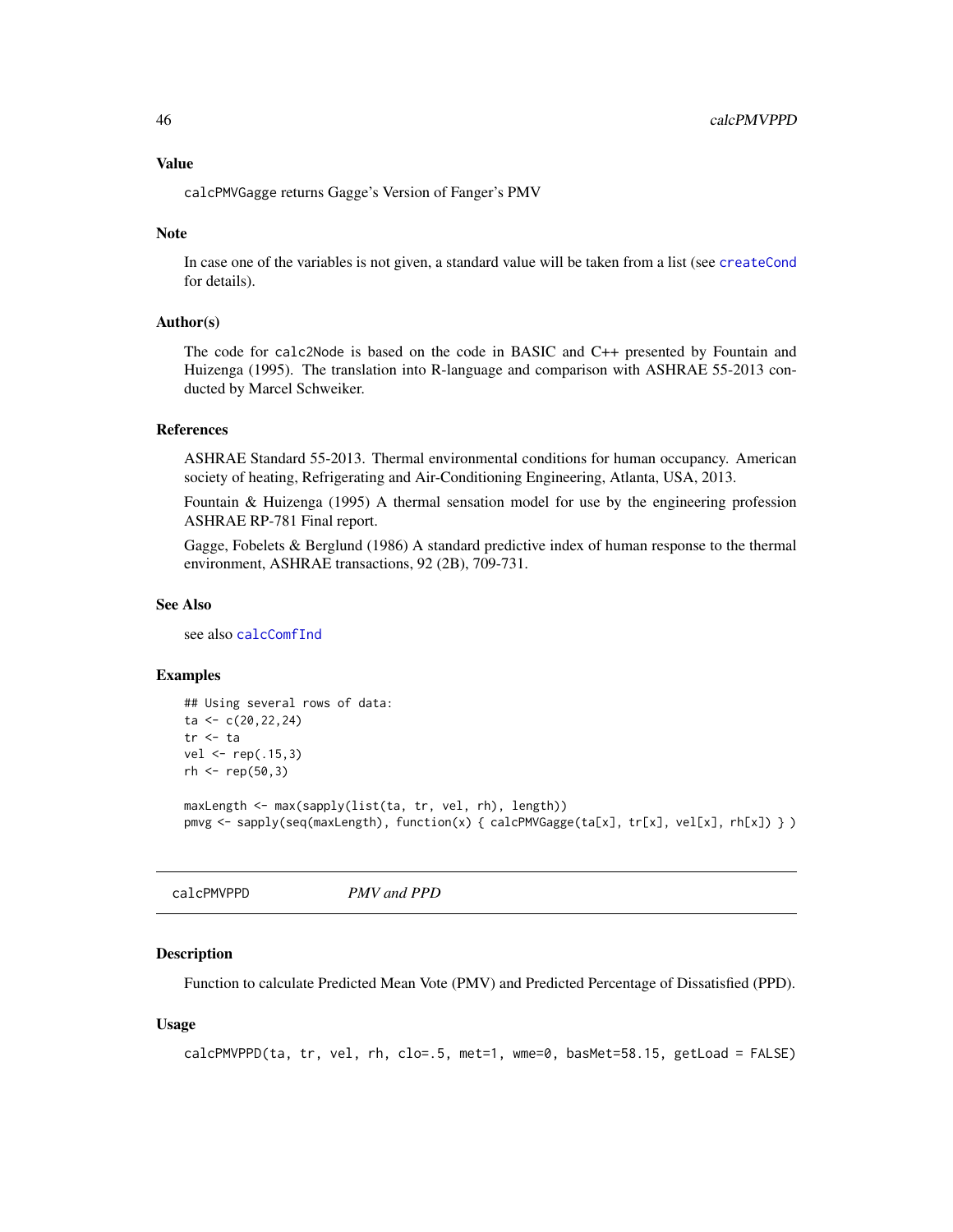### Value

`calcPMVGagge` returns Gagge's Version of Fanger's PMV

### Note

In case one of the variables is not given, a standard value will be taken from a list (see `createCond` for details).

### Author(s)

The code for `calc2Node` is based on the code in BASIC and C++ presented by Fountain and Huizenga (1995). The translation into R-language and comparison with ASHRAE 55-2013 conducted by Marcel Schweiker.

### References

ASHRAE Standard 55-2013. Thermal environmental conditions for human occupancy. American society of heating, Refrigerating and Air-Conditioning Engineering, Atlanta, USA, 2013.

Fountain & Huizenga (1995) A thermal sensation model for use by the engineering profession ASHRAE RP-781 Final report.

Gagge, Fobelets & Berglund (1986) A standard predictive index of human response to the thermal environment, ASHRAE transactions, 92 (2B), 709-731.

### See Also

see also `calcComfInd`

### Examples

```
## Using several rows of data:
ta <- c(20,22,24)
tr <- ta
vel <- rep(.15,3)
rh <- rep(50,3)

maxLength <- max(sapply(list(ta, tr, vel, rh), length))
pmvg <- sapply(seq(maxLength), function(x) { calcPMVGagge(ta[x], tr[x], vel[x], rh[x]) } )
```

---

## calcPMVPPD *PMV and PPD*

### Description

Function to calculate Predicted Mean Vote (PMV) and Predicted Percentage of Dissatisfied (PPD).

### Usage

```
calcPMVPPD(ta, tr, vel, rh, clo=.5, met=1, wme=0, basMet=58.15, getLoad = FALSE)
```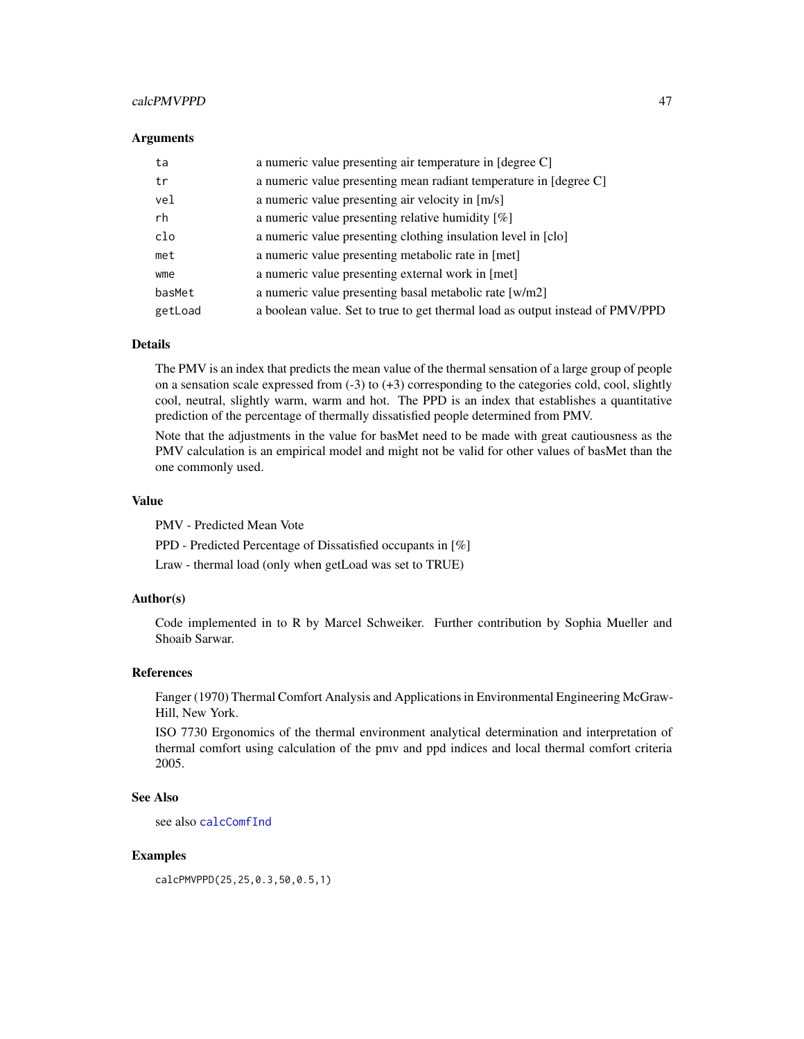### Arguments

| | |
|---|---|
| `ta` | a numeric value presenting air temperature in [degree C] |
| `tr` | a numeric value presenting mean radiant temperature in [degree C] |
| `vel` | a numeric value presenting air velocity in [m/s] |
| `rh` | a numeric value presenting relative humidity [%] |
| `clo` | a numeric value presenting clothing insulation level in [clo] |
| `met` | a numeric value presenting metabolic rate in [met] |
| `wme` | a numeric value presenting external work in [met] |
| `basMet` | a numeric value presenting basal metabolic rate [w/m2] |
| `getLoad` | a boolean value. Set to true to get thermal load as output instead of PMV/PPD |

### Details

The PMV is an index that predicts the mean value of the thermal sensation of a large group of people on a sensation scale expressed from (-3) to (+3) corresponding to the categories cold, cool, slightly cool, neutral, slightly warm, warm and hot. The PPD is an index that establishes a quantitative prediction of the percentage of thermally dissatisfied people determined from PMV.

Note that the adjustments in the value for basMet need to be made with great cautiousness as the PMV calculation is an empirical model and might not be valid for other values of basMet than the one commonly used.

### Value

PMV - Predicted Mean Vote

PPD - Predicted Percentage of Dissatisfied occupants in [%]

Lraw - thermal load (only when getLoad was set to TRUE)

### Author(s)

Code implemented in to R by Marcel Schweiker. Further contribution by Sophia Mueller and Shoaib Sarwar.

### References

Fanger (1970) Thermal Comfort Analysis and Applications in Environmental Engineering McGraw-Hill, New York.

ISO 7730 Ergonomics of the thermal environment analytical determination and interpretation of thermal comfort using calculation of the pmv and ppd indices and local thermal comfort criteria 2005.

### See Also

see also `calcComfInd`

### Examples

```
calcPMVPPD(25,25,0.3,50,0.5,1)
```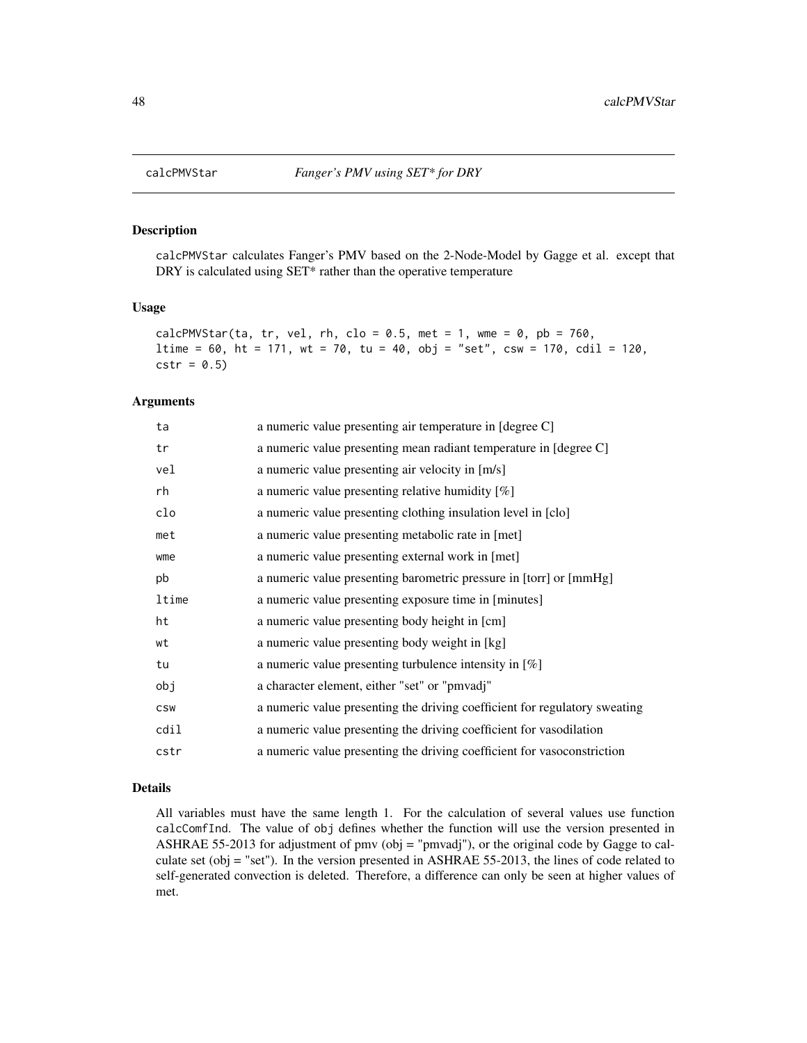# calcPMVStar — *Fanger's PMV using SET\* for DRY*

## Description

calcPMVStar calculates Fanger's PMV based on the 2-Node-Model by Gagge et al. except that DRY is calculated using SET* rather than the operative temperature

## Usage

```
calcPMVStar(ta, tr, vel, rh, clo = 0.5, met = 1, wme = 0, pb = 760,
ltime = 60, ht = 171, wt = 70, tu = 40, obj = "set", csw = 170, cdil = 120,
cstr = 0.5)
```

## Arguments

| | |
|---|---|
| ta | a numeric value presenting air temperature in [degree C] |
| tr | a numeric value presenting mean radiant temperature in [degree C] |
| vel | a numeric value presenting air velocity in [m/s] |
| rh | a numeric value presenting relative humidity [%] |
| clo | a numeric value presenting clothing insulation level in [clo] |
| met | a numeric value presenting metabolic rate in [met] |
| wme | a numeric value presenting external work in [met] |
| pb | a numeric value presenting barometric pressure in [torr] or [mmHg] |
| ltime | a numeric value presenting exposure time in [minutes] |
| ht | a numeric value presenting body height in [cm] |
| wt | a numeric value presenting body weight in [kg] |
| tu | a numeric value presenting turbulence intensity in [%] |
| obj | a character element, either "set" or "pmvadj" |
| csw | a numeric value presenting the driving coefficient for regulatory sweating |
| cdil | a numeric value presenting the driving coefficient for vasodilation |
| cstr | a numeric value presenting the driving coefficient for vasoconstriction |

## Details

All variables must have the same length 1. For the calculation of several values use function calcComfInd. The value of obj defines whether the function will use the version presented in ASHRAE 55-2013 for adjustment of pmv (obj = "pmvadj"), or the original code by Gagge to calculate set (obj = "set"). In the version presented in ASHRAE 55-2013, the lines of code related to self-generated convection is deleted. Therefore, a difference can only be seen at higher values of met.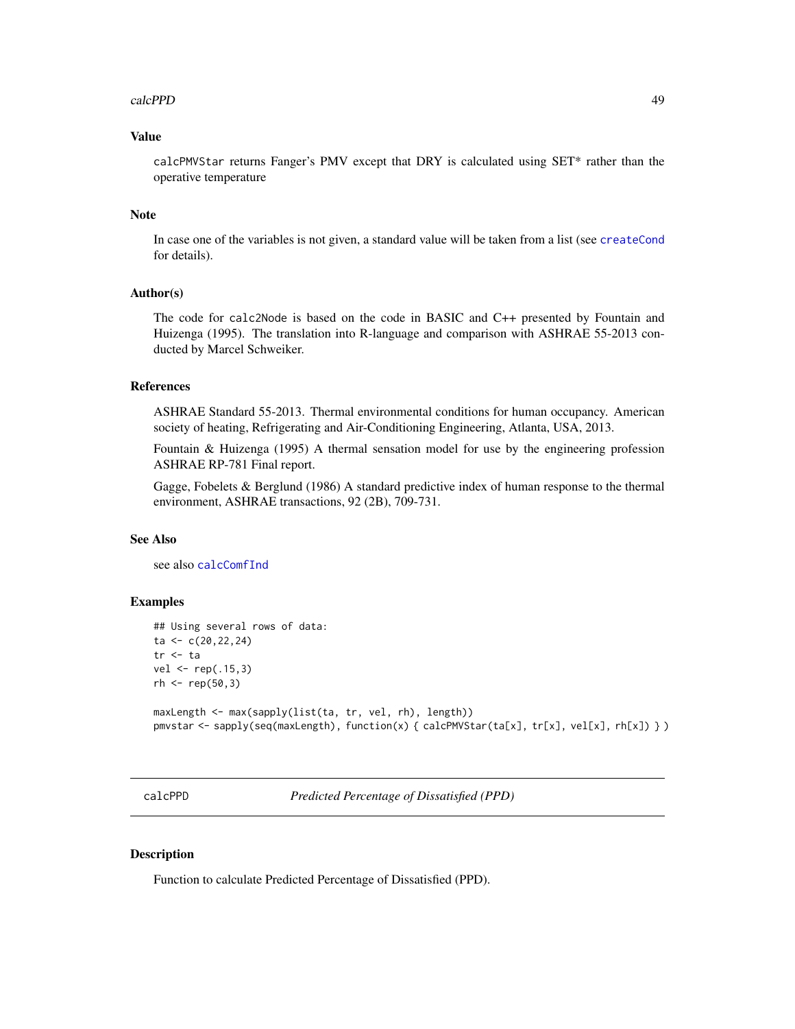### Value

`calcPMVStar` returns Fanger's PMV except that DRY is calculated using SET* rather than the operative temperature

### Note

In case one of the variables is not given, a standard value will be taken from a list (see `createCond` for details).

### Author(s)

The code for `calc2Node` is based on the code in BASIC and C++ presented by Fountain and Huizenga (1995). The translation into R-language and comparison with ASHRAE 55-2013 conducted by Marcel Schweiker.

### References

ASHRAE Standard 55-2013. Thermal environmental conditions for human occupancy. American society of heating, Refrigerating and Air-Conditioning Engineering, Atlanta, USA, 2013.

Fountain & Huizenga (1995) A thermal sensation model for use by the engineering profession ASHRAE RP-781 Final report.

Gagge, Fobelets & Berglund (1986) A standard predictive index of human response to the thermal environment, ASHRAE transactions, 92 (2B), 709-731.

### See Also

see also `calcComfInd`

### Examples

```
## Using several rows of data:
ta <- c(20,22,24)
tr <- ta
vel <- rep(.15,3)
rh <- rep(50,3)

maxLength <- max(sapply(list(ta, tr, vel, rh), length))
pmvstar <- sapply(seq(maxLength), function(x) { calcPMVStar(ta[x], tr[x], vel[x], rh[x]) } )
```

---

## calcPPD *Predicted Percentage of Dissatisfied (PPD)*

---

### Description

Function to calculate Predicted Percentage of Dissatisfied (PPD).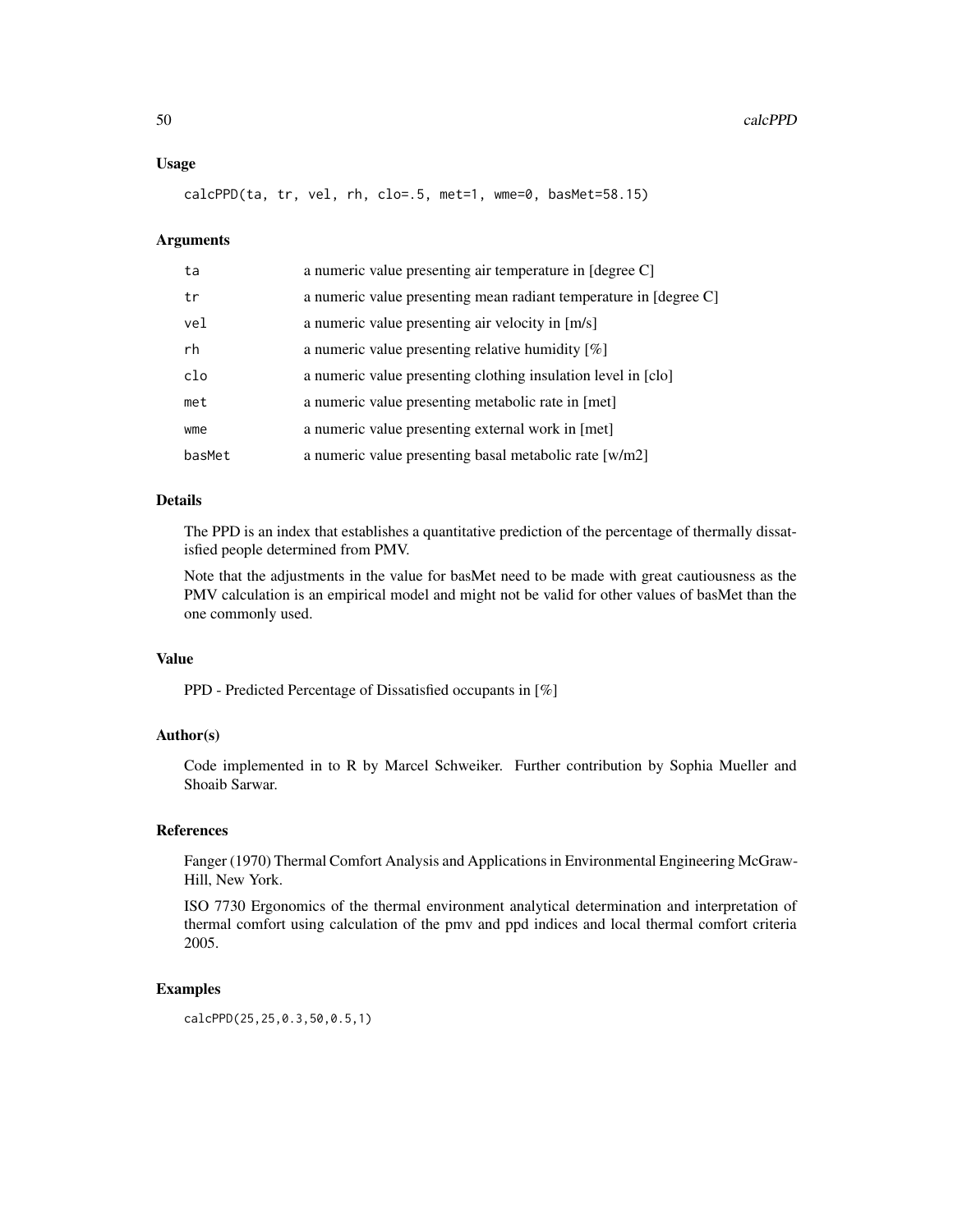## Usage

```
calcPPD(ta, tr, vel, rh, clo=.5, met=1, wme=0, basMet=58.15)
```

## Arguments

| | |
|---|---|
| ta | a numeric value presenting air temperature in [degree C] |
| tr | a numeric value presenting mean radiant temperature in [degree C] |
| vel | a numeric value presenting air velocity in [m/s] |
| rh | a numeric value presenting relative humidity [%] |
| clo | a numeric value presenting clothing insulation level in [clo] |
| met | a numeric value presenting metabolic rate in [met] |
| wme | a numeric value presenting external work in [met] |
| basMet | a numeric value presenting basal metabolic rate [w/m2] |

## Details

The PPD is an index that establishes a quantitative prediction of the percentage of thermally dissatisfied people determined from PMV.

Note that the adjustments in the value for basMet need to be made with great cautiousness as the PMV calculation is an empirical model and might not be valid for other values of basMet than the one commonly used.

## Value

PPD - Predicted Percentage of Dissatisfied occupants in [%]

## Author(s)

Code implemented in to R by Marcel Schweiker. Further contribution by Sophia Mueller and Shoaib Sarwar.

## References

Fanger (1970) Thermal Comfort Analysis and Applications in Environmental Engineering McGraw-Hill, New York.

ISO 7730 Ergonomics of the thermal environment analytical determination and interpretation of thermal comfort using calculation of the pmv and ppd indices and local thermal comfort criteria 2005.

## Examples

```
calcPPD(25,25,0.3,50,0.5,1)
```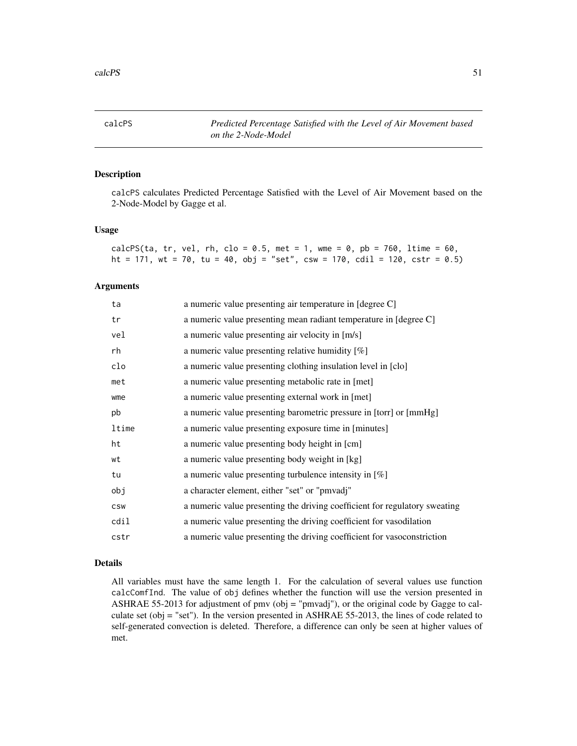# calcPS — *Predicted Percentage Satisfied with the Level of Air Movement based on the 2-Node-Model*

## Description

calcPS calculates Predicted Percentage Satisfied with the Level of Air Movement based on the 2-Node-Model by Gagge et al.

## Usage

```
calcPS(ta, tr, vel, rh, clo = 0.5, met = 1, wme = 0, pb = 760, ltime = 60,
ht = 171, wt = 70, tu = 40, obj = "set", csw = 170, cdil = 120, cstr = 0.5)
```

## Arguments

| Argument | Description |
|---|---|
| ta | a numeric value presenting air temperature in [degree C] |
| tr | a numeric value presenting mean radiant temperature in [degree C] |
| vel | a numeric value presenting air velocity in [m/s] |
| rh | a numeric value presenting relative humidity [%] |
| clo | a numeric value presenting clothing insulation level in [clo] |
| met | a numeric value presenting metabolic rate in [met] |
| wme | a numeric value presenting external work in [met] |
| pb | a numeric value presenting barometric pressure in [torr] or [mmHg] |
| ltime | a numeric value presenting exposure time in [minutes] |
| ht | a numeric value presenting body height in [cm] |
| wt | a numeric value presenting body weight in [kg] |
| tu | a numeric value presenting turbulence intensity in [%] |
| obj | a character element, either "set" or "pmvadj" |
| csw | a numeric value presenting the driving coefficient for regulatory sweating |
| cdil | a numeric value presenting the driving coefficient for vasodilation |
| cstr | a numeric value presenting the driving coefficient for vasoconstriction |

## Details

All variables must have the same length 1. For the calculation of several values use function calcComfInd. The value of obj defines whether the function will use the version presented in ASHRAE 55-2013 for adjustment of pmv (obj = "pmvadj"), or the original code by Gagge to calculate set (obj = "set"). In the version presented in ASHRAE 55-2013, the lines of code related to self-generated convection is deleted. Therefore, a difference can only be seen at higher values of met.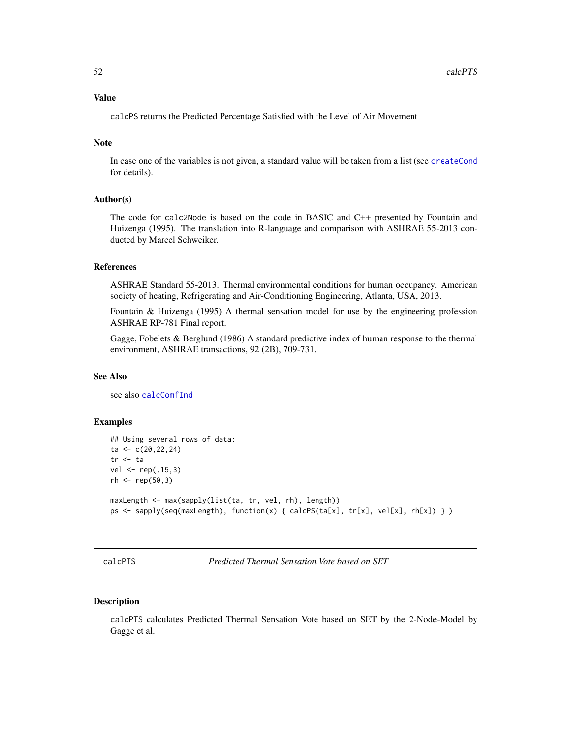### Value

calcPS returns the Predicted Percentage Satisfied with the Level of Air Movement

### Note

In case one of the variables is not given, a standard value will be taken from a list (see createCond for details).

### Author(s)

The code for calc2Node is based on the code in BASIC and C++ presented by Fountain and Huizenga (1995). The translation into R-language and comparison with ASHRAE 55-2013 conducted by Marcel Schweiker.

### References

ASHRAE Standard 55-2013. Thermal environmental conditions for human occupancy. American society of heating, Refrigerating and Air-Conditioning Engineering, Atlanta, USA, 2013.

Fountain & Huizenga (1995) A thermal sensation model for use by the engineering profession ASHRAE RP-781 Final report.

Gagge, Fobelets & Berglund (1986) A standard predictive index of human response to the thermal environment, ASHRAE transactions, 92 (2B), 709-731.

### See Also

see also calcComfInd

### Examples

```
## Using several rows of data:
ta <- c(20,22,24)
tr <- ta
vel <- rep(.15,3)
rh <- rep(50,3)

maxLength <- max(sapply(list(ta, tr, vel, rh), length))
ps <- sapply(seq(maxLength), function(x) { calcPS(ta[x], tr[x], vel[x], rh[x]) } )
```

---

## calcPTS &nbsp;&nbsp;&nbsp;&nbsp; *Predicted Thermal Sensation Vote based on SET*

### Description

calcPTS calculates Predicted Thermal Sensation Vote based on SET by the 2-Node-Model by Gagge et al.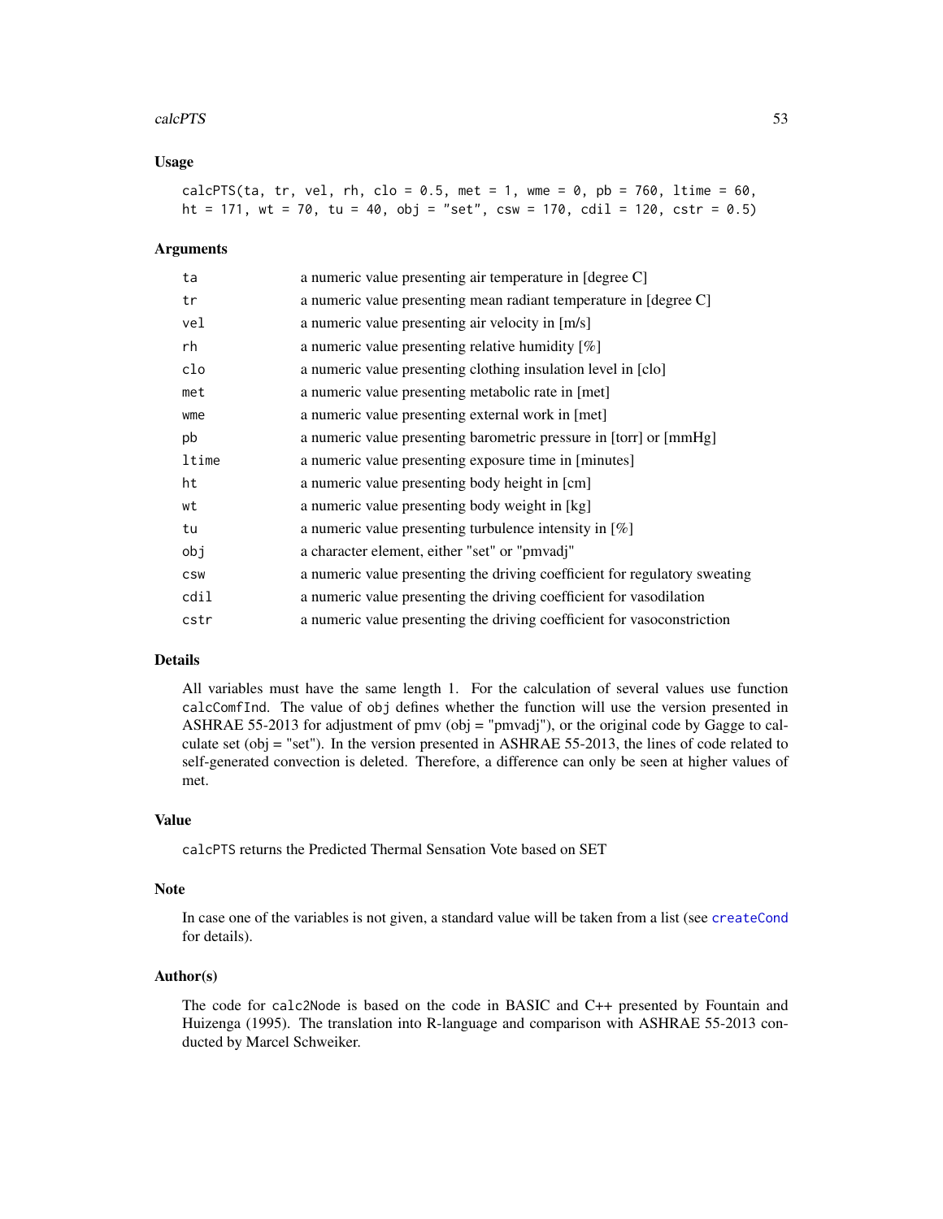## Usage

```
calcPTS(ta, tr, vel, rh, clo = 0.5, met = 1, wme = 0, pb = 760, ltime = 60,
ht = 171, wt = 70, tu = 40, obj = "set", csw = 170, cdil = 120, cstr = 0.5)
```

## Arguments

| | |
|---|---|
| ta | a numeric value presenting air temperature in [degree C] |
| tr | a numeric value presenting mean radiant temperature in [degree C] |
| vel | a numeric value presenting air velocity in [m/s] |
| rh | a numeric value presenting relative humidity [%] |
| clo | a numeric value presenting clothing insulation level in [clo] |
| met | a numeric value presenting metabolic rate in [met] |
| wme | a numeric value presenting external work in [met] |
| pb | a numeric value presenting barometric pressure in [torr] or [mmHg] |
| ltime | a numeric value presenting exposure time in [minutes] |
| ht | a numeric value presenting body height in [cm] |
| wt | a numeric value presenting body weight in [kg] |
| tu | a numeric value presenting turbulence intensity in [%] |
| obj | a character element, either "set" or "pmvadj" |
| csw | a numeric value presenting the driving coefficient for regulatory sweating |
| cdil | a numeric value presenting the driving coefficient for vasodilation |
| cstr | a numeric value presenting the driving coefficient for vasoconstriction |

## Details

All variables must have the same length 1. For the calculation of several values use function `calcComfInd`. The value of `obj` defines whether the function will use the version presented in ASHRAE 55-2013 for adjustment of pmv (obj = "pmvadj"), or the original code by Gagge to calculate set (obj = "set"). In the version presented in ASHRAE 55-2013, the lines of code related to self-generated convection is deleted. Therefore, a difference can only be seen at higher values of met.

## Value

`calcPTS` returns the Predicted Thermal Sensation Vote based on SET

## Note

In case one of the variables is not given, a standard value will be taken from a list (see `createCond` for details).

## Author(s)

The code for `calc2Node` is based on the code in BASIC and C++ presented by Fountain and Huizenga (1995). The translation into R-language and comparison with ASHRAE 55-2013 conducted by Marcel Schweiker.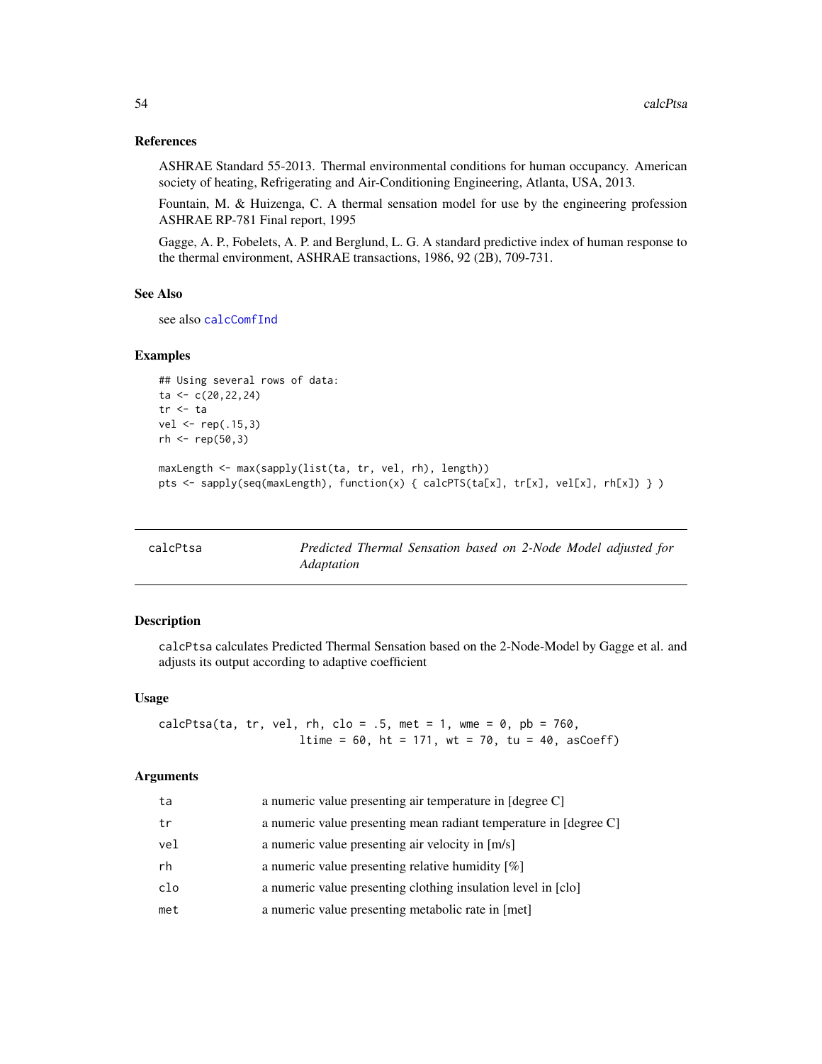### References

ASHRAE Standard 55-2013. Thermal environmental conditions for human occupancy. American society of heating, Refrigerating and Air-Conditioning Engineering, Atlanta, USA, 2013.

Fountain, M. & Huizenga, C. A thermal sensation model for use by the engineering profession ASHRAE RP-781 Final report, 1995

Gagge, A. P., Fobelets, A. P. and Berglund, L. G. A standard predictive index of human response to the thermal environment, ASHRAE transactions, 1986, 92 (2B), 709-731.

### See Also

see also calcComfInd

### Examples

```
## Using several rows of data:
ta <- c(20,22,24)
tr <- ta
vel <- rep(.15,3)
rh <- rep(50,3)

maxLength <- max(sapply(list(ta, tr, vel, rh), length))
pts <- sapply(seq(maxLength), function(x) { calcPTS(ta[x], tr[x], vel[x], rh[x]) } )
```

---

## calcPtsa — *Predicted Thermal Sensation based on 2-Node Model adjusted for Adaptation*

### Description

calcPtsa calculates Predicted Thermal Sensation based on the 2-Node-Model by Gagge et al. and adjusts its output according to adaptive coefficient

### Usage

```
calcPtsa(ta, tr, vel, rh, clo = .5, met = 1, wme = 0, pb = 760,
                    ltime = 60, ht = 171, wt = 70, tu = 40, asCoeff)
```

### Arguments

| | |
|---|---|
| ta | a numeric value presenting air temperature in [degree C] |
| tr | a numeric value presenting mean radiant temperature in [degree C] |
| vel | a numeric value presenting air velocity in [m/s] |
| rh | a numeric value presenting relative humidity [%] |
| clo | a numeric value presenting clothing insulation level in [clo] |
| met | a numeric value presenting metabolic rate in [met] |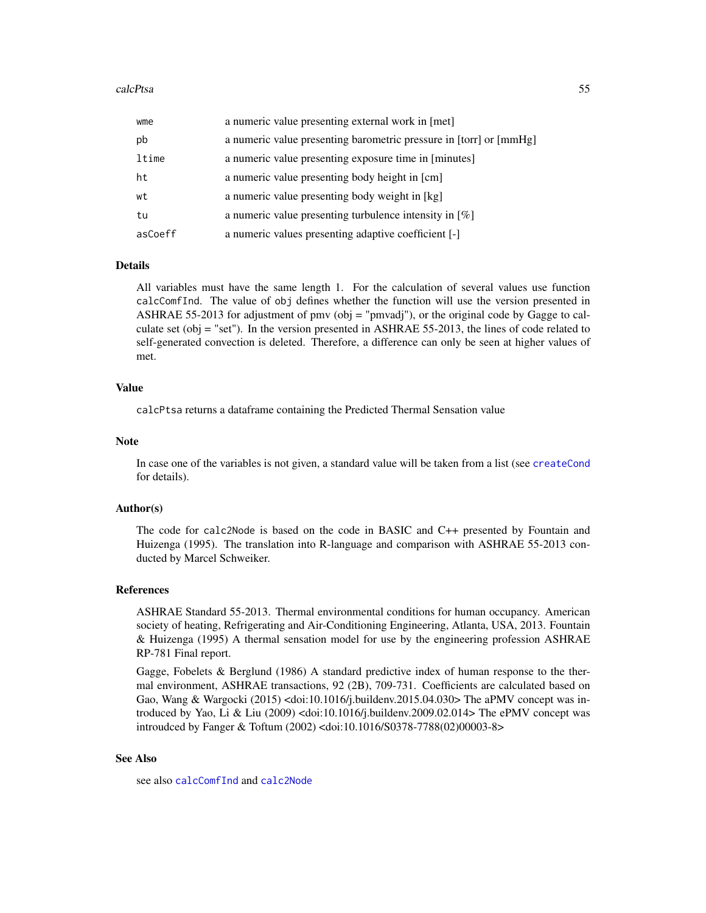| | |
|---|---|
| wme | a numeric value presenting external work in [met] |
| pb | a numeric value presenting barometric pressure in [torr] or [mmHg] |
| ltime | a numeric value presenting exposure time in [minutes] |
| ht | a numeric value presenting body height in [cm] |
| wt | a numeric value presenting body weight in [kg] |
| tu | a numeric value presenting turbulence intensity in [%] |
| asCoeff | a numeric values presenting adaptive coefficient [-] |

### Details

All variables must have the same length 1. For the calculation of several values use function `calcComfInd`. The value of `obj` defines whether the function will use the version presented in ASHRAE 55-2013 for adjustment of pmv (obj = "pmvadj"), or the original code by Gagge to calculate set (obj = "set"). In the version presented in ASHRAE 55-2013, the lines of code related to self-generated convection is deleted. Therefore, a difference can only be seen at higher values of met.

### Value

`calcPtsa` returns a dataframe containing the Predicted Thermal Sensation value

### Note

In case one of the variables is not given, a standard value will be taken from a list (see `createCond` for details).

### Author(s)

The code for `calc2Node` is based on the code in BASIC and C++ presented by Fountain and Huizenga (1995). The translation into R-language and comparison with ASHRAE 55-2013 conducted by Marcel Schweiker.

### References

ASHRAE Standard 55-2013. Thermal environmental conditions for human occupancy. American society of heating, Refrigerating and Air-Conditioning Engineering, Atlanta, USA, 2013. Fountain & Huizenga (1995) A thermal sensation model for use by the engineering profession ASHRAE RP-781 Final report.

Gagge, Fobelets & Berglund (1986) A standard predictive index of human response to the thermal environment, ASHRAE transactions, 92 (2B), 709-731. Coefficients are calculated based on Gao, Wang & Wargocki (2015) <doi:10.1016/j.buildenv.2015.04.030> The aPMV concept was introduced by Yao, Li & Liu (2009) <doi:10.1016/j.buildenv.2009.02.014> The ePMV concept was introudced by Fanger & Toftum (2002) <doi:10.1016/S0378-7788(02)00003-8>

### See Also

see also `calcComfInd` and `calc2Node`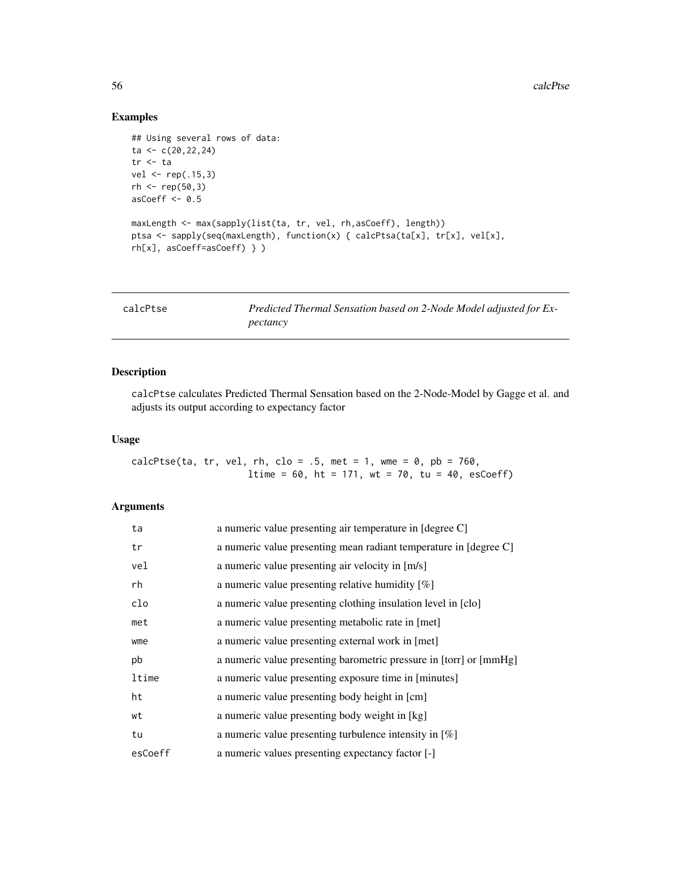## Examples

```
## Using several rows of data:
ta <- c(20,22,24)
tr <- ta
vel <- rep(.15,3)
rh <- rep(50,3)
asCoeff <- 0.5

maxLength <- max(sapply(list(ta, tr, vel, rh,asCoeff), length))
ptsa <- sapply(seq(maxLength), function(x) { calcPtsa(ta[x], tr[x], vel[x],
rh[x], asCoeff=asCoeff) } )
```

---

# calcPtse — *Predicted Thermal Sensation based on 2-Node Model adjusted for Expectancy*

---

## Description

calcPtse calculates Predicted Thermal Sensation based on the 2-Node-Model by Gagge et al. and adjusts its output according to expectancy factor

## Usage

```
calcPtse(ta, tr, vel, rh, clo = .5, met = 1, wme = 0, pb = 760,
                    ltime = 60, ht = 171, wt = 70, tu = 40, esCoeff)
```

## Arguments

| | |
|---|---|
| ta | a numeric value presenting air temperature in [degree C] |
| tr | a numeric value presenting mean radiant temperature in [degree C] |
| vel | a numeric value presenting air velocity in [m/s] |
| rh | a numeric value presenting relative humidity [%] |
| clo | a numeric value presenting clothing insulation level in [clo] |
| met | a numeric value presenting metabolic rate in [met] |
| wme | a numeric value presenting external work in [met] |
| pb | a numeric value presenting barometric pressure in [torr] or [mmHg] |
| ltime | a numeric value presenting exposure time in [minutes] |
| ht | a numeric value presenting body height in [cm] |
| wt | a numeric value presenting body weight in [kg] |
| tu | a numeric value presenting turbulence intensity in [%] |
| esCoeff | a numeric values presenting expectancy factor [-] |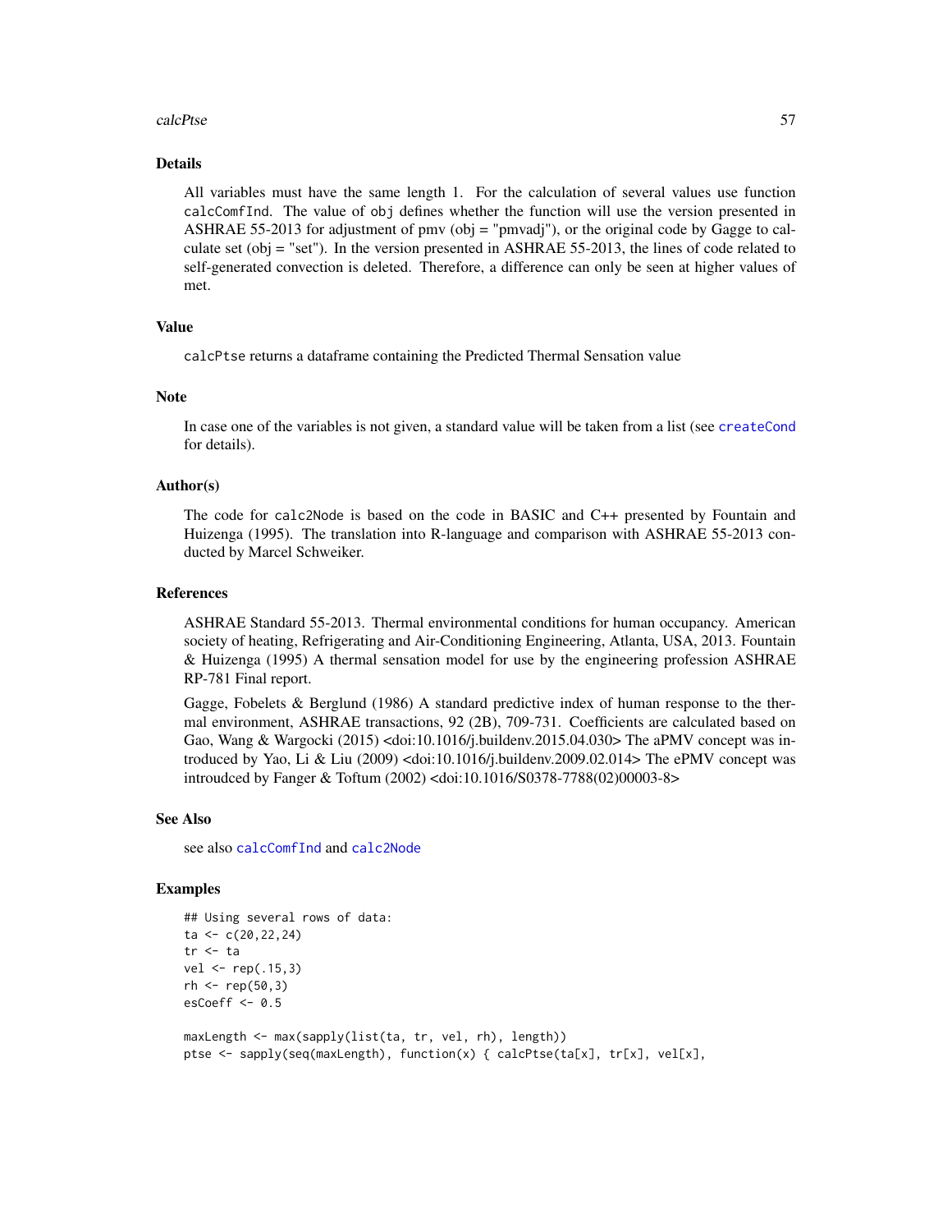## Details

All variables must have the same length 1. For the calculation of several values use function `calcComfInd`. The value of `obj` defines whether the function will use the version presented in ASHRAE 55-2013 for adjustment of pmv (obj = "pmvadj"), or the original code by Gagge to calculate set (obj = "set"). In the version presented in ASHRAE 55-2013, the lines of code related to self-generated convection is deleted. Therefore, a difference can only be seen at higher values of met.

## Value

`calcPtse` returns a dataframe containing the Predicted Thermal Sensation value

## Note

In case one of the variables is not given, a standard value will be taken from a list (see `createCond` for details).

## Author(s)

The code for `calc2Node` is based on the code in BASIC and C++ presented by Fountain and Huizenga (1995). The translation into R-language and comparison with ASHRAE 55-2013 conducted by Marcel Schweiker.

## References

ASHRAE Standard 55-2013. Thermal environmental conditions for human occupancy. American society of heating, Refrigerating and Air-Conditioning Engineering, Atlanta, USA, 2013. Fountain & Huizenga (1995) A thermal sensation model for use by the engineering profession ASHRAE RP-781 Final report.

Gagge, Fobelets & Berglund (1986) A standard predictive index of human response to the thermal environment, ASHRAE transactions, 92 (2B), 709-731. Coefficients are calculated based on Gao, Wang & Wargocki (2015) <doi:10.1016/j.buildenv.2015.04.030> The aPMV concept was introduced by Yao, Li & Liu (2009) <doi:10.1016/j.buildenv.2009.02.014> The ePMV concept was introudced by Fanger & Toftum (2002) <doi:10.1016/S0378-7788(02)00003-8>

## See Also

see also `calcComfInd` and `calc2Node`

## Examples

```
## Using several rows of data:
ta <- c(20,22,24)
tr <- ta
vel <- rep(.15,3)
rh <- rep(50,3)
esCoeff <- 0.5

maxLength <- max(sapply(list(ta, tr, vel, rh), length))
ptse <- sapply(seq(maxLength), function(x) { calcPtse(ta[x], tr[x], vel[x],
```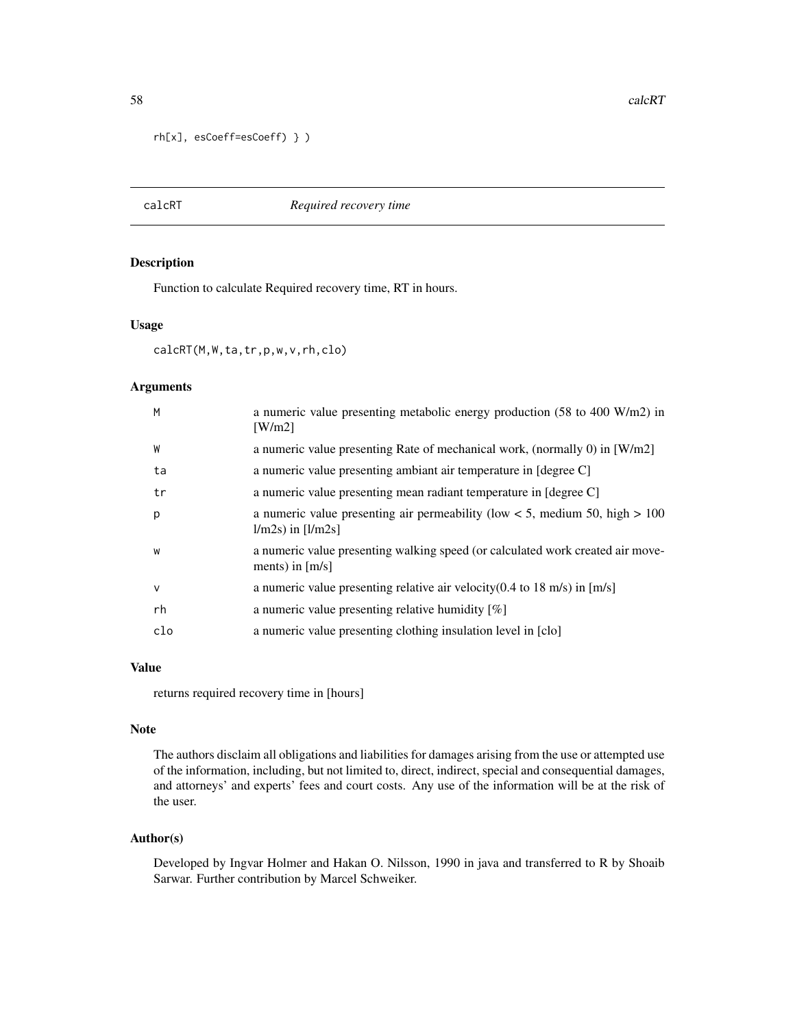```
rh[x], esCoeff=esCoeff) } )
```

## calcRT *Required recovery time*

### Description

Function to calculate Required recovery time, RT in hours.

### Usage

```
calcRT(M,W,ta,tr,p,w,v,rh,clo)
```

### Arguments

| | |
|---|---|
| M | a numeric value presenting metabolic energy production (58 to 400 W/m2) in [W/m2] |
| W | a numeric value presenting Rate of mechanical work, (normally 0) in [W/m2] |
| ta | a numeric value presenting ambiant air temperature in [degree C] |
| tr | a numeric value presenting mean radiant temperature in [degree C] |
| p | a numeric value presenting air permeability (low < 5, medium 50, high > 100 l/m2s) in [l/m2s] |
| w | a numeric value presenting walking speed (or calculated work created air movements) in [m/s] |
| v | a numeric value presenting relative air velocity(0.4 to 18 m/s) in [m/s] |
| rh | a numeric value presenting relative humidity [%] |
| clo | a numeric value presenting clothing insulation level in [clo] |

### Value

returns required recovery time in [hours]

### Note

The authors disclaim all obligations and liabilities for damages arising from the use or attempted use of the information, including, but not limited to, direct, indirect, special and consequential damages, and attorneys' and experts' fees and court costs. Any use of the information will be at the risk of the user.

### Author(s)

Developed by Ingvar Holmer and Hakan O. Nilsson, 1990 in java and transferred to R by Shoaib Sarwar. Further contribution by Marcel Schweiker.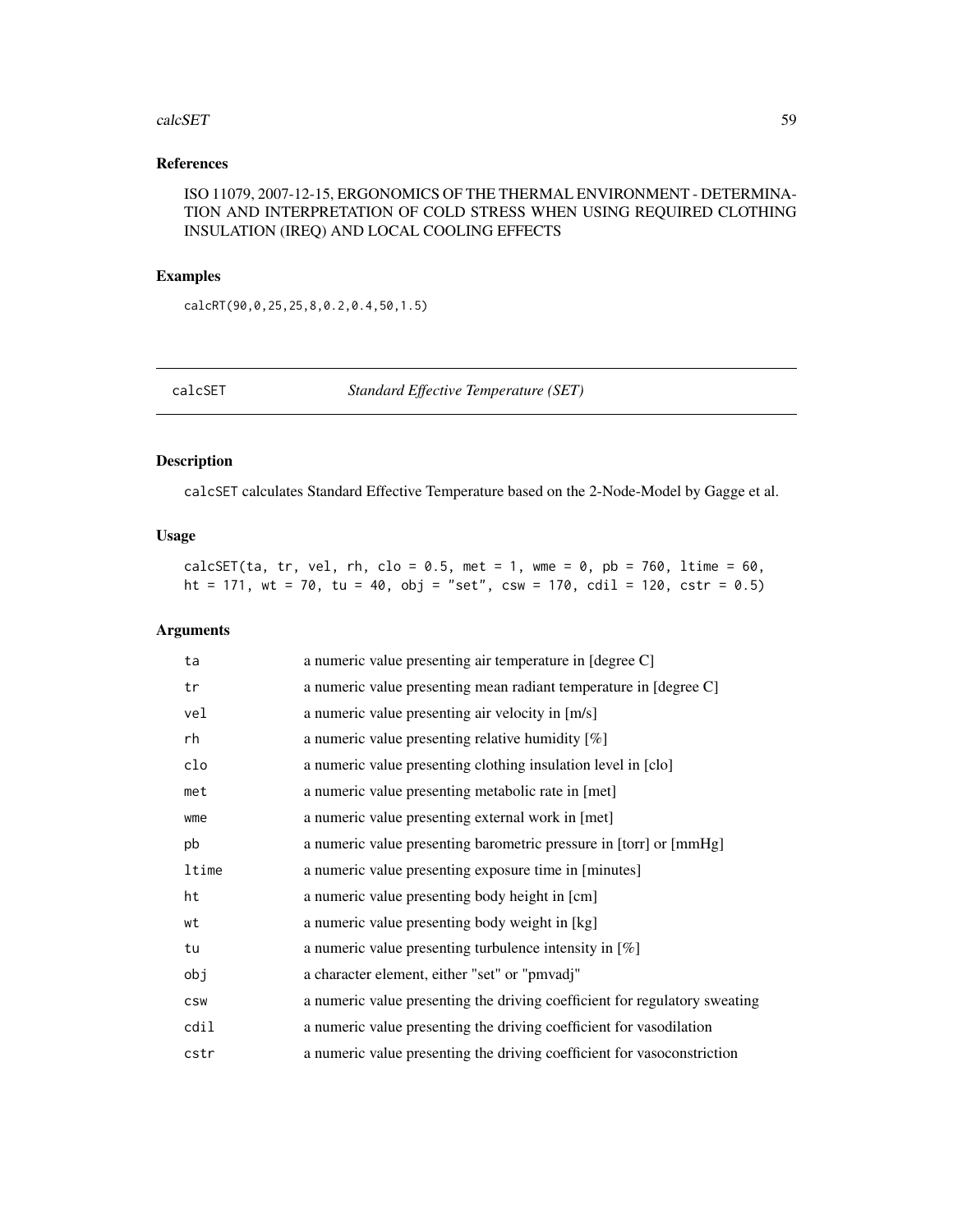### References

ISO 11079, 2007-12-15, ERGONOMICS OF THE THERMAL ENVIRONMENT - DETERMINATION AND INTERPRETATION OF COLD STRESS WHEN USING REQUIRED CLOTHING INSULATION (IREQ) AND LOCAL COOLING EFFECTS

### Examples

```
calcRT(90,0,25,25,8,0.2,0.4,50,1.5)
```

---

## calcSET *Standard Effective Temperature (SET)*

---

### Description

calcSET calculates Standard Effective Temperature based on the 2-Node-Model by Gagge et al.

### Usage

```
calcSET(ta, tr, vel, rh, clo = 0.5, met = 1, wme = 0, pb = 760, ltime = 60,
ht = 171, wt = 70, tu = 40, obj = "set", csw = 170, cdil = 120, cstr = 0.5)
```

### Arguments

| | |
|---|---|
| ta | a numeric value presenting air temperature in [degree C] |
| tr | a numeric value presenting mean radiant temperature in [degree C] |
| vel | a numeric value presenting air velocity in [m/s] |
| rh | a numeric value presenting relative humidity [%] |
| clo | a numeric value presenting clothing insulation level in [clo] |
| met | a numeric value presenting metabolic rate in [met] |
| wme | a numeric value presenting external work in [met] |
| pb | a numeric value presenting barometric pressure in [torr] or [mmHg] |
| ltime | a numeric value presenting exposure time in [minutes] |
| ht | a numeric value presenting body height in [cm] |
| wt | a numeric value presenting body weight in [kg] |
| tu | a numeric value presenting turbulence intensity in [%] |
| obj | a character element, either "set" or "pmvadj" |
| csw | a numeric value presenting the driving coefficient for regulatory sweating |
| cdil | a numeric value presenting the driving coefficient for vasodilation |
| cstr | a numeric value presenting the driving coefficient for vasoconstriction |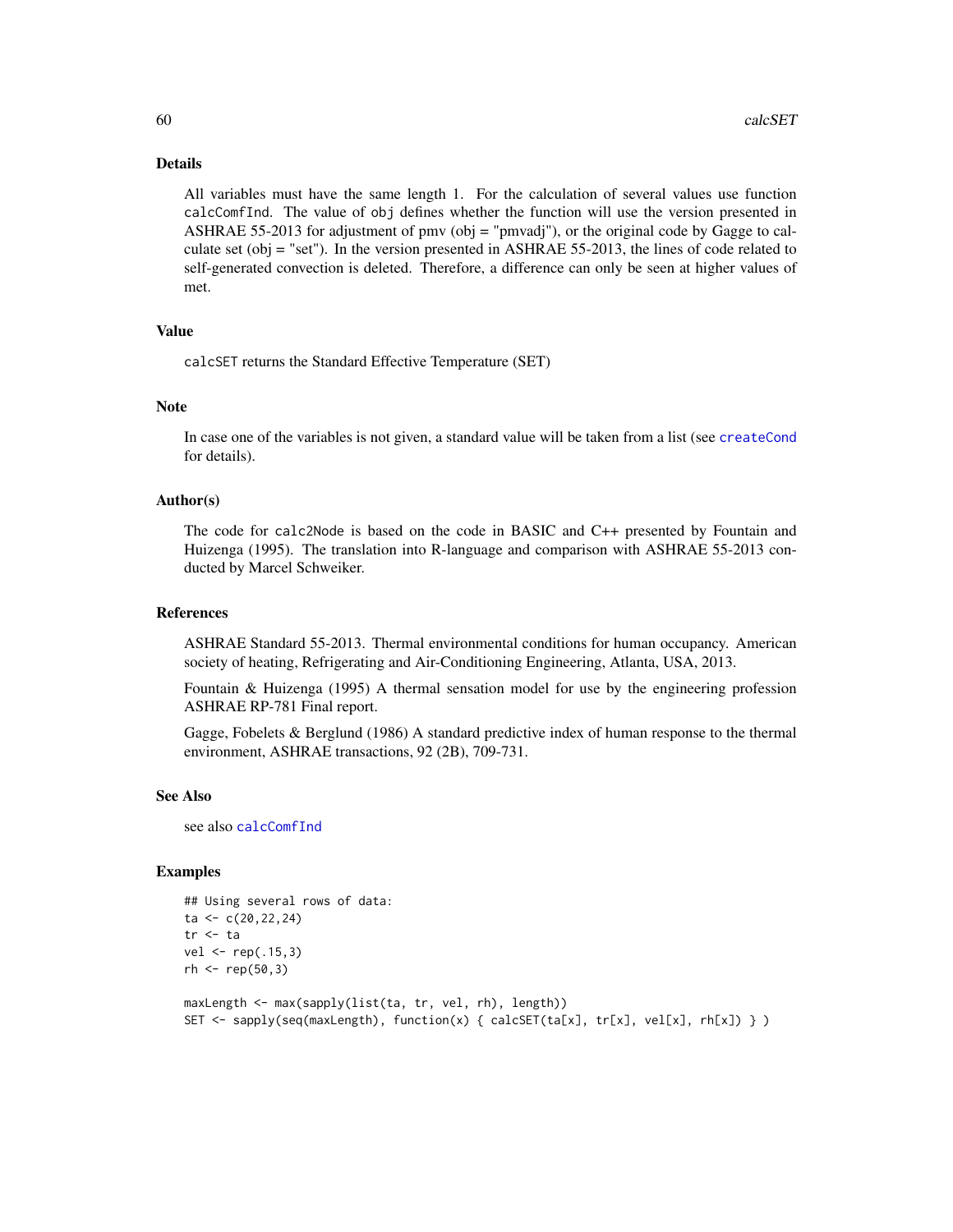## Details

All variables must have the same length 1. For the calculation of several values use function `calcComfInd`. The value of `obj` defines whether the function will use the version presented in ASHRAE 55-2013 for adjustment of pmv (obj = "pmvadj"), or the original code by Gagge to calculate set (obj = "set"). In the version presented in ASHRAE 55-2013, the lines of code related to self-generated convection is deleted. Therefore, a difference can only be seen at higher values of met.

## Value

`calcSET` returns the Standard Effective Temperature (SET)

## Note

In case one of the variables is not given, a standard value will be taken from a list (see `createCond` for details).

## Author(s)

The code for `calc2Node` is based on the code in BASIC and C++ presented by Fountain and Huizenga (1995). The translation into R-language and comparison with ASHRAE 55-2013 conducted by Marcel Schweiker.

## References

ASHRAE Standard 55-2013. Thermal environmental conditions for human occupancy. American society of heating, Refrigerating and Air-Conditioning Engineering, Atlanta, USA, 2013.

Fountain & Huizenga (1995) A thermal sensation model for use by the engineering profession ASHRAE RP-781 Final report.

Gagge, Fobelets & Berglund (1986) A standard predictive index of human response to the thermal environment, ASHRAE transactions, 92 (2B), 709-731.

## See Also

see also `calcComfInd`

## Examples

```
## Using several rows of data:
ta <- c(20,22,24)
tr <- ta
vel <- rep(.15,3)
rh <- rep(50,3)

maxLength <- max(sapply(list(ta, tr, vel, rh), length))
SET <- sapply(seq(maxLength), function(x) { calcSET(ta[x], tr[x], vel[x], rh[x]) } )
```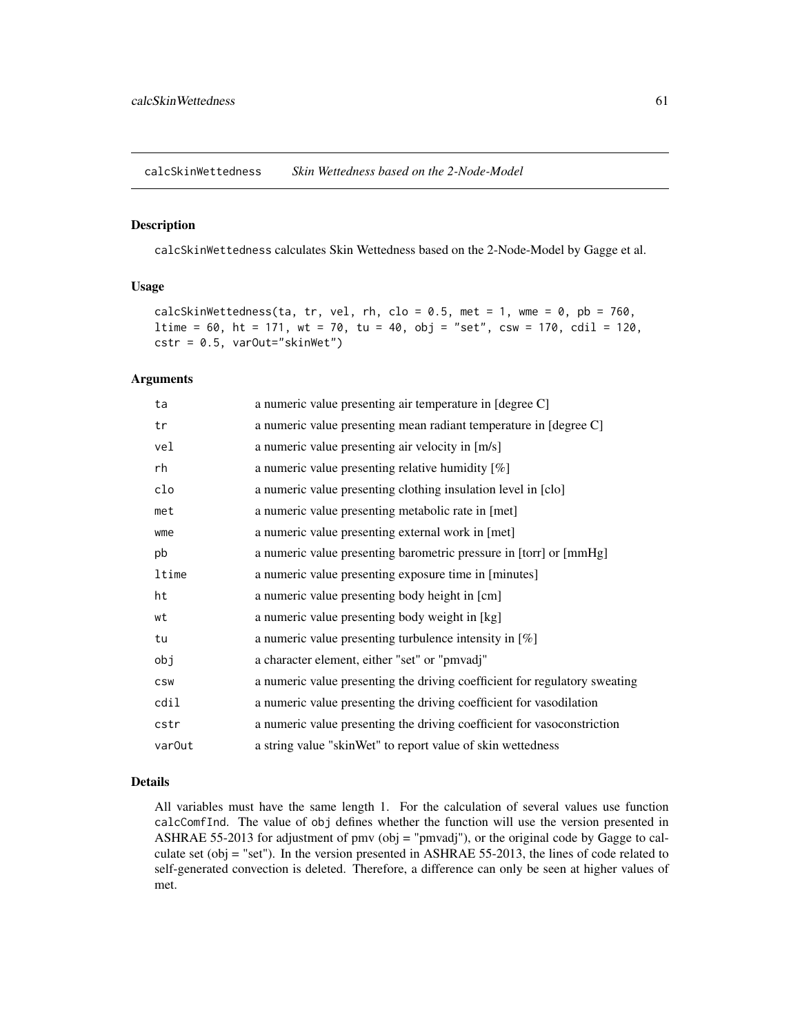calcSkinWettedness *Skin Wettedness based on the 2-Node-Model*

## Description

calcSkinWettedness calculates Skin Wettedness based on the 2-Node-Model by Gagge et al.

## Usage

```
calcSkinWettedness(ta, tr, vel, rh, clo = 0.5, met = 1, wme = 0, pb = 760,
ltime = 60, ht = 171, wt = 70, tu = 40, obj = "set", csw = 170, cdil = 120,
cstr = 0.5, varOut="skinWet")
```

## Arguments

| | |
|---|---|
| ta | a numeric value presenting air temperature in [degree C] |
| tr | a numeric value presenting mean radiant temperature in [degree C] |
| vel | a numeric value presenting air velocity in [m/s] |
| rh | a numeric value presenting relative humidity [%] |
| clo | a numeric value presenting clothing insulation level in [clo] |
| met | a numeric value presenting metabolic rate in [met] |
| wme | a numeric value presenting external work in [met] |
| pb | a numeric value presenting barometric pressure in [torr] or [mmHg] |
| ltime | a numeric value presenting exposure time in [minutes] |
| ht | a numeric value presenting body height in [cm] |
| wt | a numeric value presenting body weight in [kg] |
| tu | a numeric value presenting turbulence intensity in [%] |
| obj | a character element, either "set" or "pmvadj" |
| csw | a numeric value presenting the driving coefficient for regulatory sweating |
| cdil | a numeric value presenting the driving coefficient for vasodilation |
| cstr | a numeric value presenting the driving coefficient for vasoconstriction |
| varOut | a string value "skinWet" to report value of skin wettedness |

## Details

All variables must have the same length 1. For the calculation of several values use function calcComfInd. The value of obj defines whether the function will use the version presented in ASHRAE 55-2013 for adjustment of pmv (obj = "pmvadj"), or the original code by Gagge to calculate set (obj = "set"). In the version presented in ASHRAE 55-2013, the lines of code related to self-generated convection is deleted. Therefore, a difference can only be seen at higher values of met.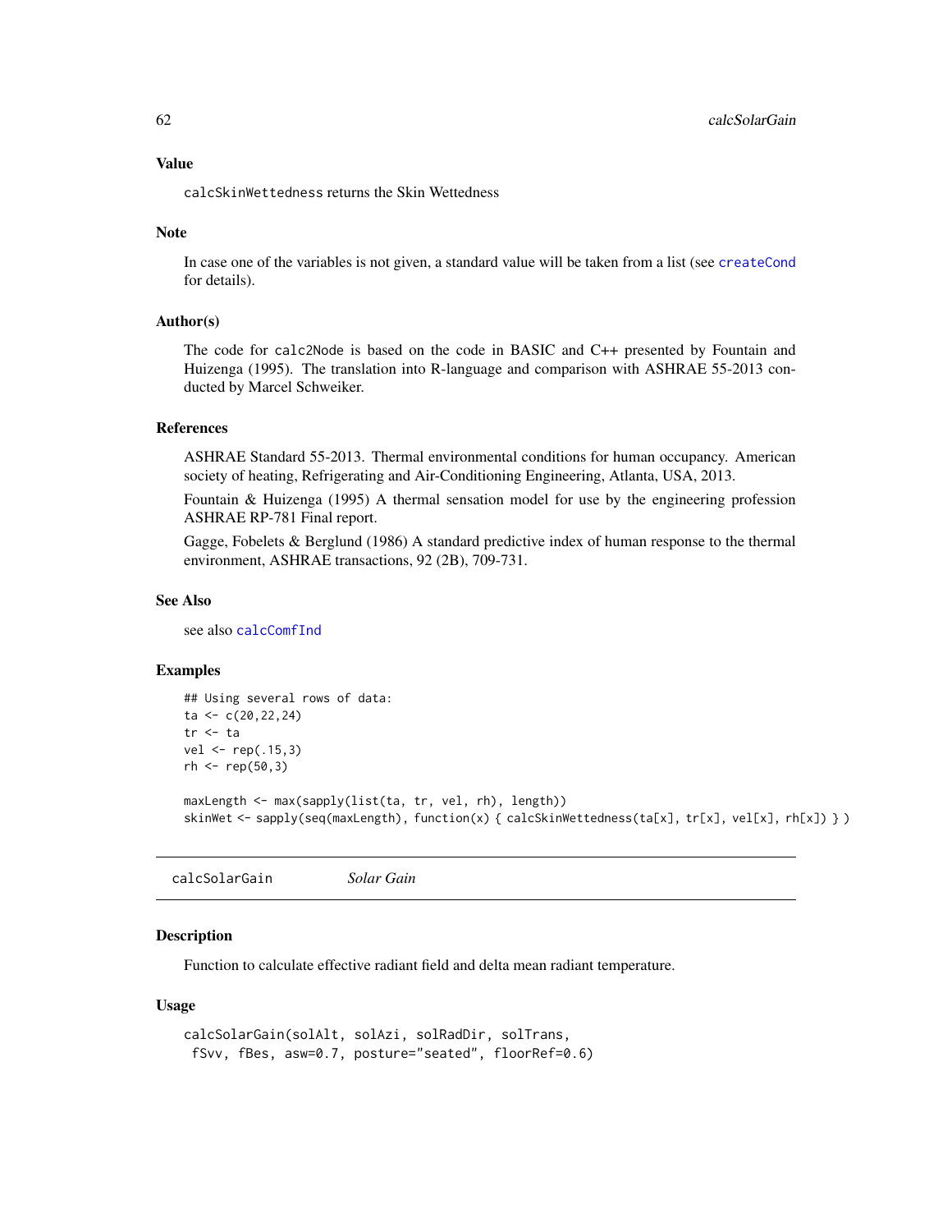### Value

`calcSkinWettedness` returns the Skin Wettedness

### Note

In case one of the variables is not given, a standard value will be taken from a list (see `createCond` for details).

### Author(s)

The code for `calc2Node` is based on the code in BASIC and C++ presented by Fountain and Huizenga (1995). The translation into R-language and comparison with ASHRAE 55-2013 conducted by Marcel Schweiker.

### References

ASHRAE Standard 55-2013. Thermal environmental conditions for human occupancy. American society of heating, Refrigerating and Air-Conditioning Engineering, Atlanta, USA, 2013.

Fountain & Huizenga (1995) A thermal sensation model for use by the engineering profession ASHRAE RP-781 Final report.

Gagge, Fobelets & Berglund (1986) A standard predictive index of human response to the thermal environment, ASHRAE transactions, 92 (2B), 709-731.

### See Also

see also `calcComfInd`

### Examples

```
## Using several rows of data:
ta <- c(20,22,24)
tr <- ta
vel <- rep(.15,3)
rh <- rep(50,3)

maxLength <- max(sapply(list(ta, tr, vel, rh), length))
skinWet <- sapply(seq(maxLength), function(x) { calcSkinWettedness(ta[x], tr[x], vel[x], rh[x]) } )
```

---

## calcSolarGain *Solar Gain*

### Description

Function to calculate effective radiant field and delta mean radiant temperature.

### Usage

```
calcSolarGain(solAlt, solAzi, solRadDir, solTrans,
 fSvv, fBes, asw=0.7, posture="seated", floorRef=0.6)
```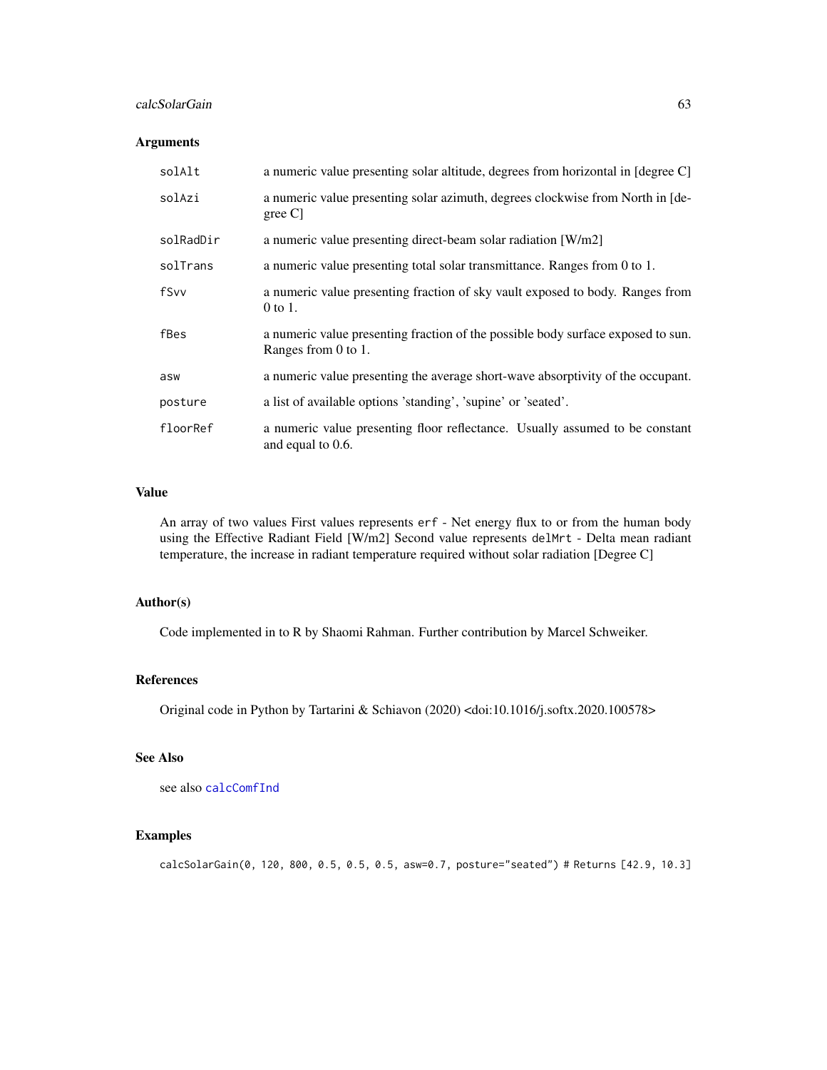## Arguments

| | |
|---|---|
| solAlt | a numeric value presenting solar altitude, degrees from horizontal in [degree C] |
| solAzi | a numeric value presenting solar azimuth, degrees clockwise from North in [degree C] |
| solRadDir | a numeric value presenting direct-beam solar radiation [W/m2] |
| solTrans | a numeric value presenting total solar transmittance. Ranges from 0 to 1. |
| fSvv | a numeric value presenting fraction of sky vault exposed to body. Ranges from 0 to 1. |
| fBes | a numeric value presenting fraction of the possible body surface exposed to sun. Ranges from 0 to 1. |
| asw | a numeric value presenting the average short-wave absorptivity of the occupant. |
| posture | a list of available options 'standing', 'supine' or 'seated'. |
| floorRef | a numeric value presenting floor reflectance. Usually assumed to be constant and equal to 0.6. |

## Value

An array of two values First values represents `erf` - Net energy flux to or from the human body using the Effective Radiant Field [W/m2] Second value represents `delMrt` - Delta mean radiant temperature, the increase in radiant temperature required without solar radiation [Degree C]

## Author(s)

Code implemented in to R by Shaomi Rahman. Further contribution by Marcel Schweiker.

## References

Original code in Python by Tartarini & Schiavon (2020) <doi:10.1016/j.softx.2020.100578>

## See Also

see also `calcComfInd`

## Examples

```
calcSolarGain(0, 120, 800, 0.5, 0.5, 0.5, asw=0.7, posture="seated") # Returns [42.9, 10.3]
```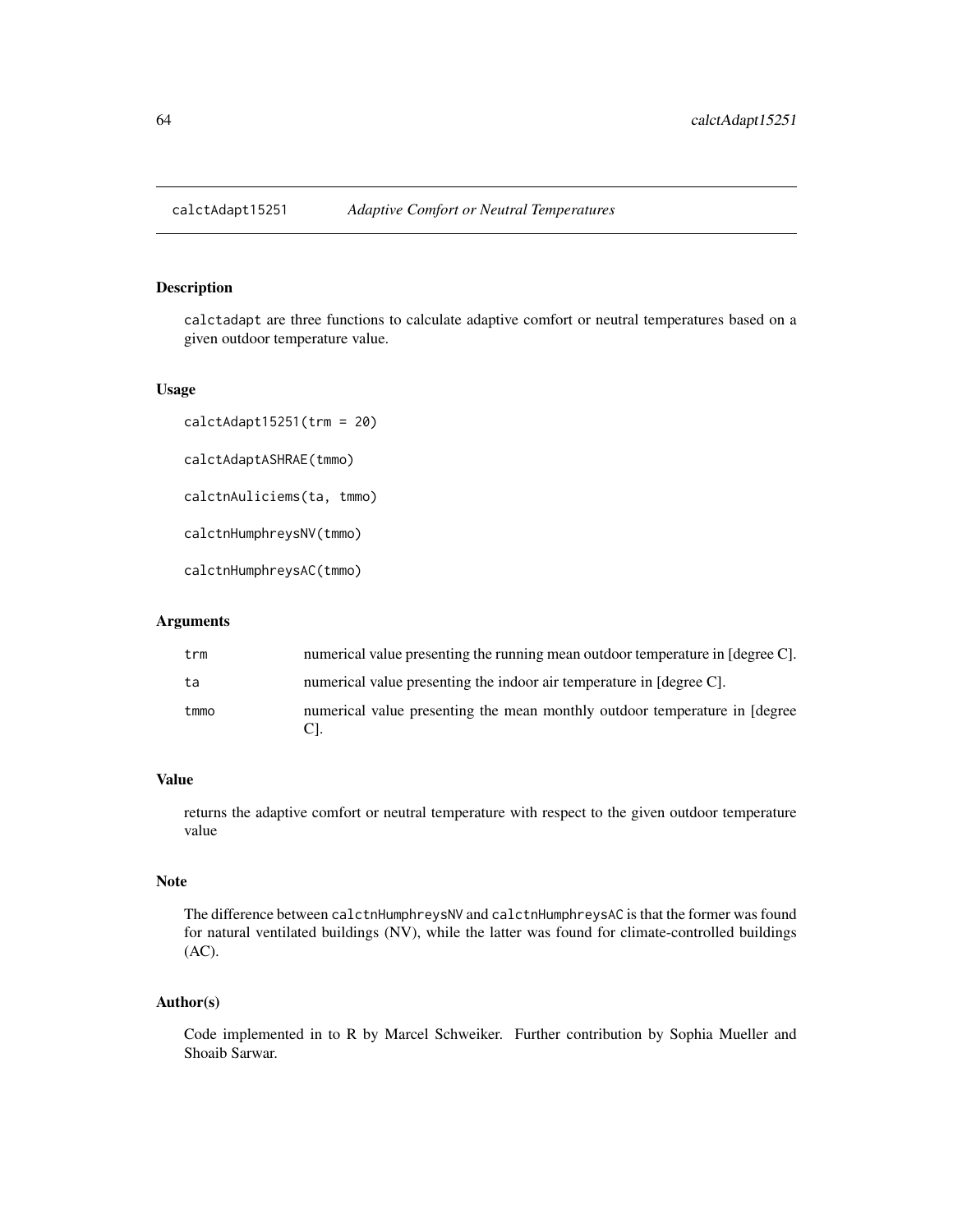# calctAdapt15251 — *Adaptive Comfort or Neutral Temperatures*

## Description

calctadapt are three functions to calculate adaptive comfort or neutral temperatures based on a given outdoor temperature value.

## Usage

```
calctAdapt15251(trm = 20)

calctAdaptASHRAE(tmmo)

calctnAuliciems(ta, tmmo)

calctnHumphreysNV(tmmo)

calctnHumphreysAC(tmmo)
```

## Arguments

| | |
|---|---|
| trm | numerical value presenting the running mean outdoor temperature in [degree C]. |
| ta | numerical value presenting the indoor air temperature in [degree C]. |
| tmmo | numerical value presenting the mean monthly outdoor temperature in [degree C]. |

## Value

returns the adaptive comfort or neutral temperature with respect to the given outdoor temperature value

## Note

The difference between `calctnHumphreysNV` and `calctnHumphreysAC` is that the former was found for natural ventilated buildings (NV), while the latter was found for climate-controlled buildings (AC).

## Author(s)

Code implemented in to R by Marcel Schweiker. Further contribution by Sophia Mueller and Shoaib Sarwar.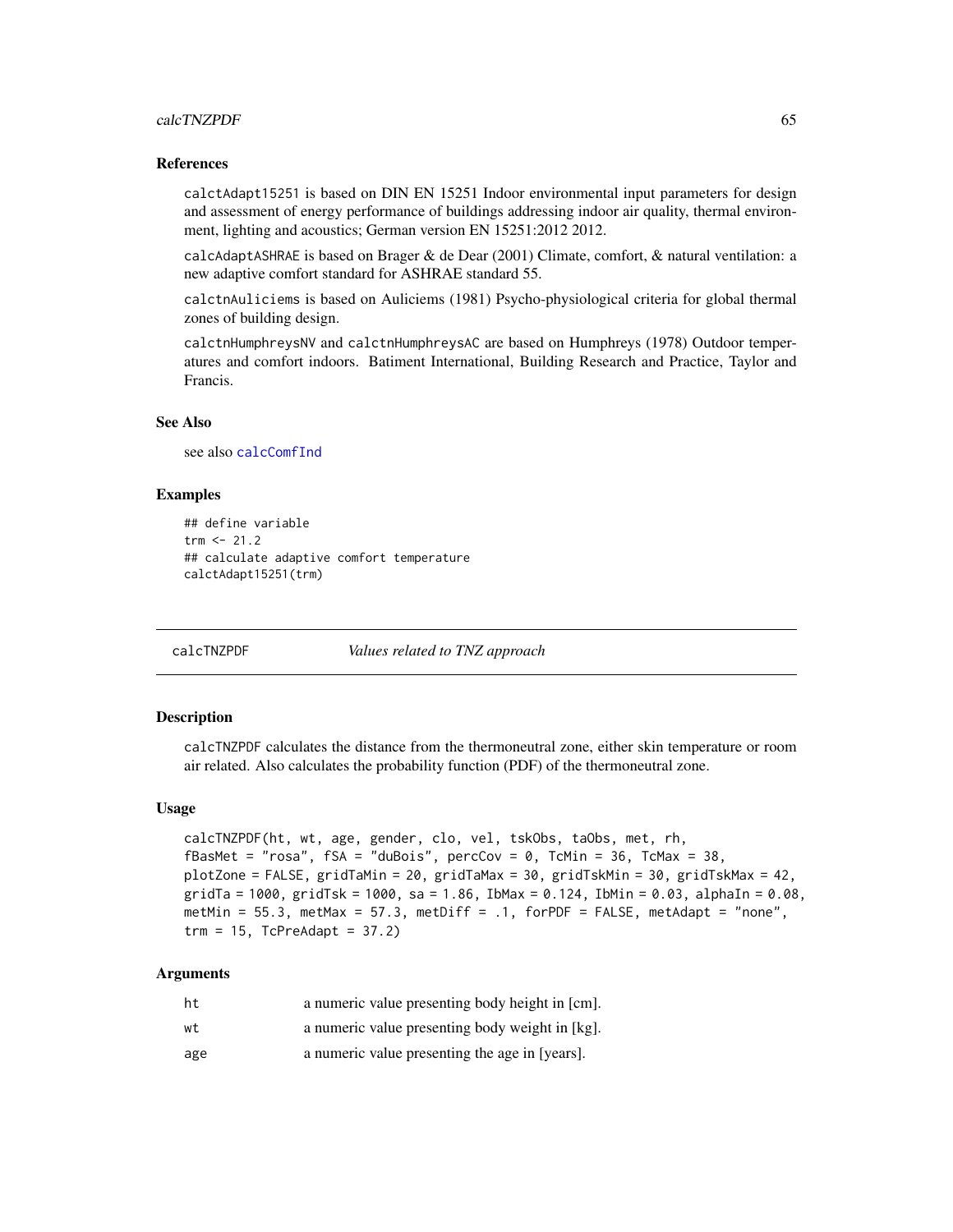## References

calctAdapt15251 is based on DIN EN 15251 Indoor environmental input parameters for design and assessment of energy performance of buildings addressing indoor air quality, thermal environment, lighting and acoustics; German version EN 15251:2012 2012.

calcAdaptASHRAE is based on Brager & de Dear (2001) Climate, comfort, & natural ventilation: a new adaptive comfort standard for ASHRAE standard 55.

calctnAuliciems is based on Auliciems (1981) Psycho-physiological criteria for global thermal zones of building design.

calctnHumphreysNV and calctnHumphreysAC are based on Humphreys (1978) Outdoor temperatures and comfort indoors. Batiment International, Building Research and Practice, Taylor and Francis.

## See Also

see also calcComfInd

## Examples

```
## define variable
trm <- 21.2
## calculate adaptive comfort temperature
calctAdapt15251(trm)
```

---

# calcTNZPDF — *Values related to TNZ approach*

## Description

calcTNZPDF calculates the distance from the thermoneutral zone, either skin temperature or room air related. Also calculates the probability function (PDF) of the thermoneutral zone.

## Usage

```
calcTNZPDF(ht, wt, age, gender, clo, vel, tskObs, taObs, met, rh,
fBasMet = "rosa", fSA = "duBois", percCov = 0, TcMin = 36, TcMax = 38,
plotZone = FALSE, gridTaMin = 20, gridTaMax = 30, gridTskMin = 30, gridTskMax = 42,
gridTa = 1000, gridTsk = 1000, sa = 1.86, IbMax = 0.124, IbMin = 0.03, alphaIn = 0.08,
metMin = 55.3, metMax = 57.3, metDiff = .1, forPDF = FALSE, metAdapt = "none",
trm = 15, TcPreAdapt = 37.2)
```

## Arguments

| | |
|---|---|
| ht | a numeric value presenting body height in [cm]. |
| wt | a numeric value presenting body weight in [kg]. |
| age | a numeric value presenting the age in [years]. |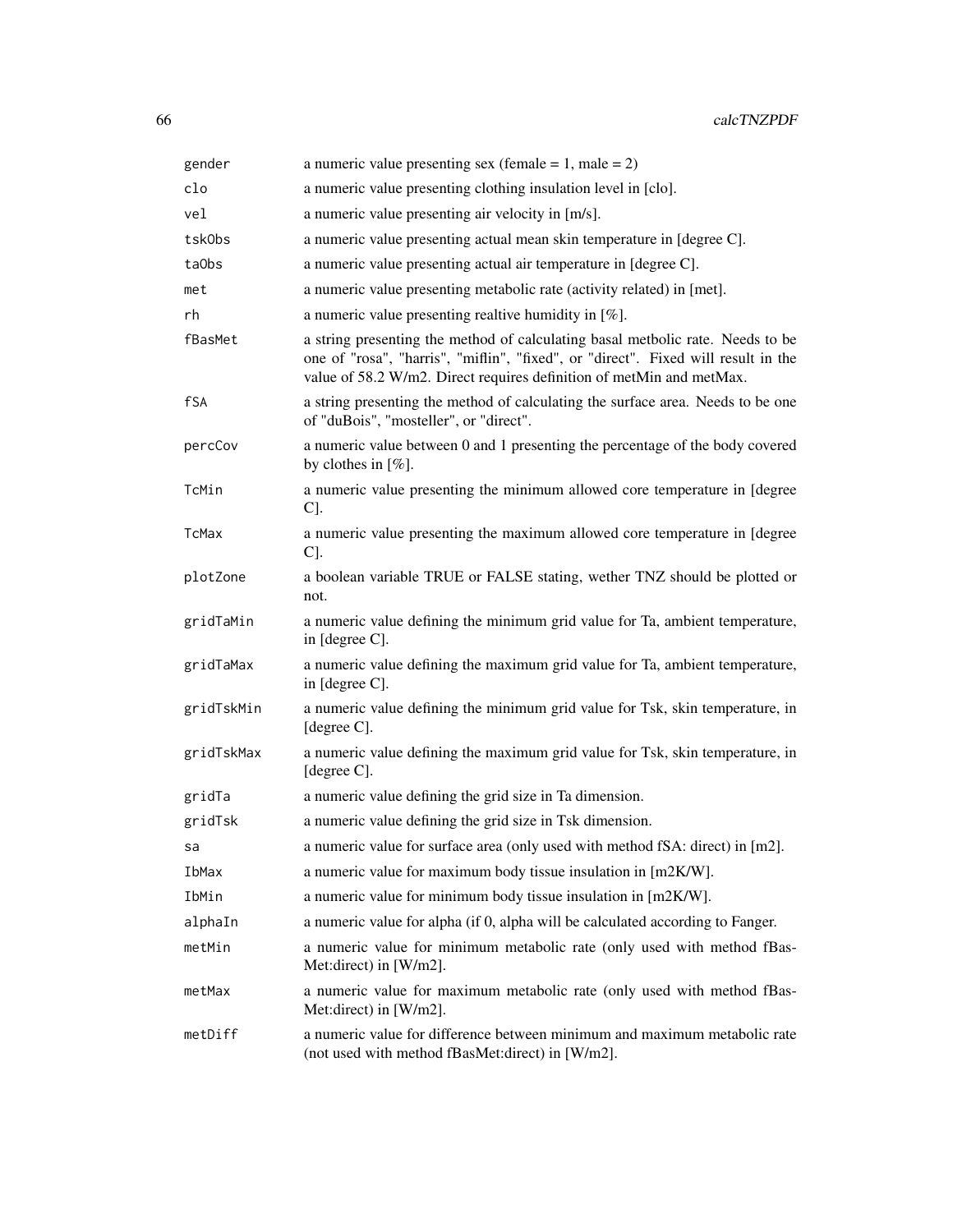| | |
|---|---|
| `gender` | a numeric value presenting sex (female = 1, male = 2) |
| `clo` | a numeric value presenting clothing insulation level in [clo]. |
| `vel` | a numeric value presenting air velocity in [m/s]. |
| `tskObs` | a numeric value presenting actual mean skin temperature in [degree C]. |
| `taObs` | a numeric value presenting actual air temperature in [degree C]. |
| `met` | a numeric value presenting metabolic rate (activity related) in [met]. |
| `rh` | a numeric value presenting realtive humidity in [%]. |
| `fBasMet` | a string presenting the method of calculating basal metbolic rate. Needs to be one of "rosa", "harris", "miflin", "fixed", or "direct". Fixed will result in the value of 58.2 W/m2. Direct requires definition of metMin and metMax. |
| `fSA` | a string presenting the method of calculating the surface area. Needs to be one of "duBois", "mosteller", or "direct". |
| `percCov` | a numeric value between 0 and 1 presenting the percentage of the body covered by clothes in [%]. |
| `TcMin` | a numeric value presenting the minimum allowed core temperature in [degree C]. |
| `TcMax` | a numeric value presenting the maximum allowed core temperature in [degree C]. |
| `plotZone` | a boolean variable TRUE or FALSE stating, wether TNZ should be plotted or not. |
| `gridTaMin` | a numeric value defining the minimum grid value for Ta, ambient temperature, in [degree C]. |
| `gridTaMax` | a numeric value defining the maximum grid value for Ta, ambient temperature, in [degree C]. |
| `gridTskMin` | a numeric value defining the minimum grid value for Tsk, skin temperature, in [degree C]. |
| `gridTskMax` | a numeric value defining the maximum grid value for Tsk, skin temperature, in [degree C]. |
| `gridTa` | a numeric value defining the grid size in Ta dimension. |
| `gridTsk` | a numeric value defining the grid size in Tsk dimension. |
| `sa` | a numeric value for surface area (only used with method fSA: direct) in [m2]. |
| `IbMax` | a numeric value for maximum body tissue insulation in [m2K/W]. |
| `IbMin` | a numeric value for minimum body tissue insulation in [m2K/W]. |
| `alphaIn` | a numeric value for alpha (if 0, alpha will be calculated according to Fanger. |
| `metMin` | a numeric value for minimum metabolic rate (only used with method fBasMet:direct) in [W/m2]. |
| `metMax` | a numeric value for maximum metabolic rate (only used with method fBasMet:direct) in [W/m2]. |
| `metDiff` | a numeric value for difference between minimum and maximum metabolic rate (not used with method fBasMet:direct) in [W/m2]. |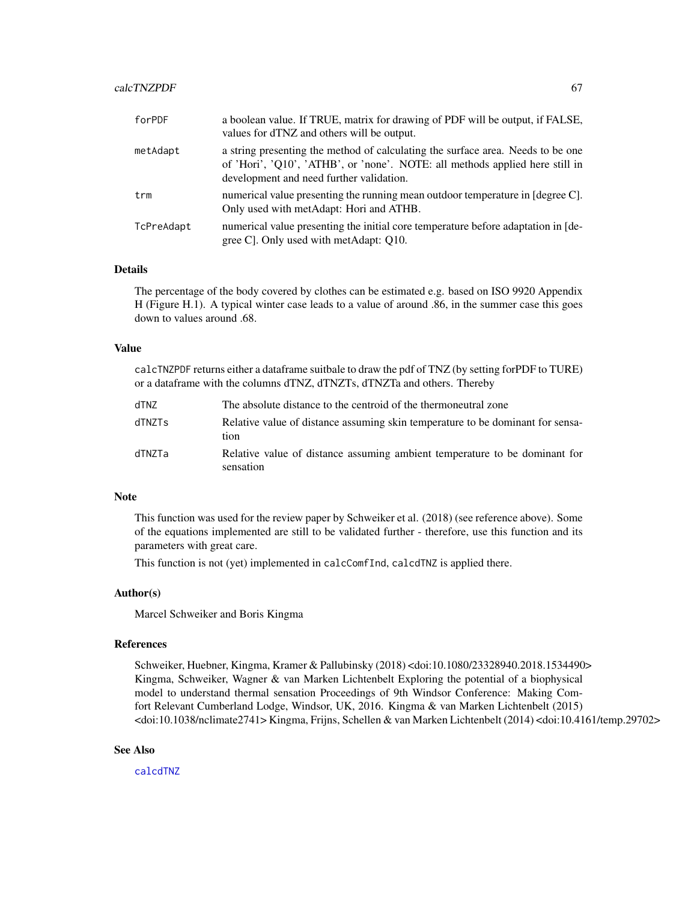| | |
|---|---|
| forPDF | a boolean value. If TRUE, matrix for drawing of PDF will be output, if FALSE, values for dTNZ and others will be output. |
| metAdapt | a string presenting the method of calculating the surface area. Needs to be one of 'Hori', 'Q10', 'ATHB', or 'none'. NOTE: all methods applied here still in development and need further validation. |
| trm | numerical value presenting the running mean outdoor temperature in [degree C]. Only used with metAdapt: Hori and ATHB. |
| TcPreAdapt | numerical value presenting the initial core temperature before adaptation in [degree C]. Only used with metAdapt: Q10. |

## Details

The percentage of the body covered by clothes can be estimated e.g. based on ISO 9920 Appendix H (Figure H.1). A typical winter case leads to a value of around .86, in the summer case this goes down to values around .68.

## Value

calcTNZPDF returns either a dataframe suitbale to draw the pdf of TNZ (by setting forPDF to TURE) or a dataframe with the columns dTNZ, dTNZTs, dTNZTa and others. Thereby

| | |
|---|---|
| dTNZ | The absolute distance to the centroid of the thermoneutral zone |
| dTNZTs | Relative value of distance assuming skin temperature to be dominant for sensation |
| dTNZTa | Relative value of distance assuming ambient temperature to be dominant for sensation |

## Note

This function was used for the review paper by Schweiker et al. (2018) (see reference above). Some of the equations implemented are still to be validated further - therefore, use this function and its parameters with great care.

This function is not (yet) implemented in calcComfInd, calcdTNZ is applied there.

## Author(s)

Marcel Schweiker and Boris Kingma

## References

Schweiker, Huebner, Kingma, Kramer & Pallubinsky (2018) <doi:10.1080/23328940.2018.1534490> Kingma, Schweiker, Wagner & van Marken Lichtenbelt Exploring the potential of a biophysical model to understand thermal sensation Proceedings of 9th Windsor Conference: Making Comfort Relevant Cumberland Lodge, Windsor, UK, 2016. Kingma & van Marken Lichtenbelt (2015) <doi:10.1038/nclimate2741> Kingma, Frijns, Schellen & van Marken Lichtenbelt (2014) <doi:10.4161/temp.29702>

## See Also

calcdTNZ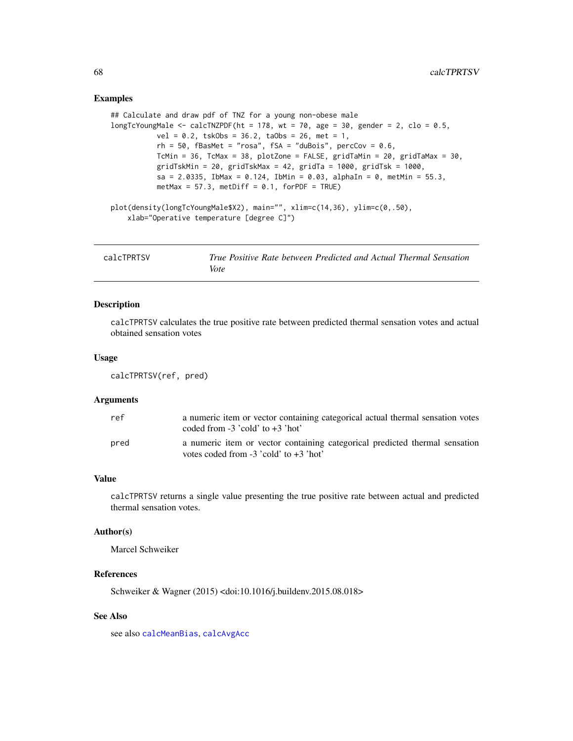## Examples

```
## Calculate and draw pdf of TNZ for a young non-obese male
longTcYoungMale <- calcTNZPDF(ht = 178, wt = 70, age = 30, gender = 2, clo = 0.5,
           vel = 0.2, tskObs = 36.2, taObs = 26, met = 1,
           rh = 50, fBasMet = "rosa", fSA = "duBois", percCov = 0.6,
           TcMin = 36, TcMax = 38, plotZone = FALSE, gridTaMin = 20, gridTaMax = 30,
           gridTskMin = 20, gridTskMax = 42, gridTa = 1000, gridTsk = 1000,
           sa = 2.0335, IbMax = 0.124, IbMin = 0.03, alphaIn = 0, metMin = 55.3,
           metMax = 57.3, metDiff = 0.1, forPDF = TRUE)

plot(density(longTcYoungMale$X2), main="", xlim=c(14,36), ylim=c(0,.50),
    xlab="Operative temperature [degree C]")
```

---

# calcTPRTSV — *True Positive Rate between Predicted and Actual Thermal Sensation Vote*

---

## Description

calcTPRTSV calculates the true positive rate between predicted thermal sensation votes and actual obtained sensation votes

## Usage

```
calcTPRTSV(ref, pred)
```

## Arguments

| | |
|---|---|
| ref | a numeric item or vector containing categorical actual thermal sensation votes coded from -3 'cold' to +3 'hot' |
| pred | a numeric item or vector containing categorical predicted thermal sensation votes coded from -3 'cold' to +3 'hot' |

## Value

calcTPRTSV returns a single value presenting the true positive rate between actual and predicted thermal sensation votes.

## Author(s)

Marcel Schweiker

## References

Schweiker & Wagner (2015) <doi:10.1016/j.buildenv.2015.08.018>

## See Also

see also calcMeanBias, calcAvgAcc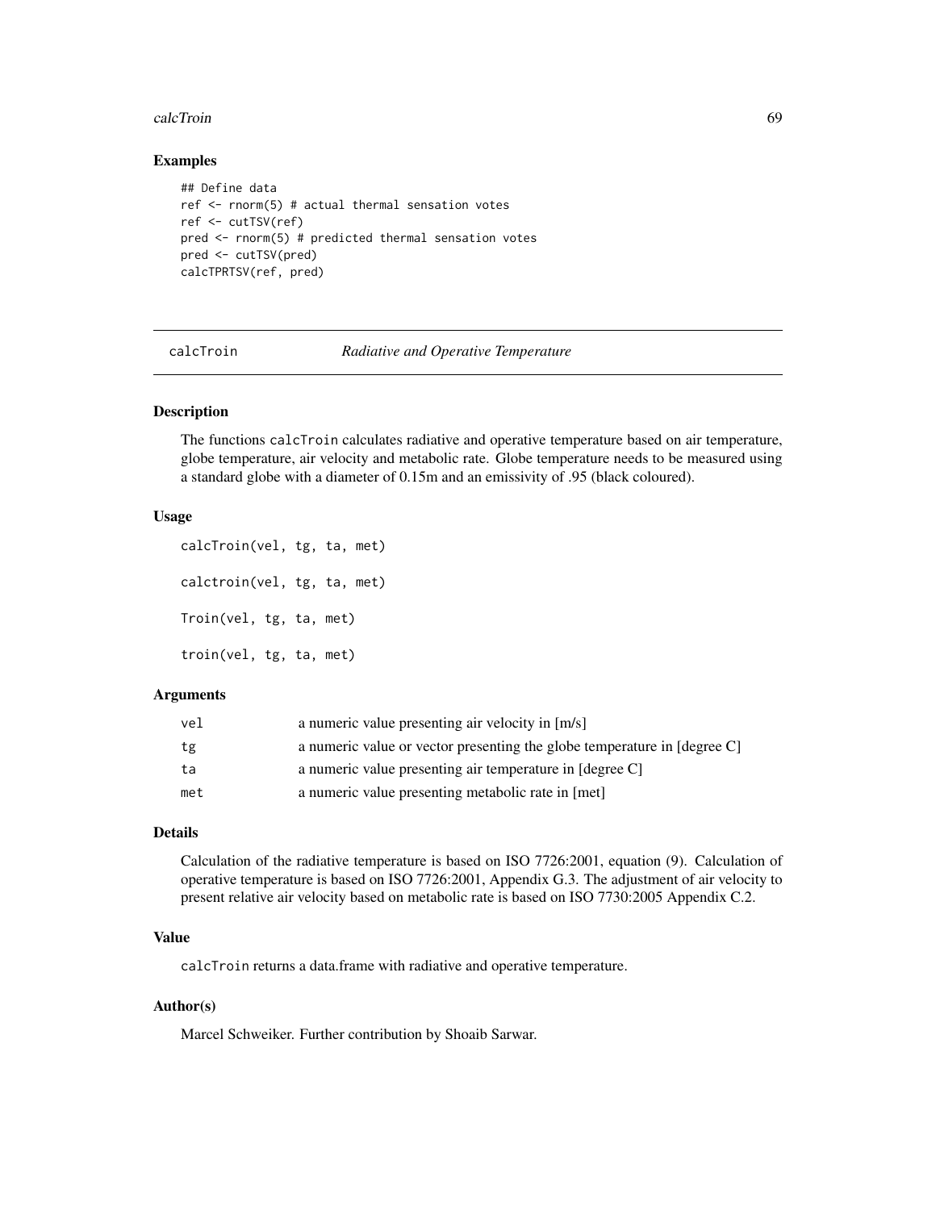### Examples

```
## Define data
ref <- rnorm(5) # actual thermal sensation votes
ref <- cutTSV(ref)
pred <- rnorm(5) # predicted thermal sensation votes
pred <- cutTSV(pred)
calcTPRTSV(ref, pred)
```

---

## calcTroin *Radiative and Operative Temperature*

---

### Description

The functions `calcTroin` calculates radiative and operative temperature based on air temperature, globe temperature, air velocity and metabolic rate. Globe temperature needs to be measured using a standard globe with a diameter of 0.15m and an emissivity of .95 (black coloured).

### Usage

```
calcTroin(vel, tg, ta, met)

calctroin(vel, tg, ta, met)

Troin(vel, tg, ta, met)

troin(vel, tg, ta, met)
```

### Arguments

| | |
|---|---|
| `vel` | a numeric value presenting air velocity in [m/s] |
| `tg` | a numeric value or vector presenting the globe temperature in [degree C] |
| `ta` | a numeric value presenting air temperature in [degree C] |
| `met` | a numeric value presenting metabolic rate in [met] |

### Details

Calculation of the radiative temperature is based on ISO 7726:2001, equation (9). Calculation of operative temperature is based on ISO 7726:2001, Appendix G.3. The adjustment of air velocity to present relative air velocity based on metabolic rate is based on ISO 7730:2005 Appendix C.2.

### Value

`calcTroin` returns a data.frame with radiative and operative temperature.

### Author(s)

Marcel Schweiker. Further contribution by Shoaib Sarwar.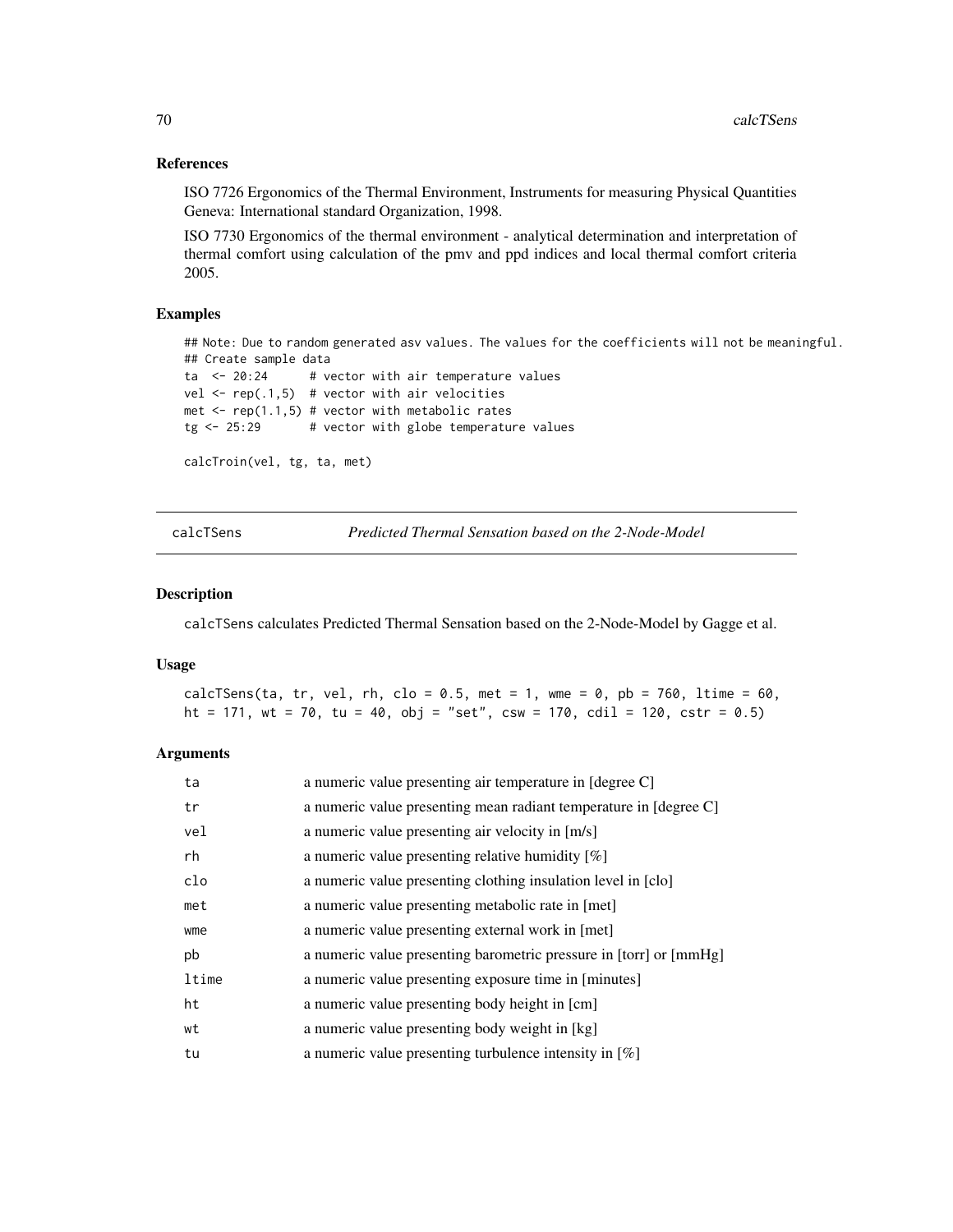### References

ISO 7726 Ergonomics of the Thermal Environment, Instruments for measuring Physical Quantities Geneva: International standard Organization, 1998.

ISO 7730 Ergonomics of the thermal environment - analytical determination and interpretation of thermal comfort using calculation of the pmv and ppd indices and local thermal comfort criteria 2005.

### Examples

```
## Note: Due to random generated asv values. The values for the coefficients will not be meaningful.
## Create sample data
ta  <- 20:24      # vector with air temperature values
vel <- rep(.1,5)  # vector with air velocities
met <- rep(1.1,5) # vector with metabolic rates
tg <- 25:29       # vector with globe temperature values

calcTroin(vel, tg, ta, met)
```

---

## calcTSens — *Predicted Thermal Sensation based on the 2-Node-Model*

### Description

calcTSens calculates Predicted Thermal Sensation based on the 2-Node-Model by Gagge et al.

### Usage

```
calcTSens(ta, tr, vel, rh, clo = 0.5, met = 1, wme = 0, pb = 760, ltime = 60,
ht = 171, wt = 70, tu = 40, obj = "set", csw = 170, cdil = 120, cstr = 0.5)
```

### Arguments

| | |
|---|---|
| ta | a numeric value presenting air temperature in [degree C] |
| tr | a numeric value presenting mean radiant temperature in [degree C] |
| vel | a numeric value presenting air velocity in [m/s] |
| rh | a numeric value presenting relative humidity [%] |
| clo | a numeric value presenting clothing insulation level in [clo] |
| met | a numeric value presenting metabolic rate in [met] |
| wme | a numeric value presenting external work in [met] |
| pb | a numeric value presenting barometric pressure in [torr] or [mmHg] |
| ltime | a numeric value presenting exposure time in [minutes] |
| ht | a numeric value presenting body height in [cm] |
| wt | a numeric value presenting body weight in [kg] |
| tu | a numeric value presenting turbulence intensity in [%] |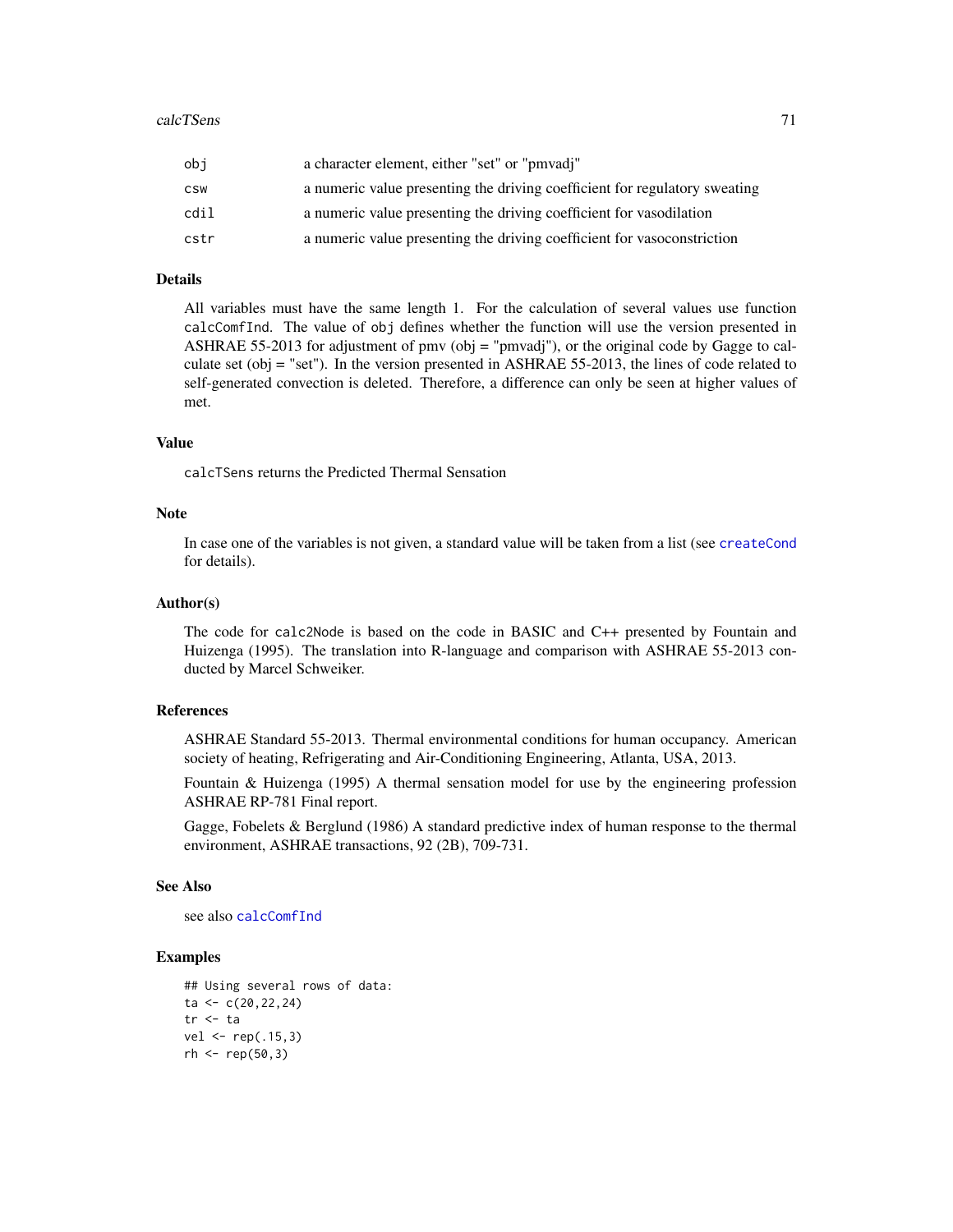| | |
|---|---|
| obj | a character element, either "set" or "pmvadj" |
| csw | a numeric value presenting the driving coefficient for regulatory sweating |
| cdil | a numeric value presenting the driving coefficient for vasodilation |
| cstr | a numeric value presenting the driving coefficient for vasoconstriction |

## Details

All variables must have the same length 1. For the calculation of several values use function `calcComfInd`. The value of `obj` defines whether the function will use the version presented in ASHRAE 55-2013 for adjustment of pmv (obj = "pmvadj"), or the original code by Gagge to calculate set (obj = "set"). In the version presented in ASHRAE 55-2013, the lines of code related to self-generated convection is deleted. Therefore, a difference can only be seen at higher values of met.

## Value

`calcTSens` returns the Predicted Thermal Sensation

## Note

In case one of the variables is not given, a standard value will be taken from a list (see `createCond` for details).

## Author(s)

The code for `calc2Node` is based on the code in BASIC and C++ presented by Fountain and Huizenga (1995). The translation into R-language and comparison with ASHRAE 55-2013 conducted by Marcel Schweiker.

## References

ASHRAE Standard 55-2013. Thermal environmental conditions for human occupancy. American society of heating, Refrigerating and Air-Conditioning Engineering, Atlanta, USA, 2013.

Fountain & Huizenga (1995) A thermal sensation model for use by the engineering profession ASHRAE RP-781 Final report.

Gagge, Fobelets & Berglund (1986) A standard predictive index of human response to the thermal environment, ASHRAE transactions, 92 (2B), 709-731.

## See Also

see also `calcComfInd`

## Examples

```
## Using several rows of data:
ta <- c(20,22,24)
tr <- ta
vel <- rep(.15,3)
rh <- rep(50,3)
```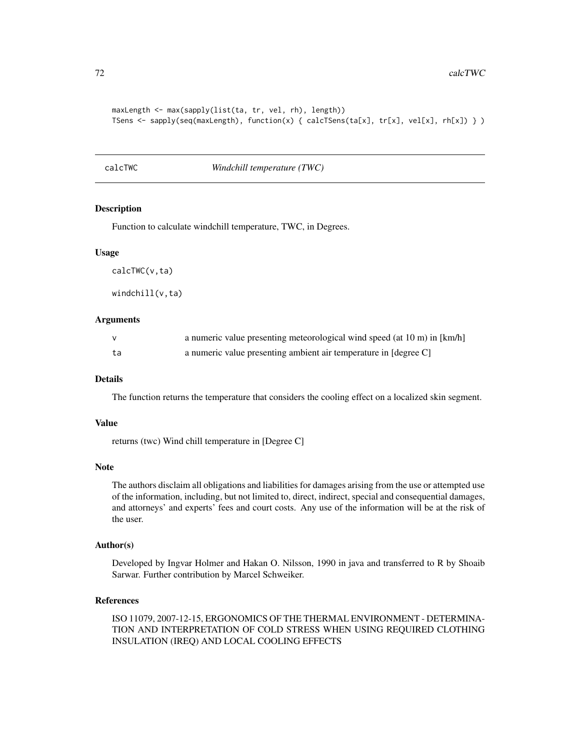```
maxLength <- max(sapply(list(ta, tr, vel, rh), length))
TSens <- sapply(seq(maxLength), function(x) { calcTSens(ta[x], tr[x], vel[x], rh[x]) } )
```

## calcTWC *Windchill temperature (TWC)*

### Description

Function to calculate windchill temperature, TWC, in Degrees.

### Usage

```
calcTWC(v,ta)

windchill(v,ta)
```

### Arguments

| | |
|---|---|
| v | a numeric value presenting meteorological wind speed (at 10 m) in [km/h] |
| ta | a numeric value presenting ambient air temperature in [degree C] |

### Details

The function returns the temperature that considers the cooling effect on a localized skin segment.

### Value

returns (twc) Wind chill temperature in [Degree C]

### Note

The authors disclaim all obligations and liabilities for damages arising from the use or attempted use of the information, including, but not limited to, direct, indirect, special and consequential damages, and attorneys' and experts' fees and court costs. Any use of the information will be at the risk of the user.

### Author(s)

Developed by Ingvar Holmer and Hakan O. Nilsson, 1990 in java and transferred to R by Shoaib Sarwar. Further contribution by Marcel Schweiker.

### References

ISO 11079, 2007-12-15, ERGONOMICS OF THE THERMAL ENVIRONMENT - DETERMINATION AND INTERPRETATION OF COLD STRESS WHEN USING REQUIRED CLOTHING INSULATION (IREQ) AND LOCAL COOLING EFFECTS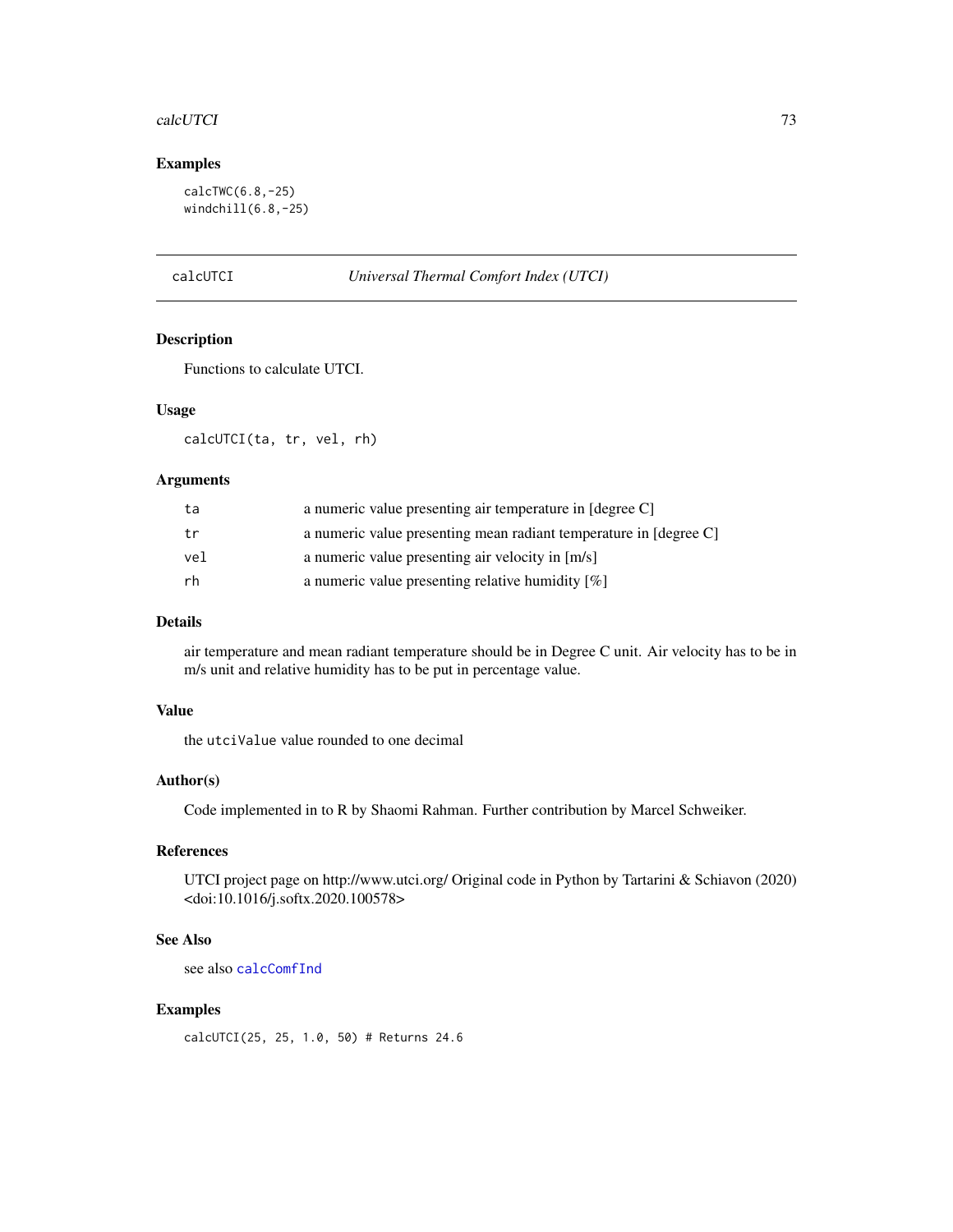## Examples

```
calcTWC(6.8,-25)
windchill(6.8,-25)
```

---

# calcUTCI — *Universal Thermal Comfort Index (UTCI)*

## Description

Functions to calculate UTCI.

## Usage

```
calcUTCI(ta, tr, vel, rh)
```

## Arguments

| | |
|---|---|
| ta | a numeric value presenting air temperature in [degree C] |
| tr | a numeric value presenting mean radiant temperature in [degree C] |
| vel | a numeric value presenting air velocity in [m/s] |
| rh | a numeric value presenting relative humidity [%] |

## Details

air temperature and mean radiant temperature should be in Degree C unit. Air velocity has to be in m/s unit and relative humidity has to be put in percentage value.

## Value

the `utciValue` value rounded to one decimal

## Author(s)

Code implemented in to R by Shaomi Rahman. Further contribution by Marcel Schweiker.

## References

UTCI project page on http://www.utci.org/ Original code in Python by Tartarini & Schiavon (2020) <doi:10.1016/j.softx.2020.100578>

## See Also

see also `calcComfInd`

## Examples

```
calcUTCI(25, 25, 1.0, 50) # Returns 24.6
```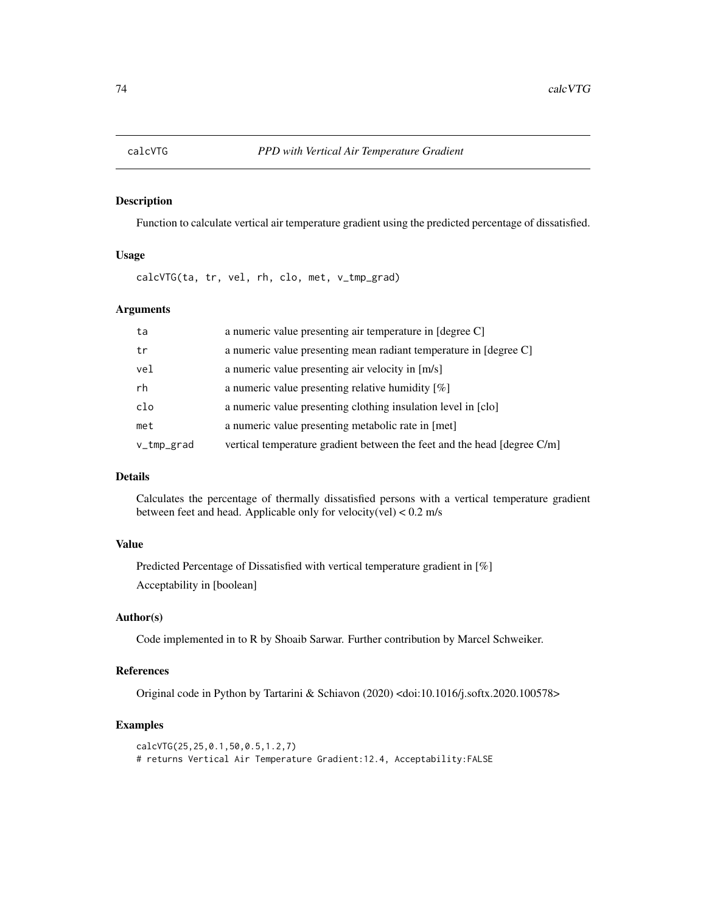# calcVTG — *PPD with Vertical Air Temperature Gradient*

## Description

Function to calculate vertical air temperature gradient using the predicted percentage of dissatisfied.

## Usage

```
calcVTG(ta, tr, vel, rh, clo, met, v_tmp_grad)
```

## Arguments

| | |
|---|---|
| ta | a numeric value presenting air temperature in [degree C] |
| tr | a numeric value presenting mean radiant temperature in [degree C] |
| vel | a numeric value presenting air velocity in [m/s] |
| rh | a numeric value presenting relative humidity [%] |
| clo | a numeric value presenting clothing insulation level in [clo] |
| met | a numeric value presenting metabolic rate in [met] |
| v_tmp_grad | vertical temperature gradient between the feet and the head [degree C/m] |

## Details

Calculates the percentage of thermally dissatisfied persons with a vertical temperature gradient between feet and head. Applicable only for velocity(vel) < 0.2 m/s

## Value

Predicted Percentage of Dissatisfied with vertical temperature gradient in [%]

Acceptability in [boolean]

## Author(s)

Code implemented in to R by Shoaib Sarwar. Further contribution by Marcel Schweiker.

## References

Original code in Python by Tartarini & Schiavon (2020) <doi:10.1016/j.softx.2020.100578>

## Examples

```
calcVTG(25,25,0.1,50,0.5,1.2,7)
# returns Vertical Air Temperature Gradient:12.4, Acceptability:FALSE
```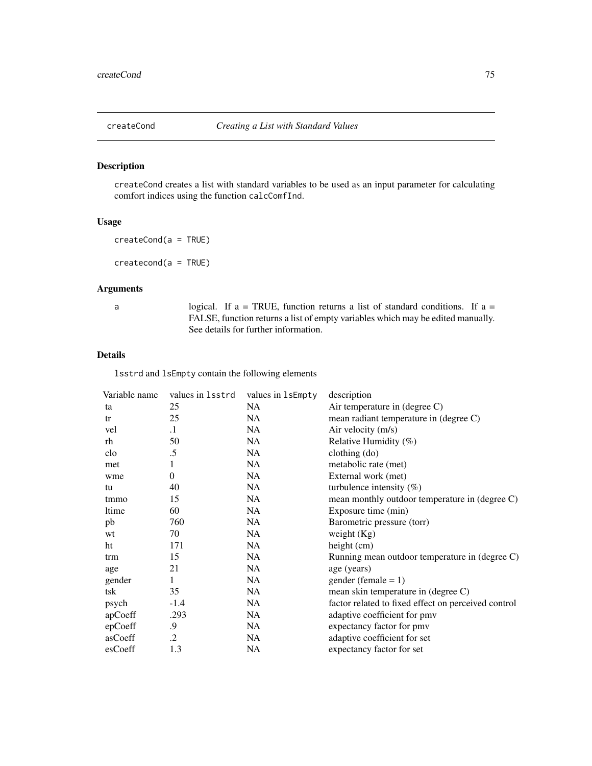## createCond *Creating a List with Standard Values*

### Description

createCond creates a list with standard variables to be used as an input parameter for calculating comfort indices using the function calcComfInd.

### Usage

```
createCond(a = TRUE)

createcond(a = TRUE)
```

### Arguments

| | |
|---|---|
| a | logical. If a = TRUE, function returns a list of standard conditions. If a = FALSE, function returns a list of empty variables which may be edited manually. See details for further information. |

### Details

lsstrd and lsEmpty contain the following elements

| Variable name | values in lsstrd | values in lsEmpty | description |
|---|---|---|---|
| ta | 25 | NA | Air temperature in (degree C) |
| tr | 25 | NA | mean radiant temperature in (degree C) |
| vel | .1 | NA | Air velocity (m/s) |
| rh | 50 | NA | Relative Humidity (%) |
| clo | .5 | NA | clothing (do) |
| met | 1 | NA | metabolic rate (met) |
| wme | 0 | NA | External work (met) |
| tu | 40 | NA | turbulence intensity (%) |
| tmmo | 15 | NA | mean monthly outdoor temperature in (degree C) |
| ltime | 60 | NA | Exposure time (min) |
| pb | 760 | NA | Barometric pressure (torr) |
| wt | 70 | NA | weight (Kg) |
| ht | 171 | NA | height (cm) |
| trm | 15 | NA | Running mean outdoor temperature in (degree C) |
| age | 21 | NA | age (years) |
| gender | 1 | NA | gender (female = 1) |
| tsk | 35 | NA | mean skin temperature in (degree C) |
| psych | -1.4 | NA | factor related to fixed effect on perceived control |
| apCoeff | .293 | NA | adaptive coefficient for pmv |
| epCoeff | .9 | NA | expectancy factor for pmv |
| asCoeff | .2 | NA | adaptive coefficient for set |
| esCoeff | 1.3 | NA | expectancy factor for set |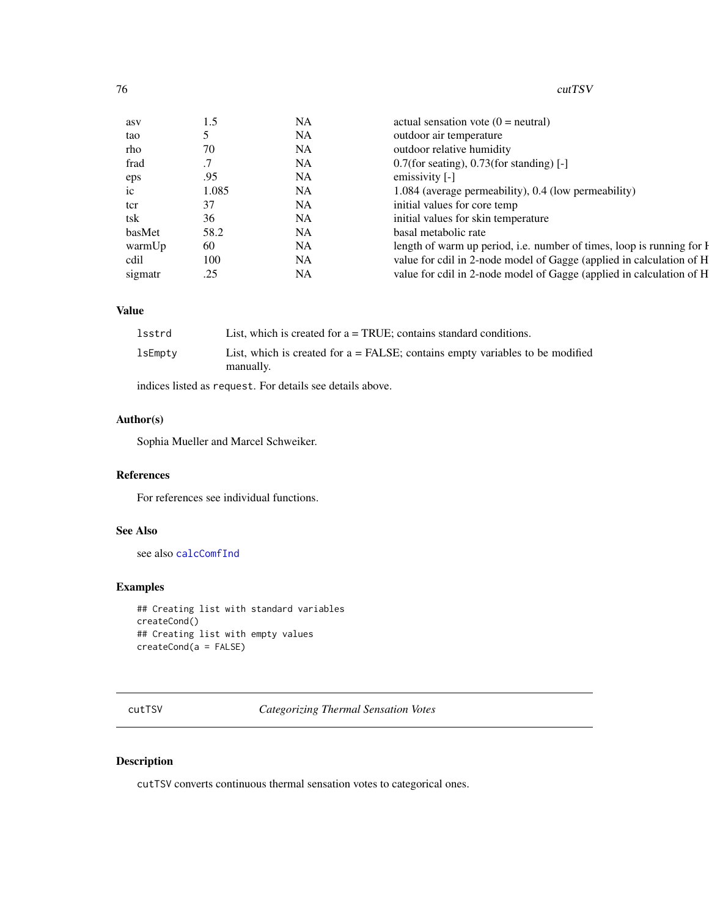| | | | |
|---|---|---|---|
| asv | 1.5 | NA | actual sensation vote (0 = neutral) |
| tao | 5 | NA | outdoor air temperature |
| rho | 70 | NA | outdoor relative humidity |
| frad | .7 | NA | 0.7(for seating), 0.73(for standing) [-] |
| eps | .95 | NA | emissivity [-] |
| ic | 1.085 | NA | 1.084 (average permeability), 0.4 (low permeability) |
| tcr | 37 | NA | initial values for core temp |
| tsk | 36 | NA | initial values for skin temperature |
| basMet | 58.2 | NA | basal metabolic rate |
| warmUp | 60 | NA | length of warm up period, i.e. number of times, loop is running for H |
| cdil | 100 | NA | value for cdil in 2-node model of Gagge (applied in calculation of H |
| sigmatr | .25 | NA | value for cdil in 2-node model of Gagge (applied in calculation of H |

## Value

`lsstrd` List, which is created for a = TRUE; contains standard conditions.

`lsEmpty` List, which is created for a = FALSE; contains empty variables to be modified manually.

indices listed as `request`. For details see details above.

## Author(s)

Sophia Mueller and Marcel Schweiker.

## References

For references see individual functions.

## See Also

see also `calcComfInd`

## Examples

```
## Creating list with standard variables
createCond()
## Creating list with empty values
createCond(a = FALSE)
```

---

# cutTSV *Categorizing Thermal Sensation Votes*

---

## Description

`cutTSV` converts continuous thermal sensation votes to categorical ones.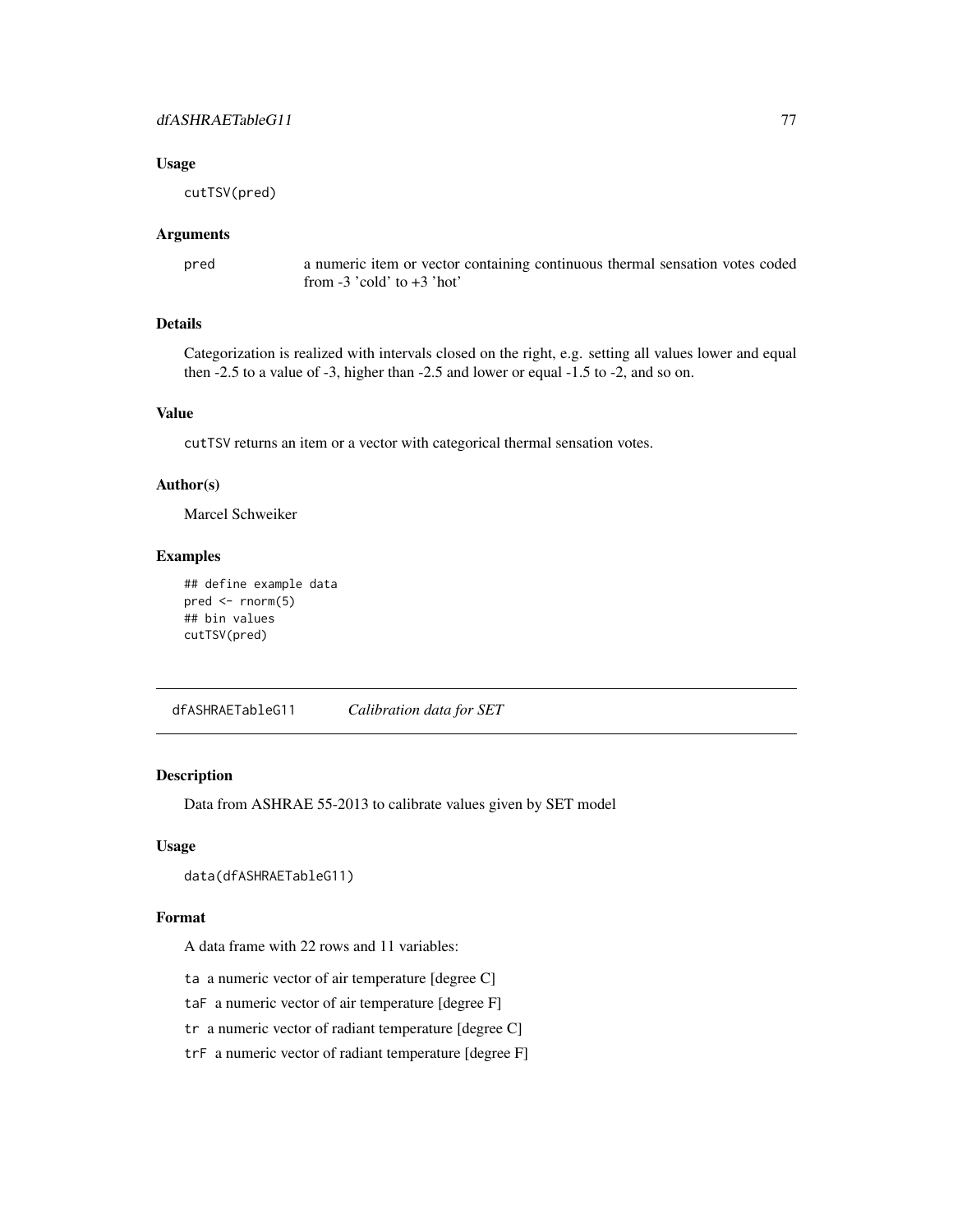### Usage

```
cutTSV(pred)
```

### Arguments

| | |
|---|---|
| pred | a numeric item or vector containing continuous thermal sensation votes coded from -3 'cold' to +3 'hot' |

### Details

Categorization is realized with intervals closed on the right, e.g. setting all values lower and equal then -2.5 to a value of -3, higher than -2.5 and lower or equal -1.5 to -2, and so on.

### Value

cutTSV returns an item or a vector with categorical thermal sensation votes.

### Author(s)

Marcel Schweiker

### Examples

```
## define example data
pred <- rnorm(5)
## bin values
cutTSV(pred)
```

---

## dfASHRAETableG11 *Calibration data for SET*

---

### Description

Data from ASHRAE 55-2013 to calibrate values given by SET model

### Usage

```
data(dfASHRAETableG11)
```

### Format

A data frame with 22 rows and 11 variables:

ta a numeric vector of air temperature [degree C]

taF a numeric vector of air temperature [degree F]

tr a numeric vector of radiant temperature [degree C]

trF a numeric vector of radiant temperature [degree F]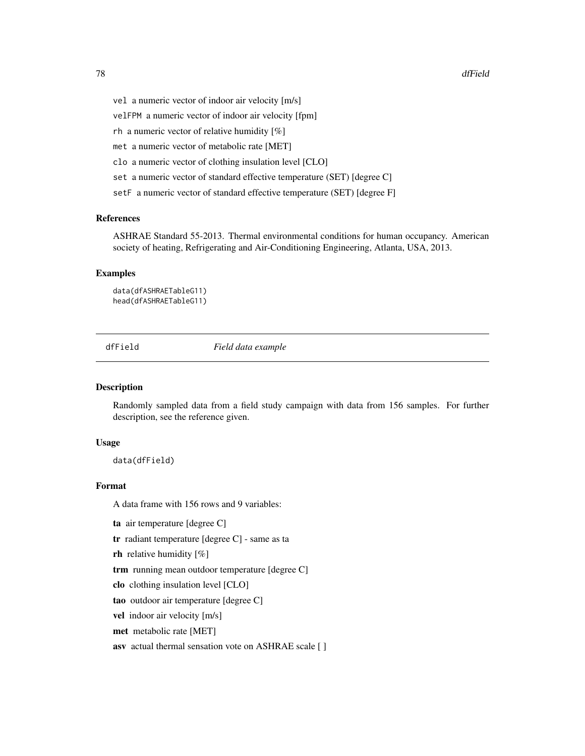vel a numeric vector of indoor air velocity [m/s]

velFPM a numeric vector of indoor air velocity [fpm]

rh a numeric vector of relative humidity [%]

met a numeric vector of metabolic rate [MET]

clo a numeric vector of clothing insulation level [CLO]

set a numeric vector of standard effective temperature (SET) [degree C]

setF a numeric vector of standard effective temperature (SET) [degree F]

### References

ASHRAE Standard 55-2013. Thermal environmental conditions for human occupancy. American society of heating, Refrigerating and Air-Conditioning Engineering, Atlanta, USA, 2013.

### Examples

```
data(dfASHRAETableG11)
head(dfASHRAETableG11)
```

---

## dfField *Field data example*

### Description

Randomly sampled data from a field study campaign with data from 156 samples. For further description, see the reference given.

### Usage

```
data(dfField)
```

### Format

A data frame with 156 rows and 9 variables:

**ta** air temperature [degree C]

**tr** radiant temperature [degree C] - same as ta

**rh** relative humidity [%]

**trm** running mean outdoor temperature [degree C]

**clo** clothing insulation level [CLO]

**tao** outdoor air temperature [degree C]

**vel** indoor air velocity [m/s]

**met** metabolic rate [MET]

**asv** actual thermal sensation vote on ASHRAE scale [ ]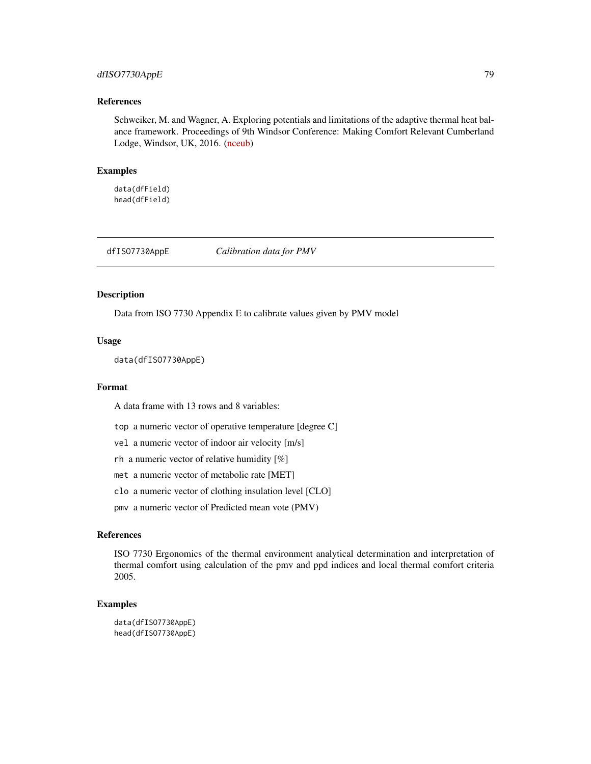## References

Schweiker, M. and Wagner, A. Exploring potentials and limitations of the adaptive thermal heat balance framework. Proceedings of 9th Windsor Conference: Making Comfort Relevant Cumberland Lodge, Windsor, UK, 2016. (nceub)

## Examples

```
data(dfField)
head(dfField)
```

---

# dfISO7730AppE *Calibration data for PMV*

## Description

Data from ISO 7730 Appendix E to calibrate values given by PMV model

## Usage

```
data(dfISO7730AppE)
```

## Format

A data frame with 13 rows and 8 variables:

`top` a numeric vector of operative temperature [degree C]

`vel` a numeric vector of indoor air velocity [m/s]

`rh` a numeric vector of relative humidity [%]

`met` a numeric vector of metabolic rate [MET]

`clo` a numeric vector of clothing insulation level [CLO]

`pmv` a numeric vector of Predicted mean vote (PMV)

## References

ISO 7730 Ergonomics of the thermal environment analytical determination and interpretation of thermal comfort using calculation of the pmv and ppd indices and local thermal comfort criteria 2005.

## Examples

```
data(dfISO7730AppE)
head(dfISO7730AppE)
```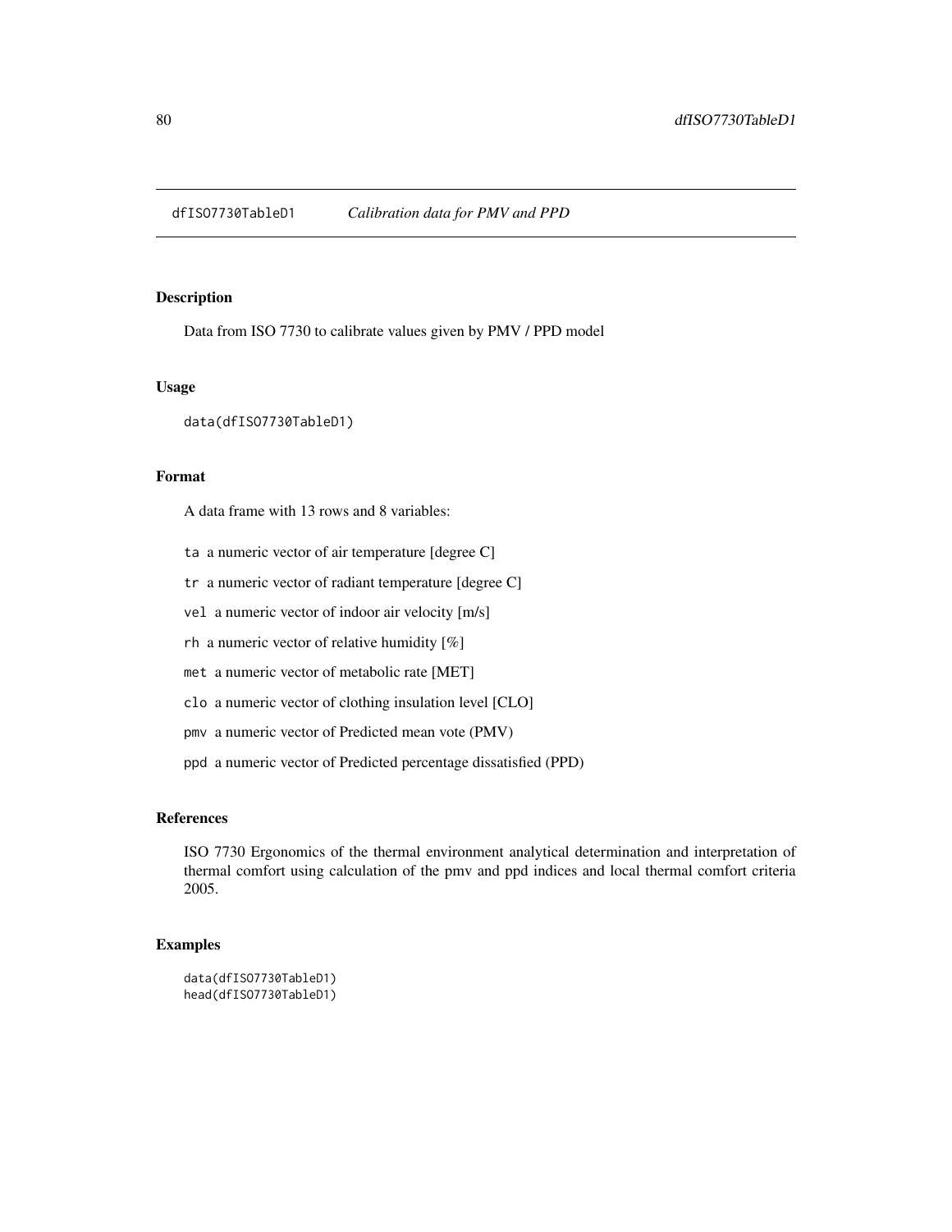# dfISO7730TableD1 *Calibration data for PMV and PPD*

## Description

Data from ISO 7730 to calibrate values given by PMV / PPD model

## Usage

```
data(dfISO7730TableD1)
```

## Format

A data frame with 13 rows and 8 variables:

- `ta` a numeric vector of air temperature [degree C]
- `tr` a numeric vector of radiant temperature [degree C]
- `vel` a numeric vector of indoor air velocity [m/s]
- `rh` a numeric vector of relative humidity [%]
- `met` a numeric vector of metabolic rate [MET]
- `clo` a numeric vector of clothing insulation level [CLO]
- `pmv` a numeric vector of Predicted mean vote (PMV)
- `ppd` a numeric vector of Predicted percentage dissatisfied (PPD)

## References

ISO 7730 Ergonomics of the thermal environment analytical determination and interpretation of thermal comfort using calculation of the pmv and ppd indices and local thermal comfort criteria 2005.

## Examples

```
data(dfISO7730TableD1)
head(dfISO7730TableD1)
```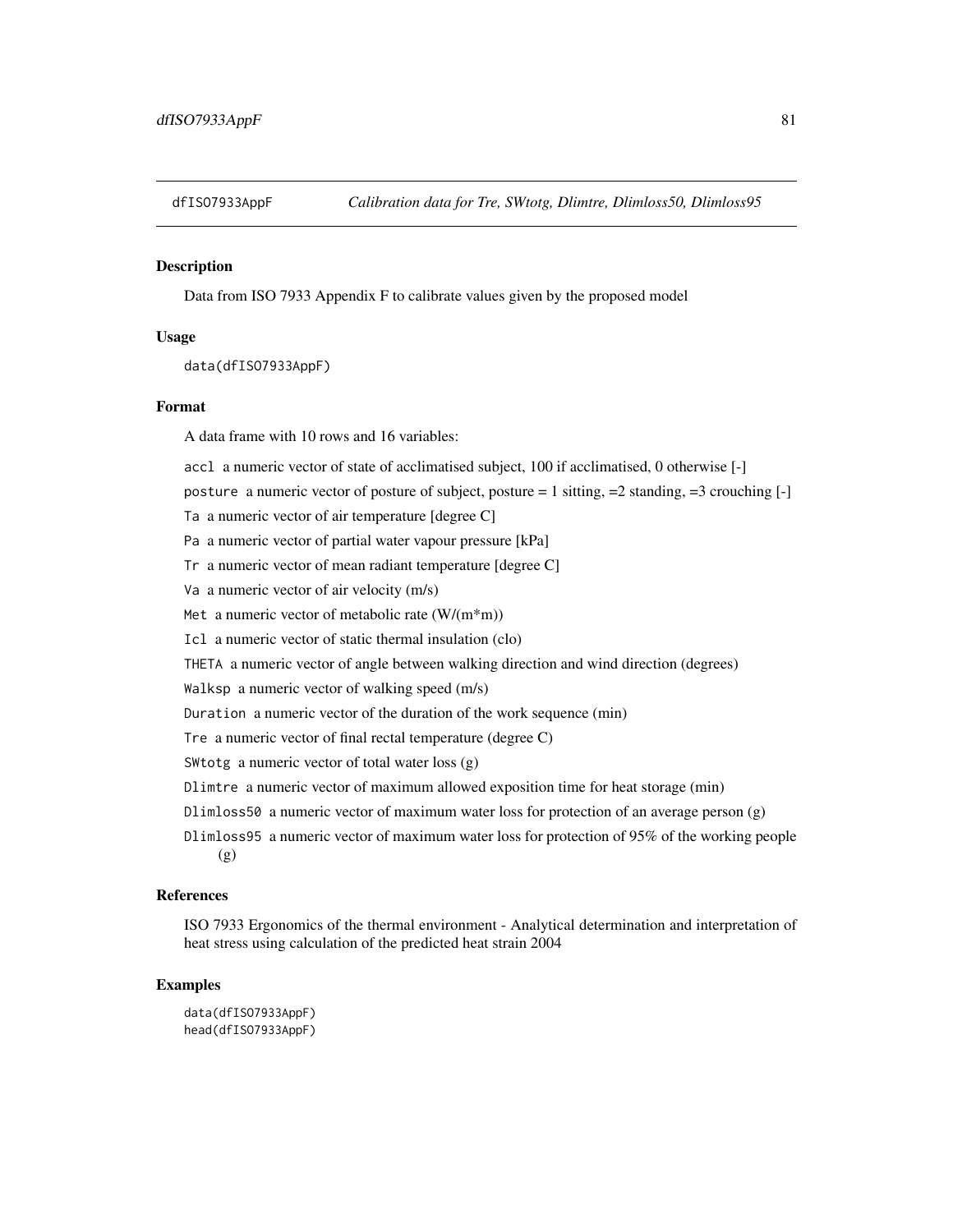dfISO7933AppF *Calibration data for Tre, SWtotg, Dlimtre, Dlimloss50, Dlimloss95*

### Description

Data from ISO 7933 Appendix F to calibrate values given by the proposed model

### Usage

```
data(dfISO7933AppF)
```

### Format

A data frame with 10 rows and 16 variables:

- `accl` a numeric vector of state of acclimatised subject, 100 if acclimatised, 0 otherwise [-]
- `posture` a numeric vector of posture of subject, posture = 1 sitting, =2 standing, =3 crouching [-]
- `Ta` a numeric vector of air temperature [degree C]
- `Pa` a numeric vector of partial water vapour pressure [kPa]
- `Tr` a numeric vector of mean radiant temperature [degree C]
- `Va` a numeric vector of air velocity (m/s)
- `Met` a numeric vector of metabolic rate (W/(m*m))
- `Icl` a numeric vector of static thermal insulation (clo)
- `THETA` a numeric vector of angle between walking direction and wind direction (degrees)
- `Walksp` a numeric vector of walking speed (m/s)
- `Duration` a numeric vector of the duration of the work sequence (min)
- `Tre` a numeric vector of final rectal temperature (degree C)
- `SWtotg` a numeric vector of total water loss (g)
- `Dlimtre` a numeric vector of maximum allowed exposition time for heat storage (min)
- `Dlimloss50` a numeric vector of maximum water loss for protection of an average person (g)
- `Dlimloss95` a numeric vector of maximum water loss for protection of 95% of the working people (g)

### References

ISO 7933 Ergonomics of the thermal environment - Analytical determination and interpretation of heat stress using calculation of the predicted heat strain 2004

### Examples

```
data(dfISO7933AppF)
head(dfISO7933AppF)
```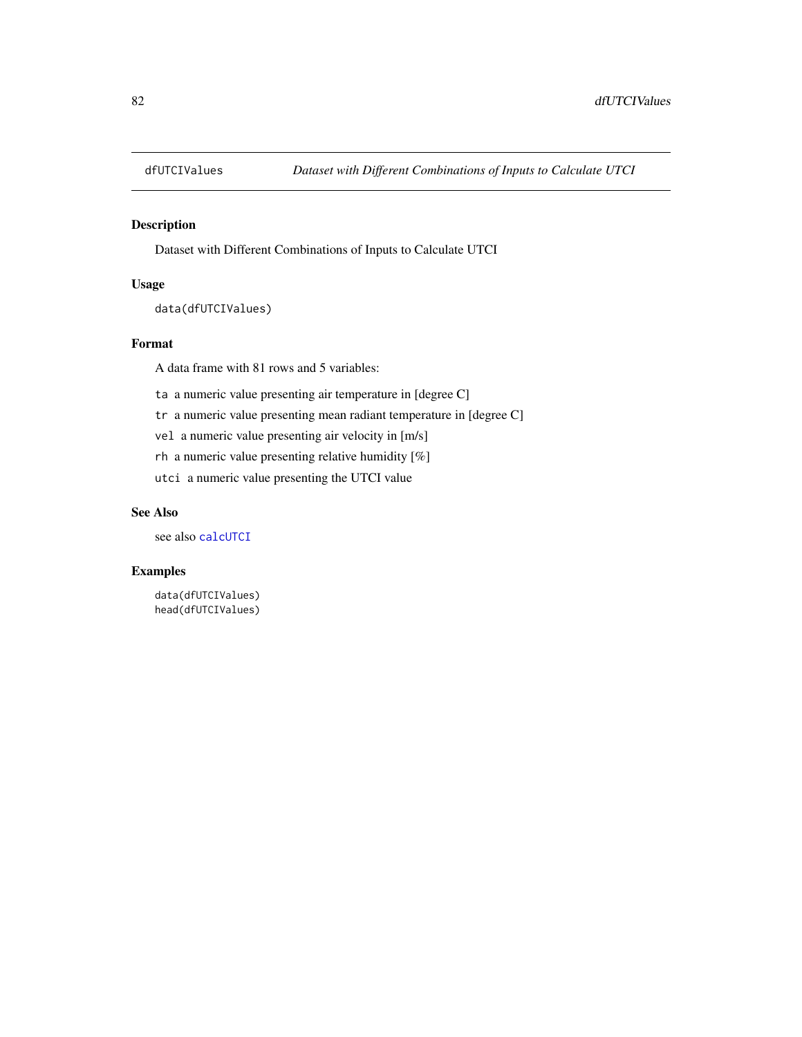# dfUTCIValues — *Dataset with Different Combinations of Inputs to Calculate UTCI*

## Description

Dataset with Different Combinations of Inputs to Calculate UTCI

## Usage

```
data(dfUTCIValues)
```

## Format

A data frame with 81 rows and 5 variables:

- `ta` a numeric value presenting air temperature in [degree C]
- `tr` a numeric value presenting mean radiant temperature in [degree C]
- `vel` a numeric value presenting air velocity in [m/s]
- `rh` a numeric value presenting relative humidity [%]
- `utci` a numeric value presenting the UTCI value

## See Also

see also `calcUTCI`

## Examples

```
data(dfUTCIValues)
head(dfUTCIValues)
```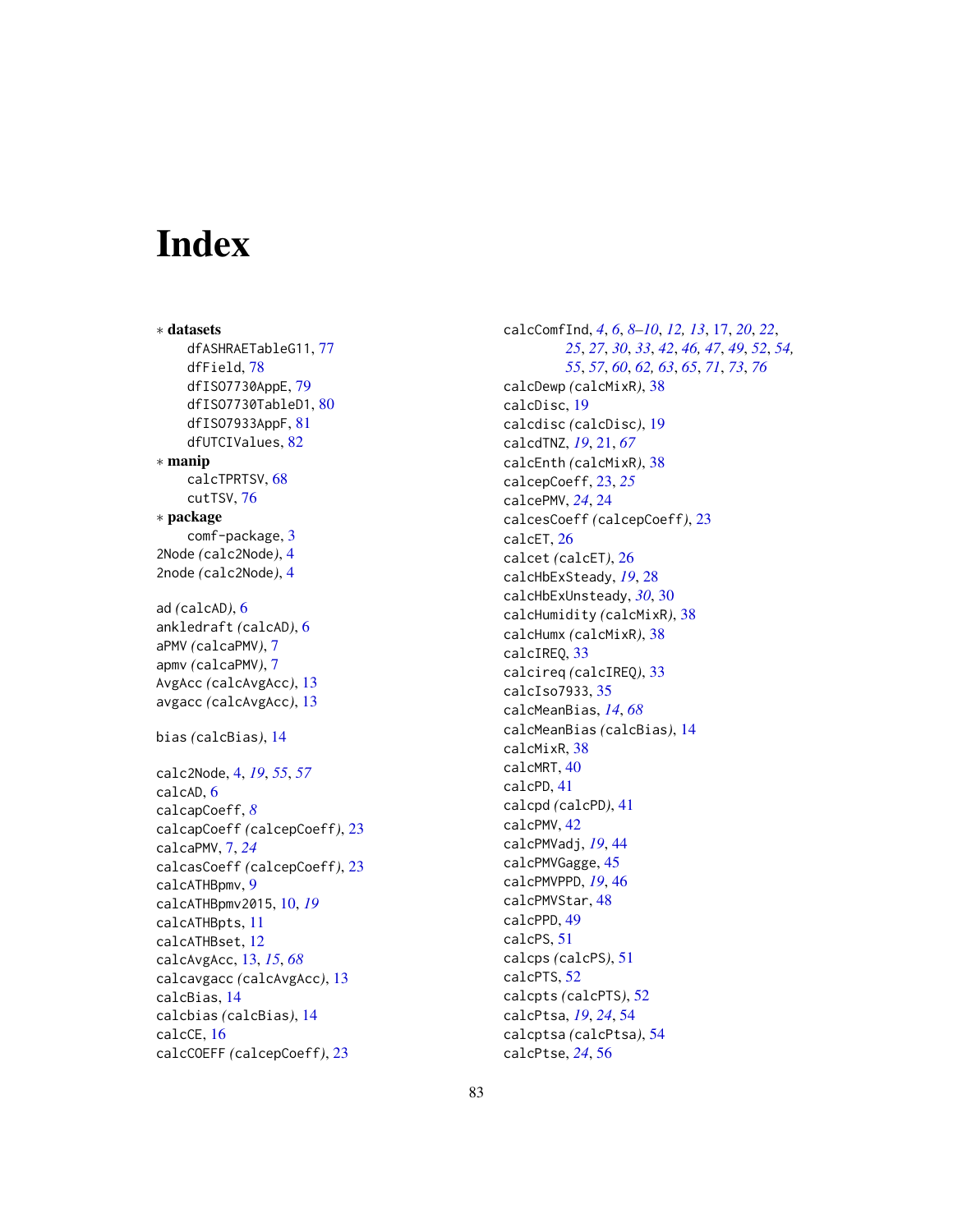# Index

∗ **datasets**

dfASHRAETableG11, 77
dfField, 78
dfISO7730AppE, 79
dfISO7730TableD1, 80
dfISO7933AppF, 81
dfUTCIValues, 82

∗ **manip**

calcTPRTSV, 68
cutTSV, 76

∗ **package**

comf-package, 3

2Node *(calc2Node)*, 4
2node *(calc2Node)*, 4

ad *(calcAD)*, 6
ankledraft *(calcAD)*, 6
aPMV *(calcaPMV)*, 7
apmv *(calcaPMV)*, 7
AvgAcc *(calcAvgAcc)*, 13
avgacc *(calcAvgAcc)*, 13

bias *(calcBias)*, 14

calc2Node, 4, *19*, *55*, *57*
calcAD, 6
calcapCoeff, *8*
calcapCoeff *(calcepCoeff)*, 23
calcaPMV, 7, *24*
calcasCoeff *(calcepCoeff)*, 23
calcATHBpmv, 9
calcATHBpmv2015, 10, *19*
calcATHBpts, 11
calcATHBset, 12
calcAvgAcc, 13, *15*, *68*
calcavgacc *(calcAvgAcc)*, 13
calcBias, 14
calcbias *(calcBias)*, 14
calcCE, 16
calcCOEFF *(calcepCoeff)*, 23
calcComfInd, *4*, *6*, *8–10*, *12*, *13*, 17, *20*, *22*, *25*, *27*, *30*, *33*, *42*, *46*, *47*, *49*, *52*, *54*, *55*, *57*, *60*, *62*, *63*, *65*, *71*, *73*, *76*
calcDewp *(calcMixR)*, 38
calcDisc, 19
calcdisc *(calcDisc)*, 19
calcdTNZ, *19*, 21, *67*
calcEnth *(calcMixR)*, 38
calcepCoeff, 23, *25*
calcePMV, *24*, 24
calcesCoeff *(calcepCoeff)*, 23
calcET, 26
calcet *(calcET)*, 26
calcHbExSteady, *19*, 28
calcHbExUnsteady, *30*, 30
calcHumidity *(calcMixR)*, 38
calcHumx *(calcMixR)*, 38
calcIREQ, 33
calcireq *(calcIREQ)*, 33
calcIso7933, 35
calcMeanBias, *14*, *68*
calcMeanBias *(calcBias)*, 14
calcMixR, 38
calcMRT, 40
calcPD, 41
calcpd *(calcPD)*, 41
calcPMV, 42
calcPMVadj, *19*, 44
calcPMVGagge, 45
calcPMVPPD, *19*, 46
calcPMVStar, 48
calcPPD, 49
calcPS, 51
calcps *(calcPS)*, 51
calcPTS, 52
calcpts *(calcPTS)*, 52
calcPtsa, *19*, *24*, 54
calcptsa *(calcPtsa)*, 54
calcPtse, *24*, 56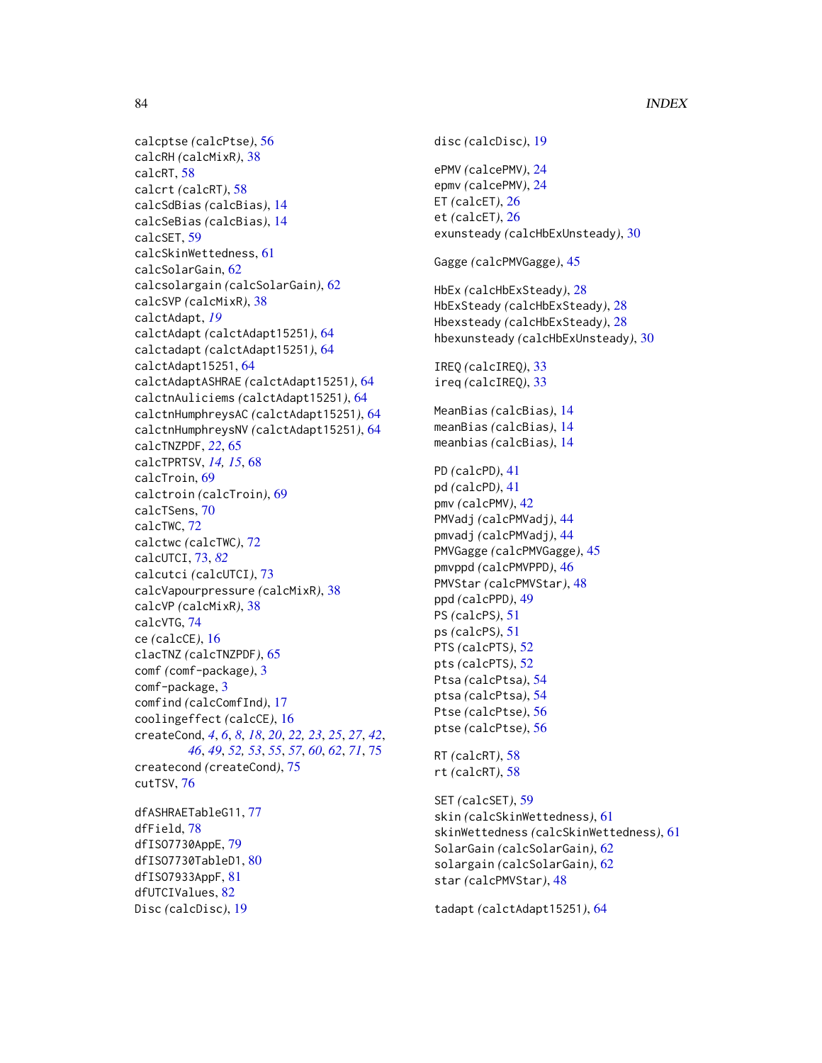calcptse *(calcPtse)*, 56
calcRH *(calcMixR)*, 38
calcRT, 58
calcrt *(calcRT)*, 58
calcSdBias *(calcBias)*, 14
calcSeBias *(calcBias)*, 14
calcSET, 59
calcSkinWettedness, 61
calcSolarGain, 62
calcsolargain *(calcSolarGain)*, 62
calcSVP *(calcMixR)*, 38
calctAdapt, *19*
calctAdapt *(calctAdapt15251)*, 64
calctadapt *(calctAdapt15251)*, 64
calctAdapt15251, 64
calctAdaptASHRAE *(calctAdapt15251)*, 64
calctnAuliciems *(calctAdapt15251)*, 64
calctnHumphreysAC *(calctAdapt15251)*, 64
calctnHumphreysNV *(calctAdapt15251)*, 64
calcTNZPDF, *22*, 65
calcTPRTSV, *14*, *15*, 68
calcTroin, 69
calctroin *(calcTroin)*, 69
calcTSens, 70
calcTWC, 72
calctwc *(calcTWC)*, 72
calcUTCI, 73, *82*
calcutci *(calcUTCI)*, 73
calcVapourpressure *(calcMixR)*, 38
calcVP *(calcMixR)*, 38
calcVTG, 74
ce *(calcCE)*, 16
clacTNZ *(calcTNZPDF)*, 65
comf *(comf-package)*, 3
comf-package, 3
comfind *(calcComfInd)*, 17
coolingeffect *(calcCE)*, 16
createCond, *4*, *6*, *8*, *18*, *20*, *22*, *23*, *25*, *27*, *42*, *46*, *49*, *52*, *53*, *55*, *57*, *60*, *62*, *71*, 75
createcond *(createCond)*, 75
cutTSV, 76

dfASHRAETableG11, 77
dfField, 78
dfISO7730AppE, 79
dfISO7730TableD1, 80
dfISO7933AppF, 81
dfUTCIValues, 82
Disc *(calcDisc)*, 19

disc *(calcDisc)*, 19

ePMV *(calcePMV)*, 24
epmv *(calcePMV)*, 24
ET *(calcET)*, 26
et *(calcET)*, 26
exunsteady *(calcHbExUnsteady)*, 30

Gagge *(calcPMVGagge)*, 45

HbEx *(calcHbExSteady)*, 28
HbExSteady *(calcHbExSteady)*, 28
Hbexsteady *(calcHbExSteady)*, 28
hbexunsteady *(calcHbExUnsteady)*, 30

IREQ *(calcIREQ)*, 33
ireq *(calcIREQ)*, 33

MeanBias *(calcBias)*, 14
meanBias *(calcBias)*, 14
meanbias *(calcBias)*, 14

PD *(calcPD)*, 41
pd *(calcPD)*, 41
pmv *(calcPMV)*, 42
PMVadj *(calcPMVadj)*, 44
pmvadj *(calcPMVadj)*, 44
PMVGagge *(calcPMVGagge)*, 45
pmvppd *(calcPMVPPD)*, 46
PMVStar *(calcPMVStar)*, 48
ppd *(calcPPD)*, 49
PS *(calcPS)*, 51
ps *(calcPS)*, 51
PTS *(calcPTS)*, 52
pts *(calcPTS)*, 52
Ptsa *(calcPtsa)*, 54
ptsa *(calcPtsa)*, 54
Ptse *(calcPtse)*, 56
ptse *(calcPtse)*, 56

RT *(calcRT)*, 58
rt *(calcRT)*, 58

SET *(calcSET)*, 59
skin *(calcSkinWettedness)*, 61
skinWettedness *(calcSkinWettedness)*, 61
SolarGain *(calcSolarGain)*, 62
solargain *(calcSolarGain)*, 62
star *(calcPMVStar)*, 48

tadapt *(calctAdapt15251)*, 64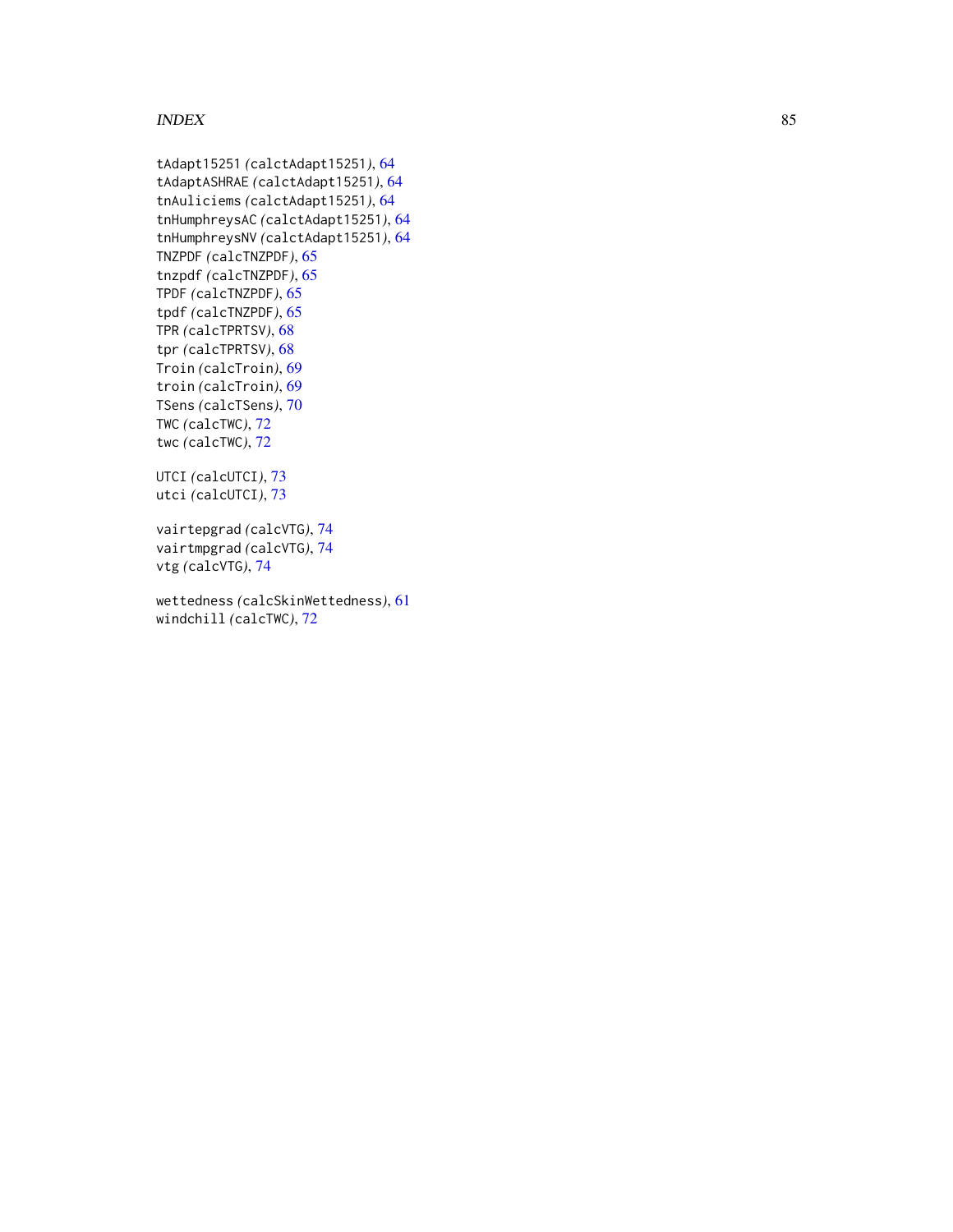tAdapt15251 *(*calctAdapt15251*)*, 64
tAdaptASHRAE *(*calctAdapt15251*)*, 64
tnAuliciems *(*calctAdapt15251*)*, 64
tnHumphreysAC *(*calctAdapt15251*)*, 64
tnHumphreysNV *(*calctAdapt15251*)*, 64
TNZPDF *(*calcTNZPDF*)*, 65
tnzpdf *(*calcTNZPDF*)*, 65
TPDF *(*calcTNZPDF*)*, 65
tpdf *(*calcTNZPDF*)*, 65
TPR *(*calcTPRTSV*)*, 68
tpr *(*calcTPRTSV*)*, 68
Troin *(*calcTroin*)*, 69
troin *(*calcTroin*)*, 69
TSens *(*calcTSens*)*, 70
TWC *(*calcTWC*)*, 72
twc *(*calcTWC*)*, 72

UTCI *(*calcUTCI*)*, 73
utci *(*calcUTCI*)*, 73

vairtepgrad *(*calcVTG*)*, 74
vairtmpgrad *(*calcVTG*)*, 74
vtg *(*calcVTG*)*, 74

wettedness *(*calcSkinWettedness*)*, 61
windchill *(*calcTWC*)*, 72